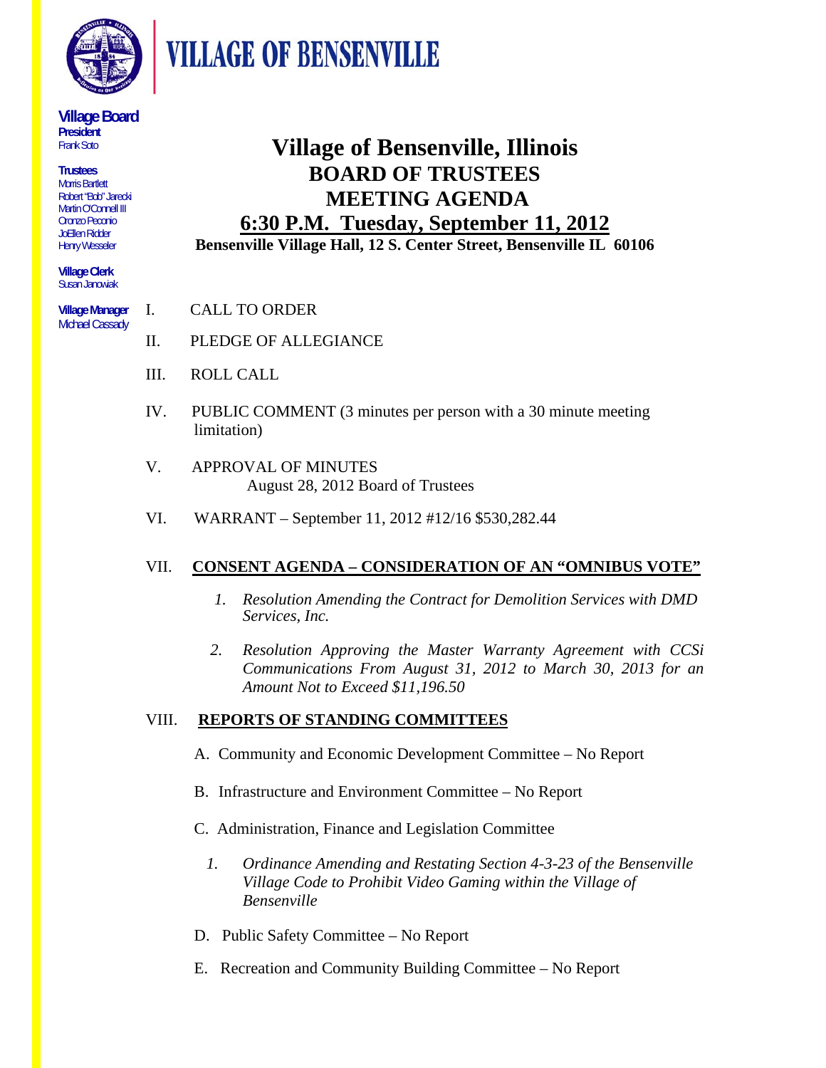# VILLAGE OF BENSENVILLE

**Village Board**
**President**
Frank Soto

**Trustees**
Morris Bartlett
Robert "Bob" Jarecki
Martin O'Connell III
Oronzo Peconio
JoEllen Ridder
Henry Wesseler

**Village Clerk**
Susan Janowiak

**Village Manager**
Michael Cassady

# Village of Bensenville, Illinois
## BOARD OF TRUSTEES
## MEETING AGENDA
## 6:30 P.M. Tuesday, September 11, 2012
**Bensenville Village Hall, 12 S. Center Street, Bensenville IL 60106**

I. CALL TO ORDER

II. PLEDGE OF ALLEGIANCE

III. ROLL CALL

IV. PUBLIC COMMENT (3 minutes per person with a 30 minute meeting limitation)

V. APPROVAL OF MINUTES
August 28, 2012 Board of Trustees

VI. WARRANT – September 11, 2012 #12/16 $530,282.44

VII. **CONSENT AGENDA – CONSIDERATION OF AN "OMNIBUS VOTE"**

1. *Resolution Amending the Contract for Demolition Services with DMD Services, Inc.*

2. *Resolution Approving the Master Warranty Agreement with CCSi Communications From August 31, 2012 to March 30, 2013 for an Amount Not to Exceed $11,196.50*

VIII. **REPORTS OF STANDING COMMITTEES**

A. Community and Economic Development Committee – No Report

B. Infrastructure and Environment Committee – No Report

C. Administration, Finance and Legislation Committee

1. *Ordinance Amending and Restating Section 4-3-23 of the Bensenville Village Code to Prohibit Video Gaming within the Village of Bensenville*

D. Public Safety Committee – No Report

E. Recreation and Community Building Committee – No Report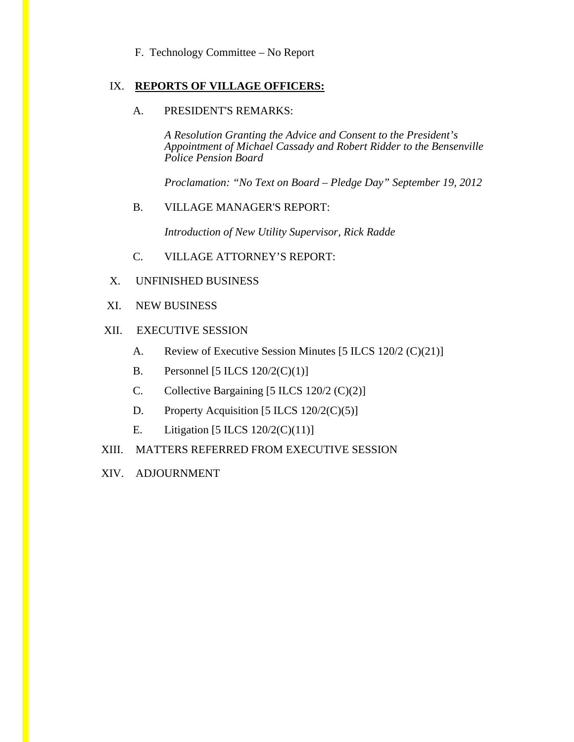F. Technology Committee – No Report

IX. **REPORTS OF VILLAGE OFFICERS:**

A. PRESIDENT'S REMARKS:

*A Resolution Granting the Advice and Consent to the President's Appointment of Michael Cassady and Robert Ridder to the Bensenville Police Pension Board*

*Proclamation: "No Text on Board – Pledge Day" September 19, 2012*

B. VILLAGE MANAGER'S REPORT:

*Introduction of New Utility Supervisor, Rick Radde*

C. VILLAGE ATTORNEY'S REPORT:

X. UNFINISHED BUSINESS

XI. NEW BUSINESS

XII. EXECUTIVE SESSION

A. Review of Executive Session Minutes [5 ILCS 120/2 (C)(21)]

B. Personnel [5 ILCS 120/2(C)(1)]

C. Collective Bargaining [5 ILCS 120/2 (C)(2)]

D. Property Acquisition [5 ILCS 120/2(C)(5)]

E. Litigation [5 ILCS 120/2(C)(11)]

XIII. MATTERS REFERRED FROM EXECUTIVE SESSION

XIV. ADJOURNMENT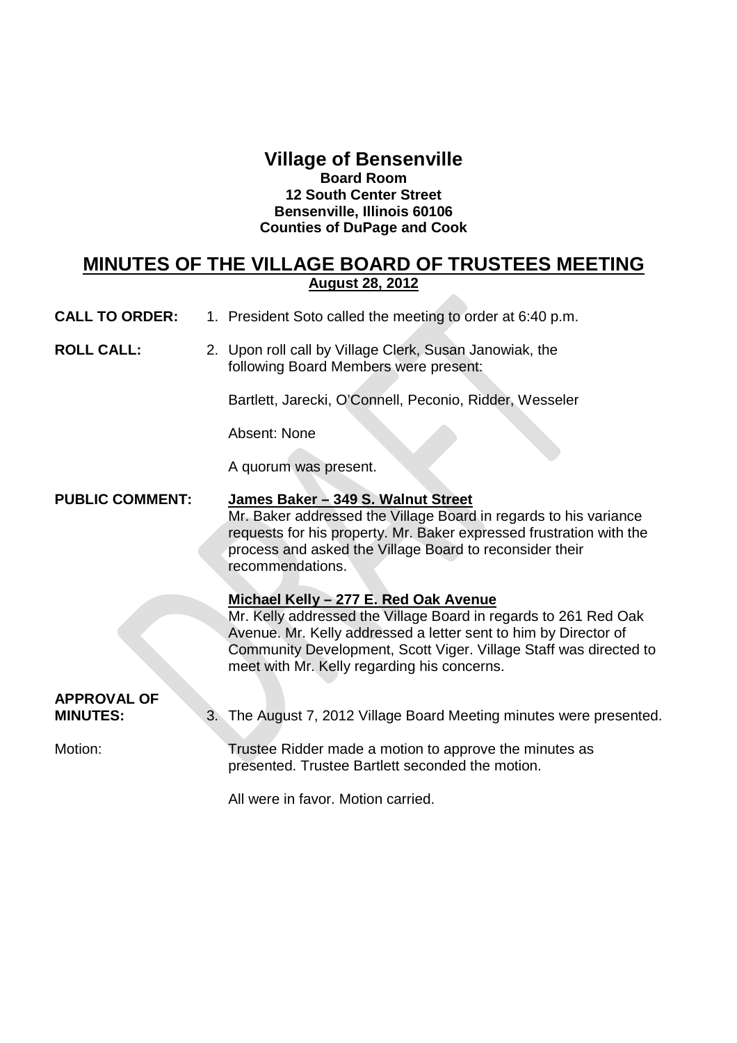# Village of Bensenville

**Board Room**
**12 South Center Street**
**Bensenville, Illinois 60106**
**Counties of DuPage and Cook**

## MINUTES OF THE VILLAGE BOARD OF TRUSTEES MEETING

**August 28, 2012**

**CALL TO ORDER:** 1. President Soto called the meeting to order at 6:40 p.m.

**ROLL CALL:** 2. Upon roll call by Village Clerk, Susan Janowiak, the following Board Members were present:

Bartlett, Jarecki, O'Connell, Peconio, Ridder, Wesseler

Absent: None

A quorum was present.

**PUBLIC COMMENT:**

**James Baker – 349 S. Walnut Street**
Mr. Baker addressed the Village Board in regards to his variance requests for his property. Mr. Baker expressed frustration with the process and asked the Village Board to reconsider their recommendations.

**Michael Kelly – 277 E. Red Oak Avenue**
Mr. Kelly addressed the Village Board in regards to 261 Red Oak Avenue. Mr. Kelly addressed a letter sent to him by Director of Community Development, Scott Viger. Village Staff was directed to meet with Mr. Kelly regarding his concerns.

**APPROVAL OF MINUTES:** 3. The August 7, 2012 Village Board Meeting minutes were presented.

Motion: Trustee Ridder made a motion to approve the minutes as presented. Trustee Bartlett seconded the motion.

All were in favor. Motion carried.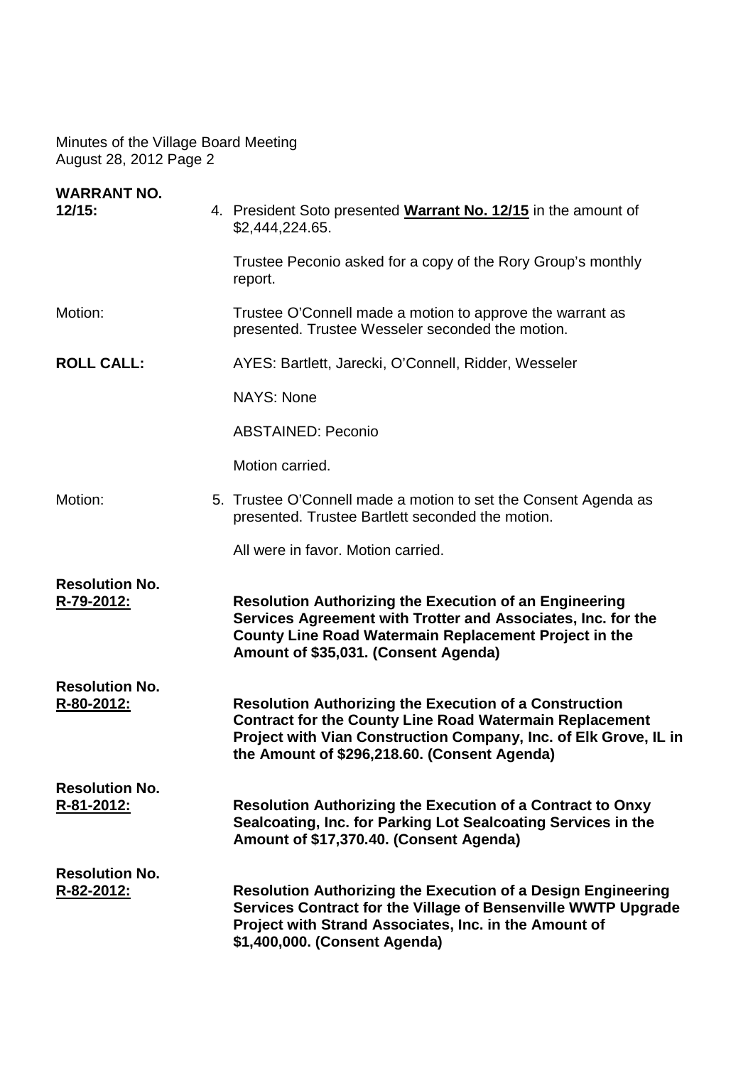Minutes of the Village Board Meeting
August 28, 2012 Page 2

**WARRANT NO. 12/15:** 4. President Soto presented **Warrant No. 12/15** in the amount of $2,444,224.65.

Trustee Peconio asked for a copy of the Rory Group's monthly report.

Motion: Trustee O'Connell made a motion to approve the warrant as presented. Trustee Wesseler seconded the motion.

**ROLL CALL:** AYES: Bartlett, Jarecki, O'Connell, Ridder, Wesseler

NAYS: None

ABSTAINED: Peconio

Motion carried.

Motion: 5. Trustee O'Connell made a motion to set the Consent Agenda as presented. Trustee Bartlett seconded the motion.

All were in favor. Motion carried.

**Resolution No. R-79-2012:** **Resolution Authorizing the Execution of an Engineering Services Agreement with Trotter and Associates, Inc. for the County Line Road Watermain Replacement Project in the Amount of $35,031. (Consent Agenda)**

**Resolution No. R-80-2012:** **Resolution Authorizing the Execution of a Construction Contract for the County Line Road Watermain Replacement Project with Vian Construction Company, Inc. of Elk Grove, IL in the Amount of $296,218.60. (Consent Agenda)**

**Resolution No. R-81-2012:** **Resolution Authorizing the Execution of a Contract to Onxy Sealcoating, Inc. for Parking Lot Sealcoating Services in the Amount of $17,370.40. (Consent Agenda)**

**Resolution No. R-82-2012:** **Resolution Authorizing the Execution of a Design Engineering Services Contract for the Village of Bensenville WWTP Upgrade Project with Strand Associates, Inc. in the Amount of $1,400,000. (Consent Agenda)**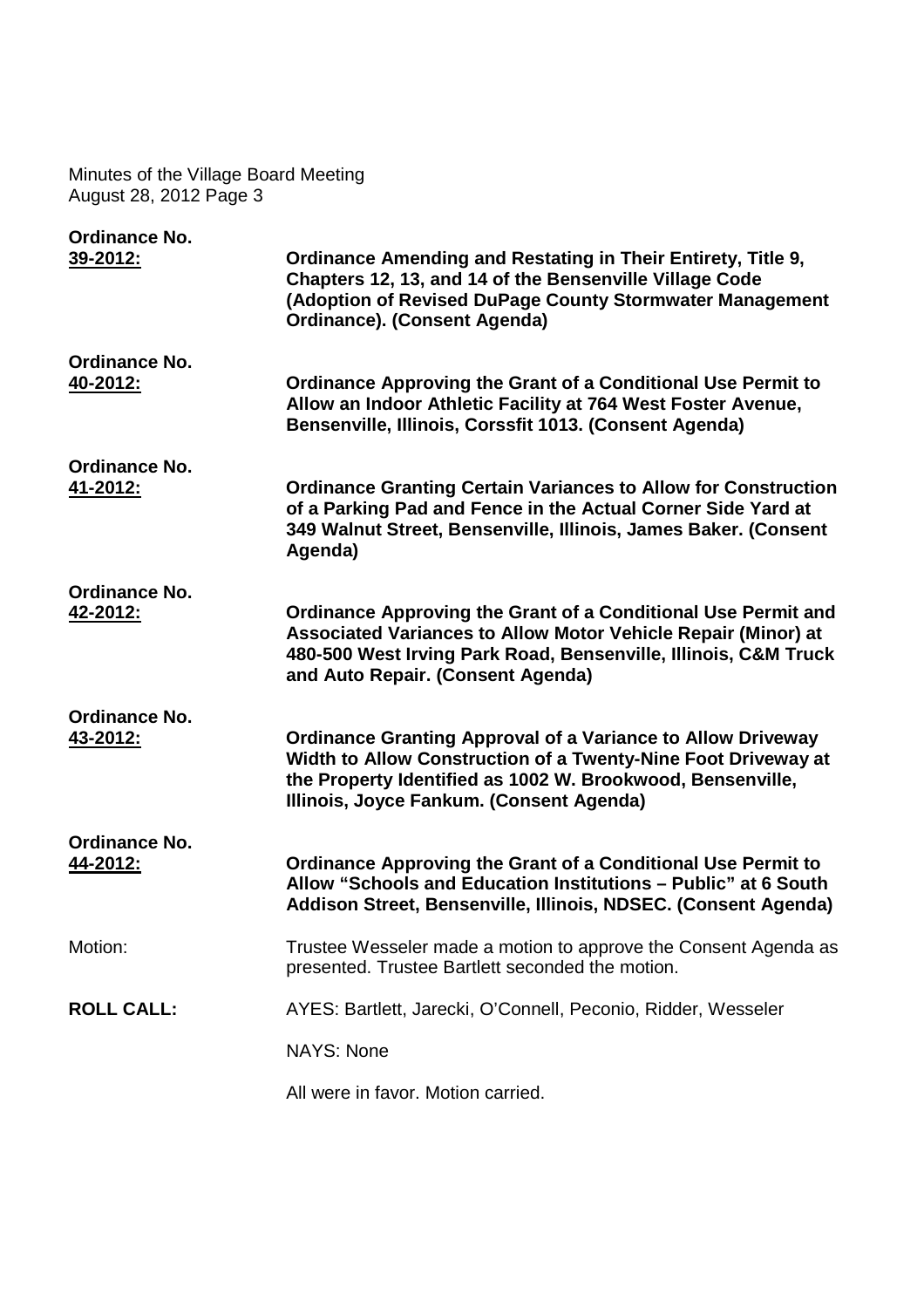**Ordinance No. 39-2012:** **Ordinance Amending and Restating in Their Entirety, Title 9, Chapters 12, 13, and 14 of the Bensenville Village Code (Adoption of Revised DuPage County Stormwater Management Ordinance). (Consent Agenda)**

**Ordinance No. 40-2012:** **Ordinance Approving the Grant of a Conditional Use Permit to Allow an Indoor Athletic Facility at 764 West Foster Avenue, Bensenville, Illinois, Corssfit 1013. (Consent Agenda)**

**Ordinance No. 41-2012:** **Ordinance Granting Certain Variances to Allow for Construction of a Parking Pad and Fence in the Actual Corner Side Yard at 349 Walnut Street, Bensenville, Illinois, James Baker. (Consent Agenda)**

**Ordinance No. 42-2012:** **Ordinance Approving the Grant of a Conditional Use Permit and Associated Variances to Allow Motor Vehicle Repair (Minor) at 480-500 West Irving Park Road, Bensenville, Illinois, C&M Truck and Auto Repair. (Consent Agenda)**

**Ordinance No. 43-2012:** **Ordinance Granting Approval of a Variance to Allow Driveway Width to Allow Construction of a Twenty-Nine Foot Driveway at the Property Identified as 1002 W. Brookwood, Bensenville, Illinois, Joyce Fankum. (Consent Agenda)**

**Ordinance No. 44-2012:** **Ordinance Approving the Grant of a Conditional Use Permit to Allow "Schools and Education Institutions – Public" at 6 South Addison Street, Bensenville, Illinois, NDSEC. (Consent Agenda)**

Motion: Trustee Wesseler made a motion to approve the Consent Agenda as presented. Trustee Bartlett seconded the motion.

**ROLL CALL:** AYES: Bartlett, Jarecki, O'Connell, Peconio, Ridder, Wesseler

NAYS: None

All were in favor. Motion carried.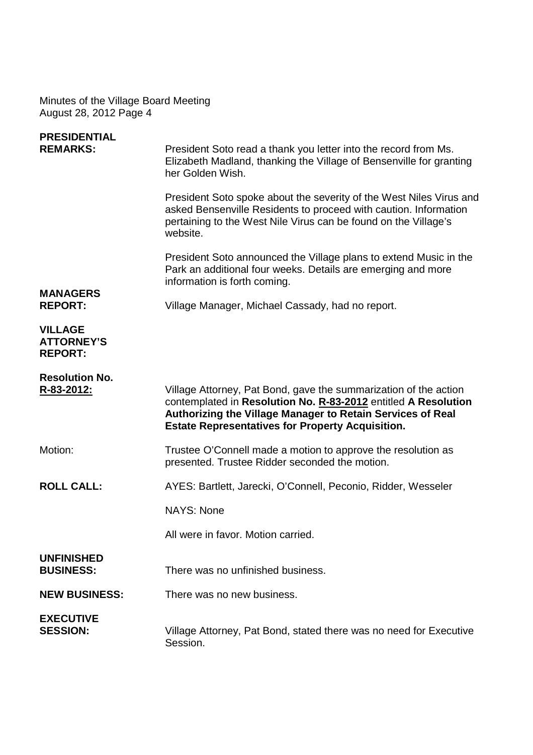Minutes of the Village Board Meeting
August 28, 2012 Page 4

**PRESIDENTIAL REMARKS:** President Soto read a thank you letter into the record from Ms. Elizabeth Madland, thanking the Village of Bensenville for granting her Golden Wish.

President Soto spoke about the severity of the West Niles Virus and asked Bensenville Residents to proceed with caution. Information pertaining to the West Nile Virus can be found on the Village's website.

President Soto announced the Village plans to extend Music in the Park an additional four weeks. Details are emerging and more information is forth coming.

**MANAGERS REPORT:** Village Manager, Michael Cassady, had no report.

**VILLAGE ATTORNEY'S REPORT:**

**Resolution No. R-83-2012:** Village Attorney, Pat Bond, gave the summarization of the action contemplated in **Resolution No. R-83-2012** entitled **A Resolution Authorizing the Village Manager to Retain Services of Real Estate Representatives for Property Acquisition.**

Motion: Trustee O'Connell made a motion to approve the resolution as presented. Trustee Ridder seconded the motion.

**ROLL CALL:** AYES: Bartlett, Jarecki, O'Connell, Peconio, Ridder, Wesseler

NAYS: None

All were in favor. Motion carried.

**UNFINISHED BUSINESS:** There was no unfinished business.

**NEW BUSINESS:** There was no new business.

**EXECUTIVE SESSION:** Village Attorney, Pat Bond, stated there was no need for Executive Session.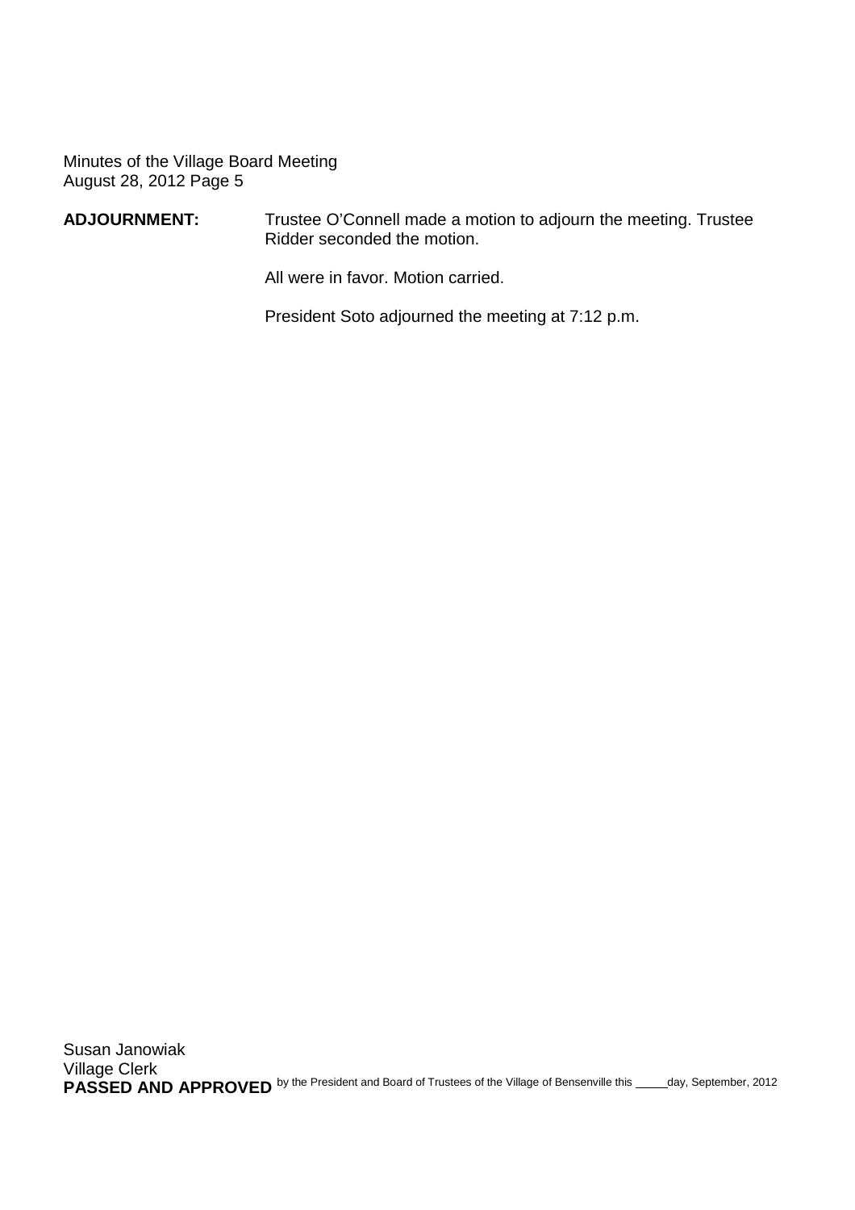**ADJOURNMENT:** Trustee O'Connell made a motion to adjourn the meeting. Trustee Ridder seconded the motion.

All were in favor. Motion carried.

President Soto adjourned the meeting at 7:12 p.m.

Susan Janowiak
Village Clerk

**PASSED AND APPROVED** by the President and Board of Trustees of the Village of Bensenville this _____day, September, 2012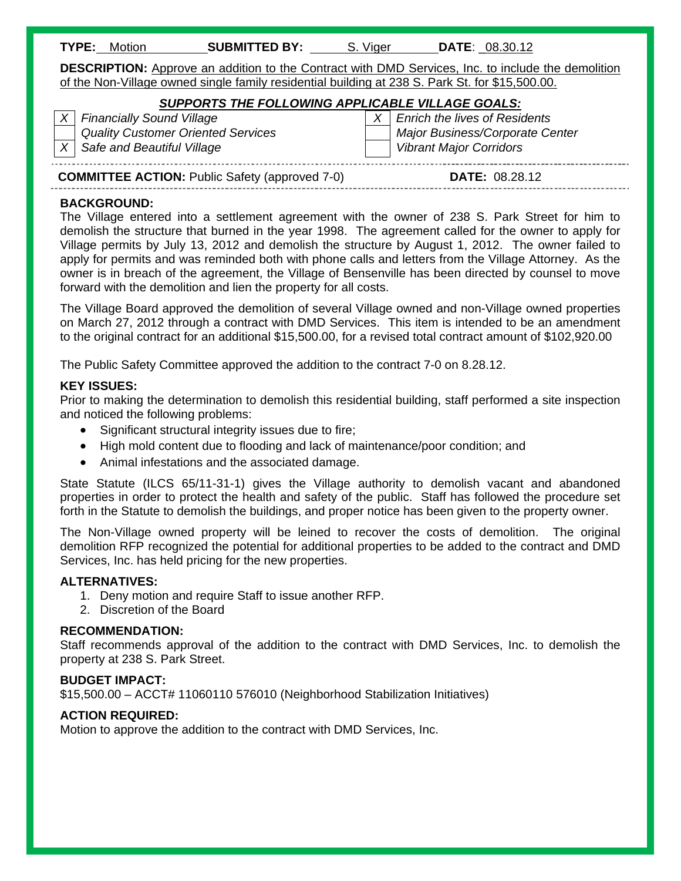**TYPE:** Motion **SUBMITTED BY:** S. Viger **DATE**: 08.30.12

**DESCRIPTION:** Approve an addition to the Contract with DMD Services, Inc. to include the demolition of the Non-Village owned single family residential building at 238 S. Park St. for $15,500.00.

***SUPPORTS THE FOLLOWING APPLICABLE VILLAGE GOALS:***

| | | | |
|---|---|---|---|
| X | *Financially Sound Village* | X | *Enrich the lives of Residents* |
| | *Quality Customer Oriented Services* | | *Major Business/Corporate Center* |
| X | *Safe and Beautiful Village* | | *Vibrant Major Corridors* |

**COMMITTEE ACTION:** Public Safety (approved 7-0) **DATE:** 08.28.12

**BACKGROUND:**

The Village entered into a settlement agreement with the owner of 238 S. Park Street for him to demolish the structure that burned in the year 1998. The agreement called for the owner to apply for Village permits by July 13, 2012 and demolish the structure by August 1, 2012. The owner failed to apply for permits and was reminded both with phone calls and letters from the Village Attorney. As the owner is in breach of the agreement, the Village of Bensenville has been directed by counsel to move forward with the demolition and lien the property for all costs.

The Village Board approved the demolition of several Village owned and non-Village owned properties on March 27, 2012 through a contract with DMD Services. This item is intended to be an amendment to the original contract for an additional $15,500.00, for a revised total contract amount of $102,920.00

The Public Safety Committee approved the addition to the contract 7-0 on 8.28.12.

**KEY ISSUES:**

Prior to making the determination to demolish this residential building, staff performed a site inspection and noticed the following problems:

- Significant structural integrity issues due to fire;
- High mold content due to flooding and lack of maintenance/poor condition; and
- Animal infestations and the associated damage.

State Statute (ILCS 65/11-31-1) gives the Village authority to demolish vacant and abandoned properties in order to protect the health and safety of the public. Staff has followed the procedure set forth in the Statute to demolish the buildings, and proper notice has been given to the property owner.

The Non-Village owned property will be leined to recover the costs of demolition. The original demolition RFP recognized the potential for additional properties to be added to the contract and DMD Services, Inc. has held pricing for the new properties.

**ALTERNATIVES:**

1. Deny motion and require Staff to issue another RFP.
2. Discretion of the Board

**RECOMMENDATION:**

Staff recommends approval of the addition to the contract with DMD Services, Inc. to demolish the property at 238 S. Park Street.

**BUDGET IMPACT:**

$15,500.00 – ACCT# 11060110 576010 (Neighborhood Stabilization Initiatives)

**ACTION REQUIRED:**

Motion to approve the addition to the contract with DMD Services, Inc.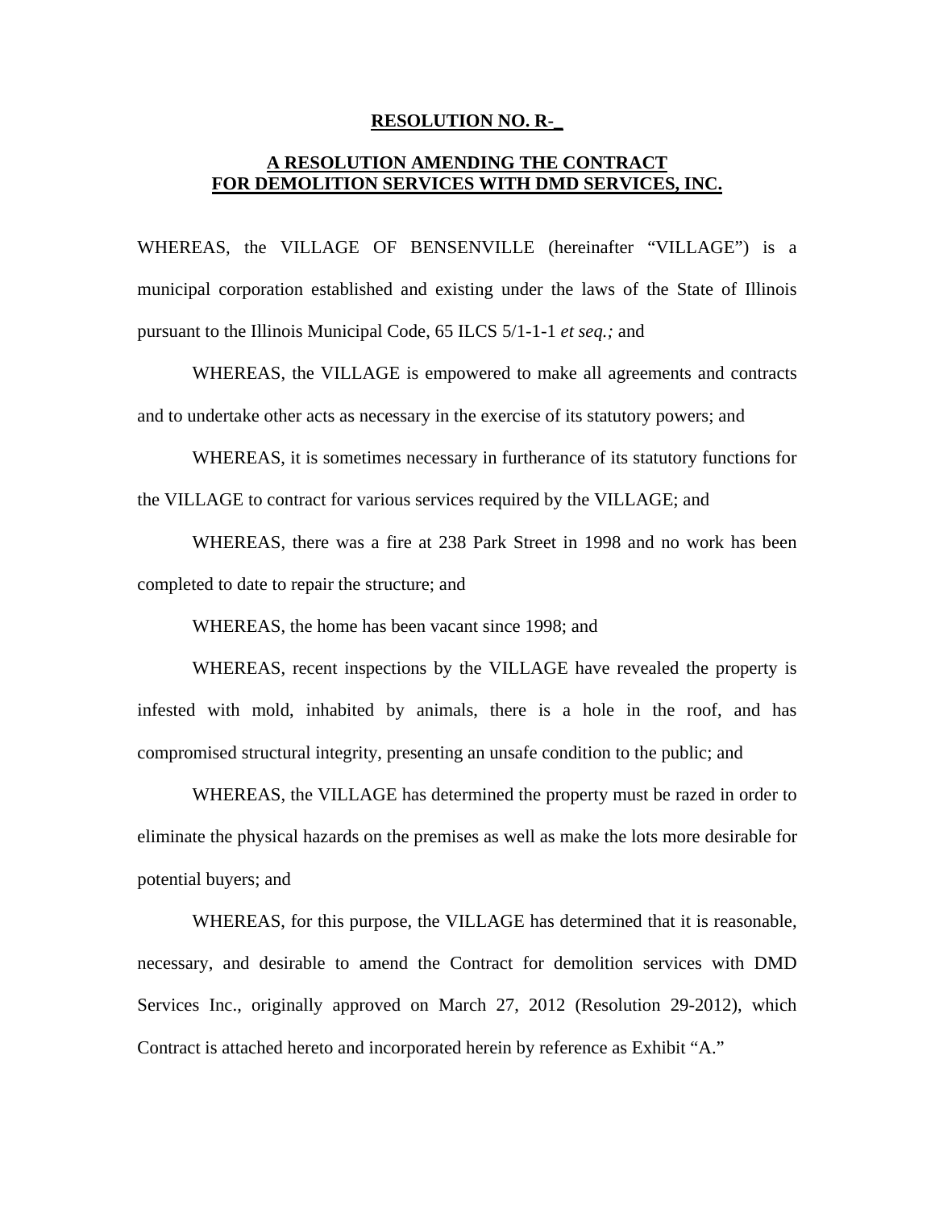**RESOLUTION NO. R-_**

**A RESOLUTION AMENDING THE CONTRACT FOR DEMOLITION SERVICES WITH DMD SERVICES, INC.**

WHEREAS, the VILLAGE OF BENSENVILLE (hereinafter "VILLAGE") is a municipal corporation established and existing under the laws of the State of Illinois pursuant to the Illinois Municipal Code, 65 ILCS 5/1-1-1 *et seq.;* and

WHEREAS, the VILLAGE is empowered to make all agreements and contracts and to undertake other acts as necessary in the exercise of its statutory powers; and

WHEREAS, it is sometimes necessary in furtherance of its statutory functions for the VILLAGE to contract for various services required by the VILLAGE; and

WHEREAS, there was a fire at 238 Park Street in 1998 and no work has been completed to date to repair the structure; and

WHEREAS, the home has been vacant since 1998; and

WHEREAS, recent inspections by the VILLAGE have revealed the property is infested with mold, inhabited by animals, there is a hole in the roof, and has compromised structural integrity, presenting an unsafe condition to the public; and

WHEREAS, the VILLAGE has determined the property must be razed in order to eliminate the physical hazards on the premises as well as make the lots more desirable for potential buyers; and

WHEREAS, for this purpose, the VILLAGE has determined that it is reasonable, necessary, and desirable to amend the Contract for demolition services with DMD Services Inc., originally approved on March 27, 2012 (Resolution 29-2012), which Contract is attached hereto and incorporated herein by reference as Exhibit "A."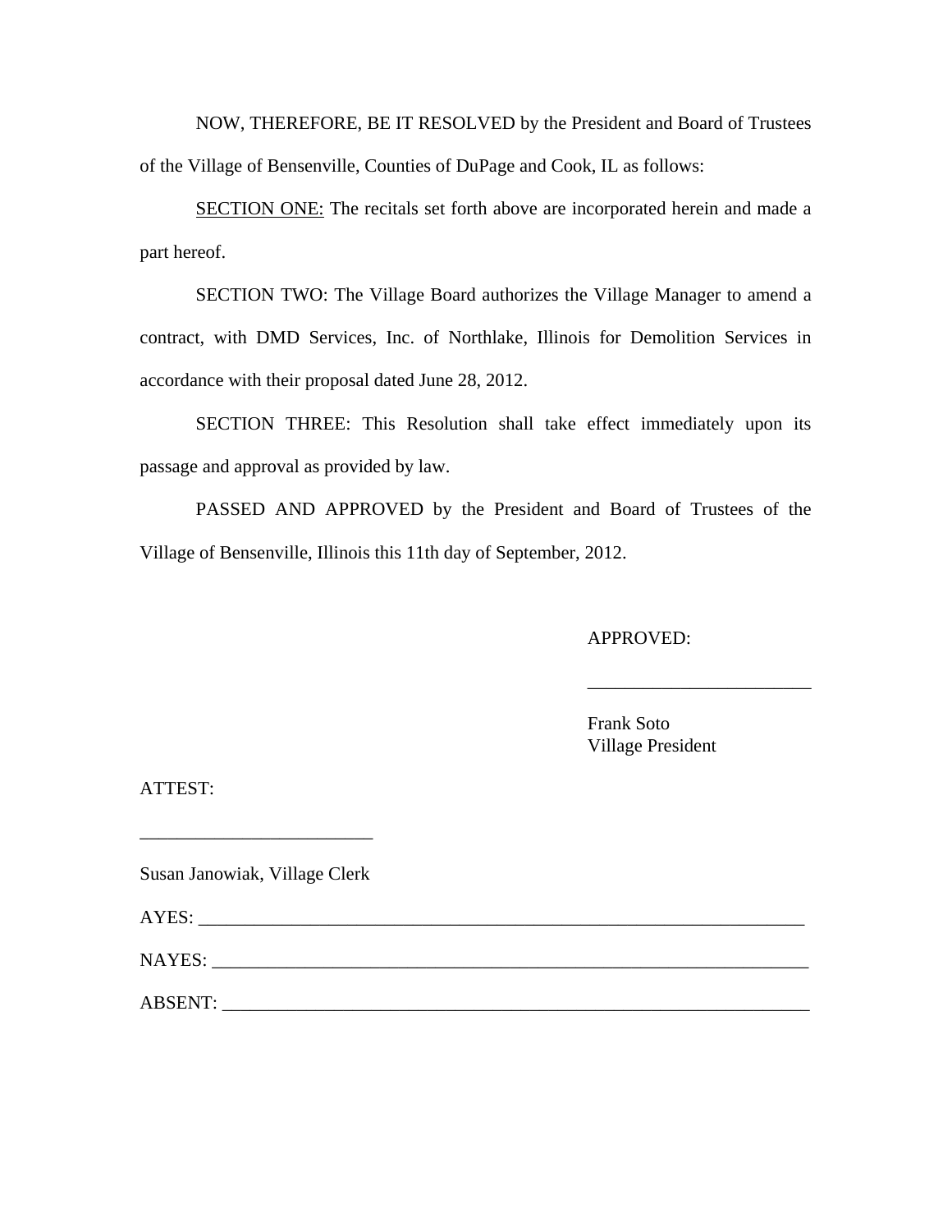NOW, THEREFORE, BE IT RESOLVED by the President and Board of Trustees of the Village of Bensenville, Counties of DuPage and Cook, IL as follows:

SECTION ONE: The recitals set forth above are incorporated herein and made a part hereof.

SECTION TWO: The Village Board authorizes the Village Manager to amend a contract, with DMD Services, Inc. of Northlake, Illinois for Demolition Services in accordance with their proposal dated June 28, 2012.

SECTION THREE: This Resolution shall take effect immediately upon its passage and approval as provided by law.

PASSED AND APPROVED by the President and Board of Trustees of the Village of Bensenville, Illinois this 11th day of September, 2012.

APPROVED:

________________________

Frank Soto
Village President

ATTEST:

_________________________

Susan Janowiak, Village Clerk

AYES: ____________________________________________________________________

NAYES: ___________________________________________________________________

ABSENT: __________________________________________________________________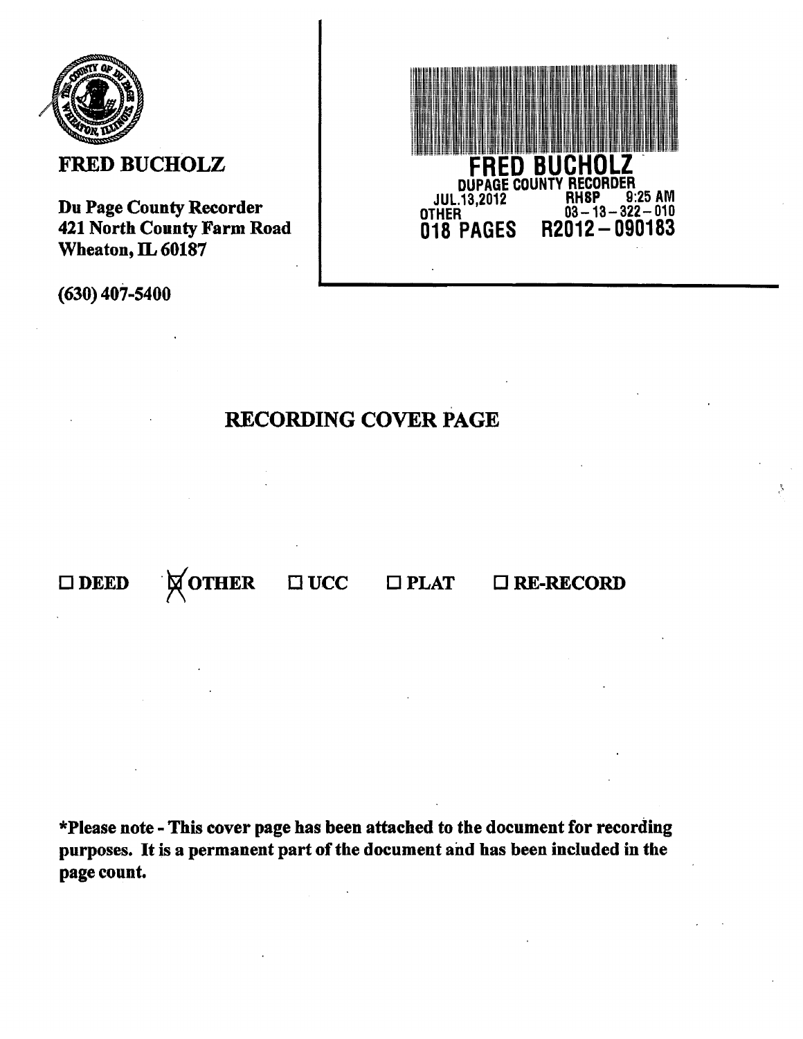**FRED BUCHOLZ**

**Du Page County Recorder**
**421 North County Farm Road**
**Wheaton, IL 60187**

**(630) 407-5400**

FRED BUCHOLZ
DUPAGE COUNTY RECORDER
JUL.13,2012 RHSP 9:25 AM
OTHER 03-13-322-010
018 PAGES R2012-090183

# RECORDING COVER PAGE

☐ DEED ☒ OTHER ☐ UCC ☐ PLAT ☐ RE-RECORD

**\*Please note - This cover page has been attached to the document for recording purposes. It is a permanent part of the document and has been included in the page count.**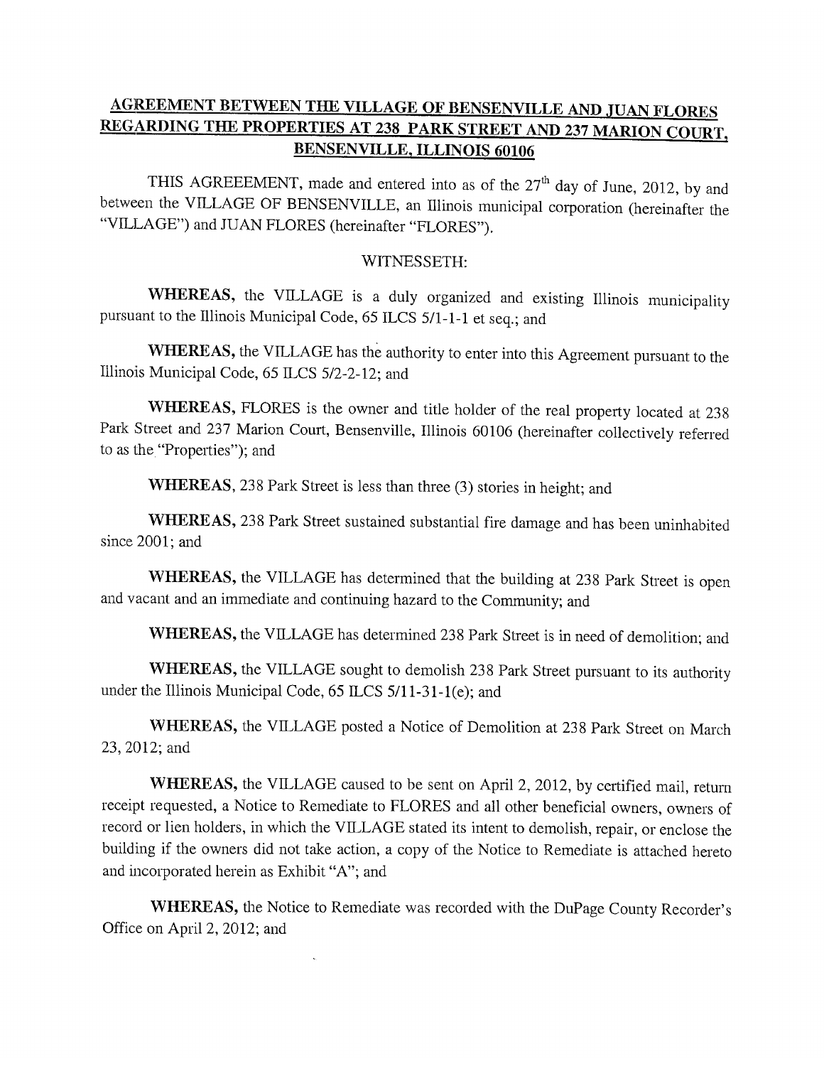**AGREEMENT BETWEEN THE VILLAGE OF BENSENVILLE AND JUAN FLORES REGARDING THE PROPERTIES AT 238 PARK STREET AND 237 MARION COURT, BENSENVILLE, ILLINOIS 60106**

THIS AGREEEMENT, made and entered into as of the 27th day of June, 2012, by and between the VILLAGE OF BENSENVILLE, an Illinois municipal corporation (hereinafter the "VILLAGE") and JUAN FLORES (hereinafter "FLORES").

WITNESSETH:

**WHEREAS,** the VILLAGE is a duly organized and existing Illinois municipality pursuant to the Illinois Municipal Code, 65 ILCS 5/1-1-1 et seq.; and

**WHEREAS,** the VILLAGE has the authority to enter into this Agreement pursuant to the Illinois Municipal Code, 65 ILCS 5/2-2-12; and

**WHEREAS,** FLORES is the owner and title holder of the real property located at 238 Park Street and 237 Marion Court, Bensenville, Illinois 60106 (hereinafter collectively referred to as the "Properties"); and

**WHEREAS,** 238 Park Street is less than three (3) stories in height; and

**WHEREAS,** 238 Park Street sustained substantial fire damage and has been uninhabited since 2001; and

**WHEREAS,** the VILLAGE has determined that the building at 238 Park Street is open and vacant and an immediate and continuing hazard to the Community; and

**WHEREAS,** the VILLAGE has determined 238 Park Street is in need of demolition; and

**WHEREAS,** the VILLAGE sought to demolish 238 Park Street pursuant to its authority under the Illinois Municipal Code, 65 ILCS 5/11-31-1(e); and

**WHEREAS,** the VILLAGE posted a Notice of Demolition at 238 Park Street on March 23, 2012; and

**WHEREAS,** the VILLAGE caused to be sent on April 2, 2012, by certified mail, return receipt requested, a Notice to Remediate to FLORES and all other beneficial owners, owners of record or lien holders, in which the VILLAGE stated its intent to demolish, repair, or enclose the building if the owners did not take action, a copy of the Notice to Remediate is attached hereto and incorporated herein as Exhibit "A"; and

**WHEREAS,** the Notice to Remediate was recorded with the DuPage County Recorder's Office on April 2, 2012; and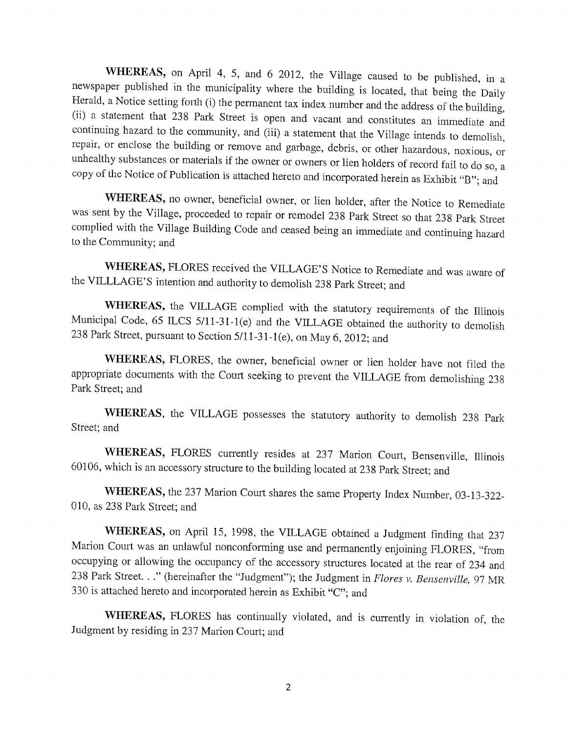**WHEREAS,** on April 4, 5, and 6 2012, the Village caused to be published, in a newspaper published in the municipality where the building is located, that being the Daily Herald, a Notice setting forth (i) the permanent tax index number and the address of the building, (ii) a statement that 238 Park Street is open and vacant and constitutes an immediate and continuing hazard to the community, and (iii) a statement that the Village intends to demolish, repair, or enclose the building or remove and garbage, debris, or other hazardous, noxious, or unhealthy substances or materials if the owner or owners or lien holders of record fail to do so, a copy of the Notice of Publication is attached hereto and incorporated herein as Exhibit "B"; and

**WHEREAS,** no owner, beneficial owner, or lien holder, after the Notice to Remediate was sent by the Village, proceeded to repair or remodel 238 Park Street so that 238 Park Street complied with the Village Building Code and ceased being an immediate and continuing hazard to the Community; and

**WHEREAS,** FLORES received the VILLAGE'S Notice to Remediate and was aware of the VILLLAGE'S intention and authority to demolish 238 Park Street; and

**WHEREAS,** the VILLAGE complied with the statutory requirements of the Illinois Municipal Code, 65 ILCS 5/11-31-1(e) and the VILLAGE obtained the authority to demolish 238 Park Street, pursuant to Section 5/11-31-1(e), on May 6, 2012; and

**WHEREAS,** FLORES, the owner, beneficial owner or lien holder have not filed the appropriate documents with the Court seeking to prevent the VILLAGE from demolishing 238 Park Street; and

**WHEREAS,** the VILLAGE possesses the statutory authority to demolish 238 Park Street; and

**WHEREAS,** FLORES currently resides at 237 Marion Court, Bensenville, Illinois 60106, which is an accessory structure to the building located at 238 Park Street; and

**WHEREAS,** the 237 Marion Court shares the same Property Index Number, 03-13-322-010, as 238 Park Street; and

**WHEREAS,** on April 15, 1998, the VILLAGE obtained a Judgment finding that 237 Marion Court was an unlawful nonconforming use and permanently enjoining FLORES, "from occupying or allowing the occupancy of the accessory structures located at the rear of 234 and 238 Park Street. . ." (hereinafter the "Judgment"); the Judgment in *Flores v. Bensenville,* 97 MR 330 is attached hereto and incorporated herein as Exhibit "C"; and

**WHEREAS,** FLORES has continually violated, and is currently in violation of, the Judgment by residing in 237 Marion Court; and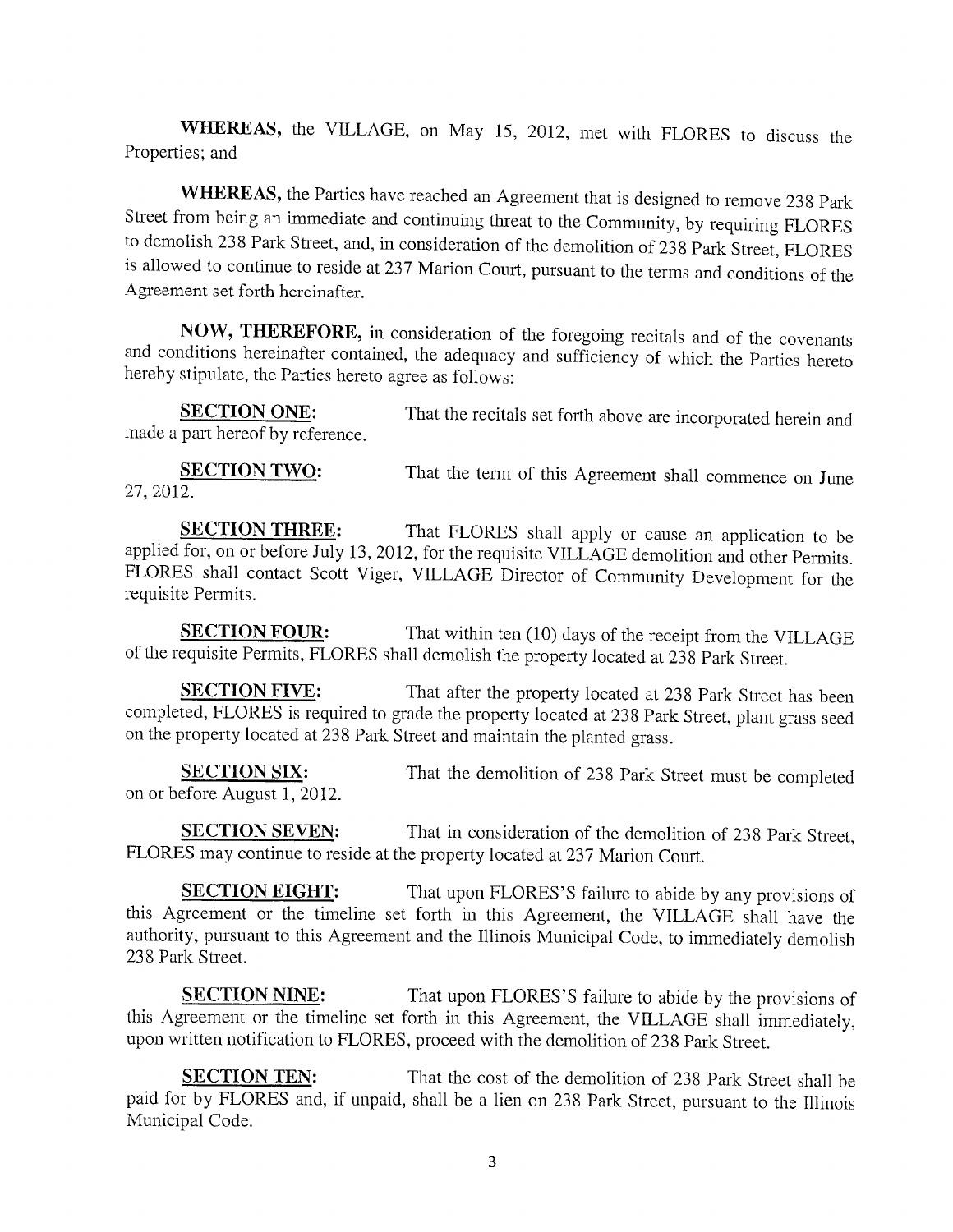**WHEREAS,** the VILLAGE, on May 15, 2012, met with FLORES to discuss the Properties; and

**WHEREAS,** the Parties have reached an Agreement that is designed to remove 238 Park Street from being an immediate and continuing threat to the Community, by requiring FLORES to demolish 238 Park Street, and, in consideration of the demolition of 238 Park Street, FLORES is allowed to continue to reside at 237 Marion Court, pursuant to the terms and conditions of the Agreement set forth hereinafter.

**NOW, THEREFORE,** in consideration of the foregoing recitals and of the covenants and conditions hereinafter contained, the adequacy and sufficiency of which the Parties hereto hereby stipulate, the Parties hereto agree as follows:

**SECTION ONE:** That the recitals set forth above are incorporated herein and made a part hereof by reference.

**SECTION TWO:** That the term of this Agreement shall commence on June 27, 2012.

**SECTION THREE:** That FLORES shall apply or cause an application to be applied for, on or before July 13, 2012, for the requisite VILLAGE demolition and other Permits. FLORES shall contact Scott Viger, VILLAGE Director of Community Development for the requisite Permits.

**SECTION FOUR:** That within ten (10) days of the receipt from the VILLAGE of the requisite Permits, FLORES shall demolish the property located at 238 Park Street.

**SECTION FIVE:** That after the property located at 238 Park Street has been completed, FLORES is required to grade the property located at 238 Park Street, plant grass seed on the property located at 238 Park Street and maintain the planted grass.

**SECTION SIX:** That the demolition of 238 Park Street must be completed on or before August 1, 2012.

**SECTION SEVEN:** That in consideration of the demolition of 238 Park Street, FLORES may continue to reside at the property located at 237 Marion Court.

**SECTION EIGHT:** That upon FLORES'S failure to abide by any provisions of this Agreement or the timeline set forth in this Agreement, the VILLAGE shall have the authority, pursuant to this Agreement and the Illinois Municipal Code, to immediately demolish 238 Park Street.

**SECTION NINE:** That upon FLORES'S failure to abide by the provisions of this Agreement or the timeline set forth in this Agreement, the VILLAGE shall immediately, upon written notification to FLORES, proceed with the demolition of 238 Park Street.

**SECTION TEN:** That the cost of the demolition of 238 Park Street shall be paid for by FLORES and, if unpaid, shall be a lien on 238 Park Street, pursuant to the Illinois Municipal Code.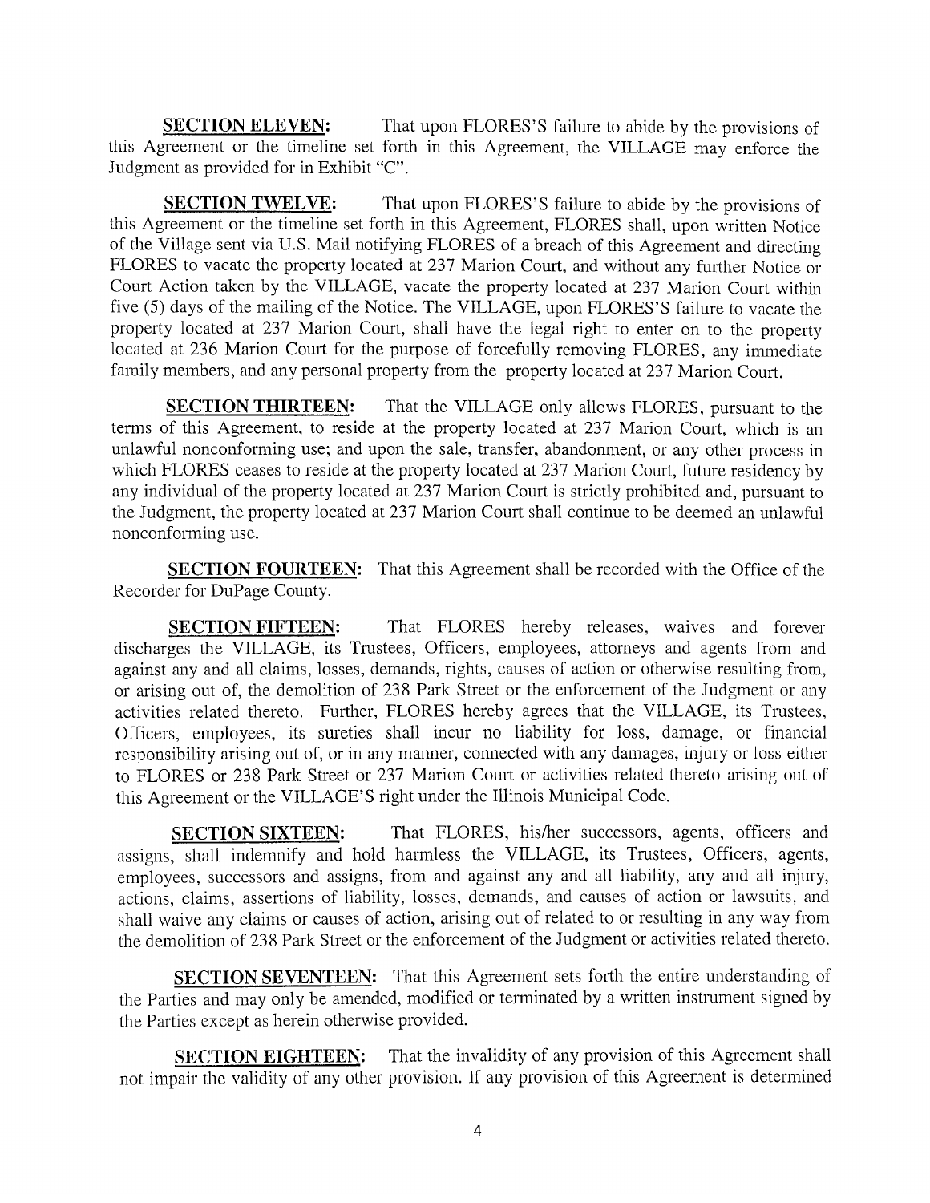**SECTION ELEVEN:** That upon FLORES'S failure to abide by the provisions of this Agreement or the timeline set forth in this Agreement, the VILLAGE may enforce the Judgment as provided for in Exhibit "C".

**SECTION TWELVE:** That upon FLORES'S failure to abide by the provisions of this Agreement or the timeline set forth in this Agreement, FLORES shall, upon written Notice of the Village sent via U.S. Mail notifying FLORES of a breach of this Agreement and directing FLORES to vacate the property located at 237 Marion Court, and without any further Notice or Court Action taken by the VILLAGE, vacate the property located at 237 Marion Court within five (5) days of the mailing of the Notice. The VILLAGE, upon FLORES'S failure to vacate the property located at 237 Marion Court, shall have the legal right to enter on to the property located at 236 Marion Court for the purpose of forcefully removing FLORES, any immediate family members, and any personal property from the property located at 237 Marion Court.

**SECTION THIRTEEN:** That the VILLAGE only allows FLORES, pursuant to the terms of this Agreement, to reside at the property located at 237 Marion Court, which is an unlawful nonconforming use; and upon the sale, transfer, abandonment, or any other process in which FLORES ceases to reside at the property located at 237 Marion Court, future residency by any individual of the property located at 237 Marion Court is strictly prohibited and, pursuant to the Judgment, the property located at 237 Marion Court shall continue to be deemed an unlawful nonconforming use.

**SECTION FOURTEEN:** That this Agreement shall be recorded with the Office of the Recorder for DuPage County.

**SECTION FIFTEEN:** That FLORES hereby releases, waives and forever discharges the VILLAGE, its Trustees, Officers, employees, attorneys and agents from and against any and all claims, losses, demands, rights, causes of action or otherwise resulting from, or arising out of, the demolition of 238 Park Street or the enforcement of the Judgment or any activities related thereto. Further, FLORES hereby agrees that the VILLAGE, its Trustees, Officers, employees, its sureties shall incur no liability for loss, damage, or financial responsibility arising out of, or in any manner, connected with any damages, injury or loss either to FLORES or 238 Park Street or 237 Marion Court or activities related thereto arising out of this Agreement or the VILLAGE'S right under the Illinois Municipal Code.

**SECTION SIXTEEN:** That FLORES, his/her successors, agents, officers and assigns, shall indemnify and hold harmless the VILLAGE, its Trustees, Officers, agents, employees, successors and assigns, from and against any and all liability, any and all injury, actions, claims, assertions of liability, losses, demands, and causes of action or lawsuits, and shall waive any claims or causes of action, arising out of related to or resulting in any way from the demolition of 238 Park Street or the enforcement of the Judgment or activities related thereto.

**SECTION SEVENTEEN:** That this Agreement sets forth the entire understanding of the Parties and may only be amended, modified or terminated by a written instrument signed by the Parties except as herein otherwise provided.

**SECTION EIGHTEEN:** That the invalidity of any provision of this Agreement shall not impair the validity of any other provision. If any provision of this Agreement is determined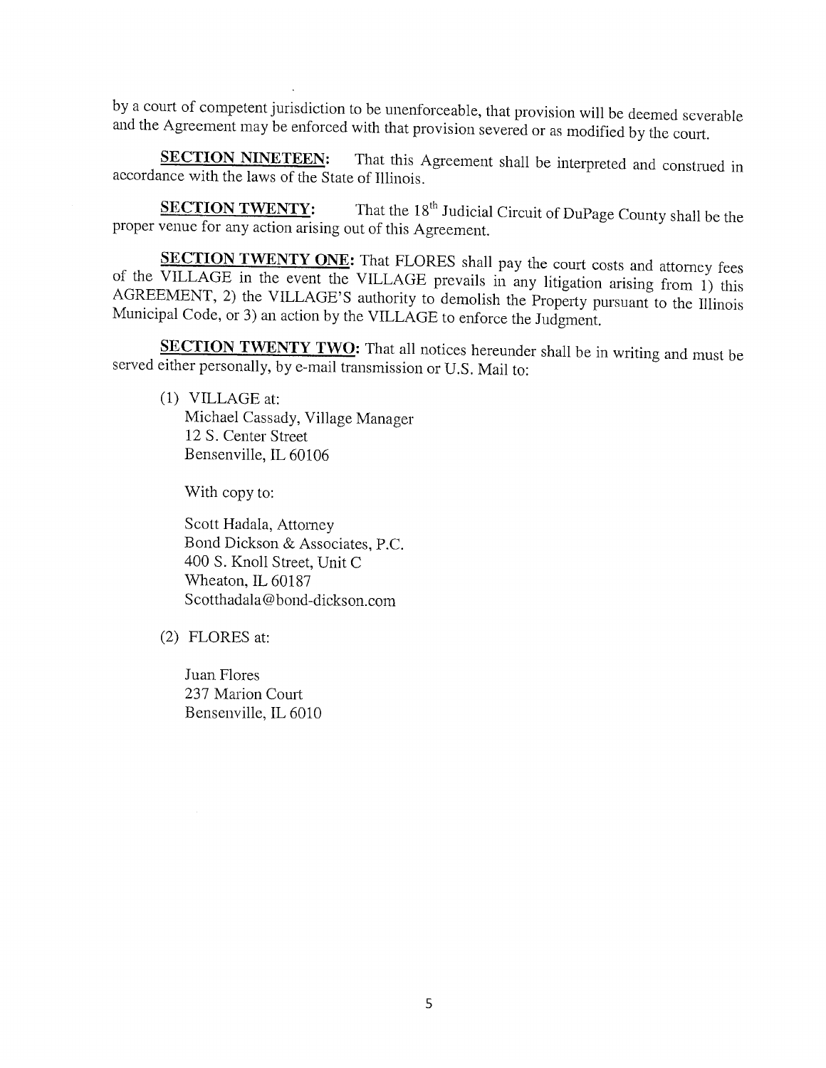by a court of competent jurisdiction to be unenforceable, that provision will be deemed severable and the Agreement may be enforced with that provision severed or as modified by the court.

**SECTION NINETEEN:** That this Agreement shall be interpreted and construed in accordance with the laws of the State of Illinois.

**SECTION TWENTY:** That the 18th Judicial Circuit of DuPage County shall be the proper venue for any action arising out of this Agreement.

**SECTION TWENTY ONE:** That FLORES shall pay the court costs and attorney fees of the VILLAGE in the event the VILLAGE prevails in any litigation arising from 1) this AGREEMENT, 2) the VILLAGE'S authority to demolish the Property pursuant to the Illinois Municipal Code, or 3) an action by the VILLAGE to enforce the Judgment.

**SECTION TWENTY TWO:** That all notices hereunder shall be in writing and must be served either personally, by e-mail transmission or U.S. Mail to:

(1) VILLAGE at:
Michael Cassady, Village Manager
12 S. Center Street
Bensenville, IL 60106

With copy to:

Scott Hadala, Attorney
Bond Dickson & Associates, P.C.
400 S. Knoll Street, Unit C
Wheaton, IL 60187
Scotthadala@bond-dickson.com

(2) FLORES at:

Juan Flores
237 Marion Court
Bensenville, IL 6010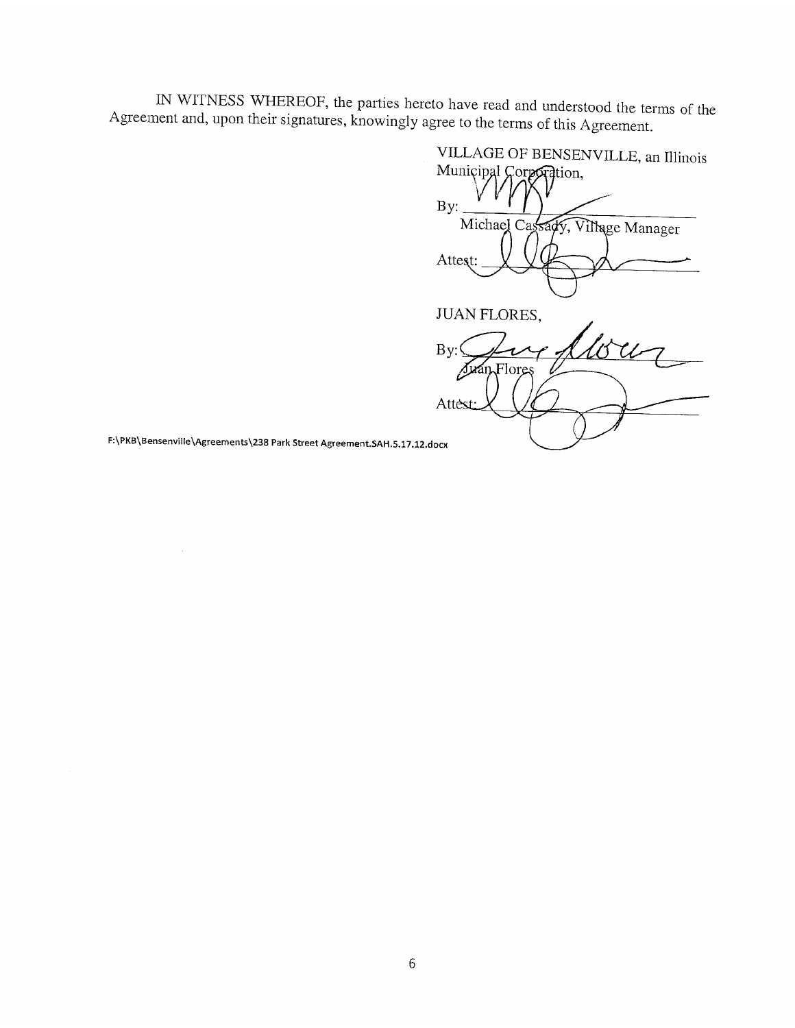IN WITNESS WHEREOF, the parties hereto have read and understood the terms of the Agreement and, upon their signatures, knowingly agree to the terms of this Agreement.

VILLAGE OF BENSENVILLE, an Illinois Municipal Corporation,

By: ______________________
Michael Cassady, Village Manager

Attest: ______________________

JUAN FLORES,

By: ______________________
Juan Flores

Attest: ______________________

F:\PKB\Bensenville\Agreements\238 Park Street Agreement.SAH.5.17.12.docx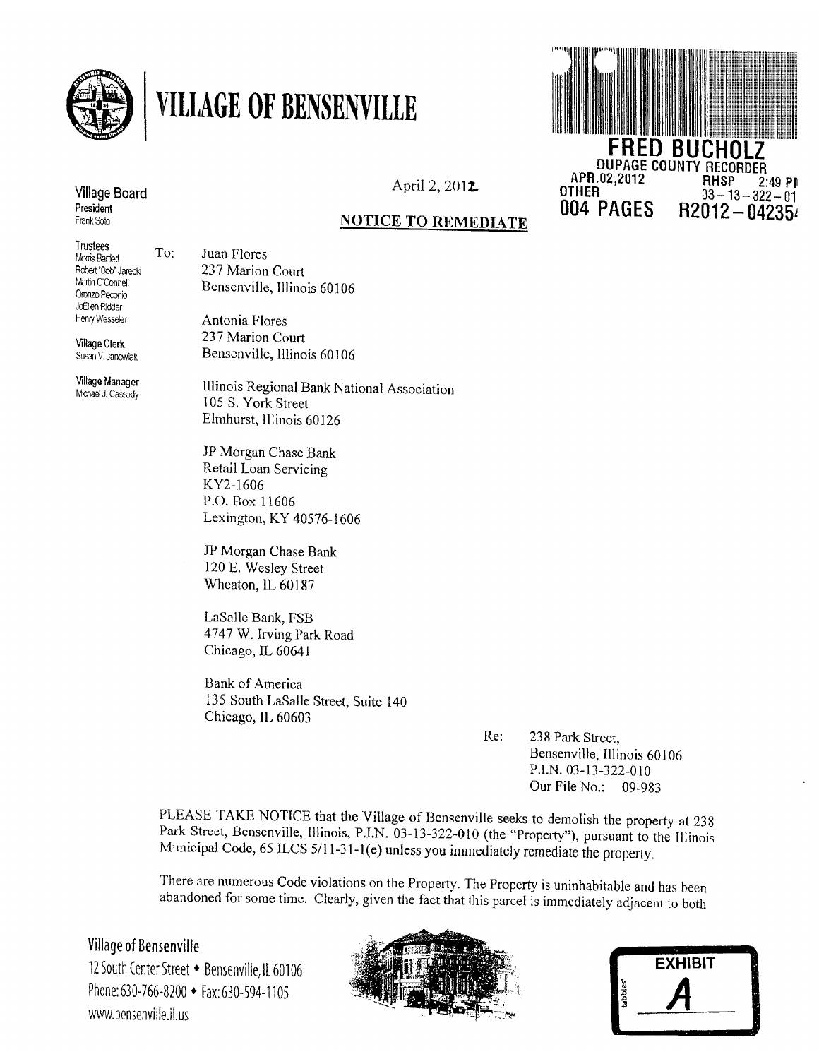# VILLAGE OF BENSENVILLE

**FRED BUCHOLZ**
DUPAGE COUNTY RECORDER
APR.02,2012 RHSP 2:49 PM
OTHER 03-13-322-01
004 PAGES R2012-042354

Village Board
President
Frank Soto

Trustees
Morris Bartlett
Robert "Bob" Jarecki
Martin O'Connell
Oronzo Peconio
JoEllen Ridder
Henry Wesseler

Village Clerk
Susan V. Janowiak

Village Manager
Michael J. Cassady

April 2, 2012

**NOTICE TO REMEDIATE**

To: Juan Flores
237 Marion Court
Bensenville, Illinois 60106

Antonia Flores
237 Marion Court
Bensenville, Illinois 60106

Illinois Regional Bank National Association
105 S. York Street
Elmhurst, Illinois 60126

JP Morgan Chase Bank
Retail Loan Servicing
KY2-1606
P.O. Box 11606
Lexington, KY 40576-1606

JP Morgan Chase Bank
120 E. Wesley Street
Wheaton, IL 60187

LaSalle Bank, FSB
4747 W. Irving Park Road
Chicago, IL 60641

Bank of America
135 South LaSalle Street, Suite 140
Chicago, IL 60603

Re: 238 Park Street,
Bensenville, Illinois 60106
P.I.N. 03-13-322-010
Our File No.: 09-983

PLEASE TAKE NOTICE that the Village of Bensenville seeks to demolish the property at 238 Park Street, Bensenville, Illinois, P.I.N. 03-13-322-010 (the "Property"), pursuant to the Illinois Municipal Code, 65 ILCS 5/11-31-1(e) unless you immediately remediate the property.

There are numerous Code violations on the Property. The Property is uninhabitable and has been abandoned for some time. Clearly, given the fact that this parcel is immediately adjacent to both

**Village of Bensenville**
12 South Center Street • Bensenville, IL 60106
Phone: 630-766-8200 • Fax: 630-594-1105
www.bensenville.il.us

EXHIBIT
A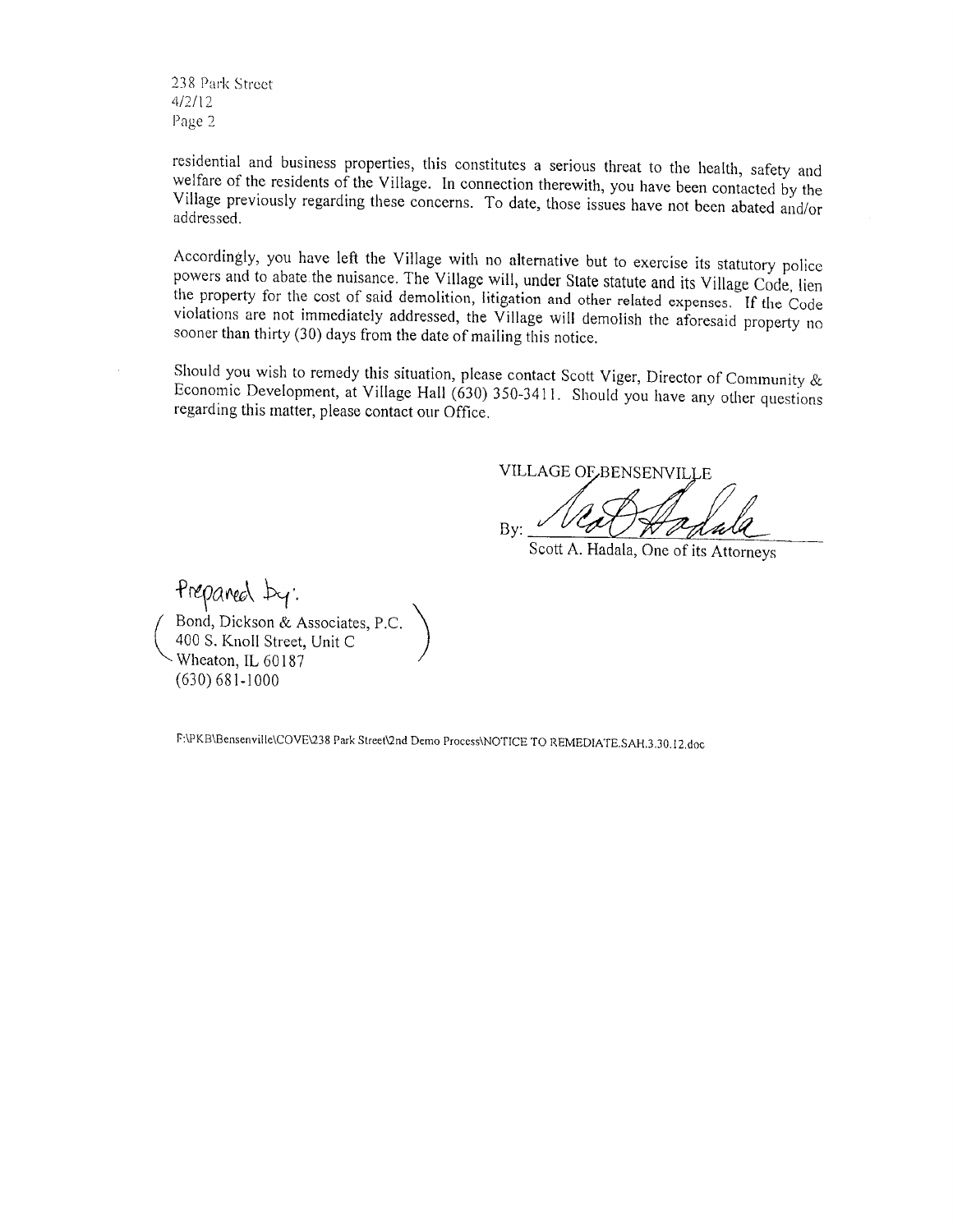residential and business properties, this constitutes a serious threat to the health, safety and welfare of the residents of the Village. In connection therewith, you have been contacted by the Village previously regarding these concerns. To date, those issues have not been abated and/or addressed.

Accordingly, you have left the Village with no alternative but to exercise its statutory police powers and to abate the nuisance. The Village will, under State statute and its Village Code, lien the property for the cost of said demolition, litigation and other related expenses. If the Code violations are not immediately addressed, the Village will demolish the aforesaid property no sooner than thirty (30) days from the date of mailing this notice.

Should you wish to remedy this situation, please contact Scott Viger, Director of Community & Economic Development, at Village Hall (630) 350-3411. Should you have any other questions regarding this matter, please contact our Office.

VILLAGE OF BENSENVILLE

By: ______________________

Scott A. Hadala, One of its Attorneys

Prepared by:

Bond, Dickson & Associates, P.C.
400 S. Knoll Street, Unit C
Wheaton, IL 60187
(630) 681-1000

F:\PKB\Bensenville\COVE\238 Park Street\2nd Demo Process\NOTICE TO REMEDIATE.SAH.3.30.12.doc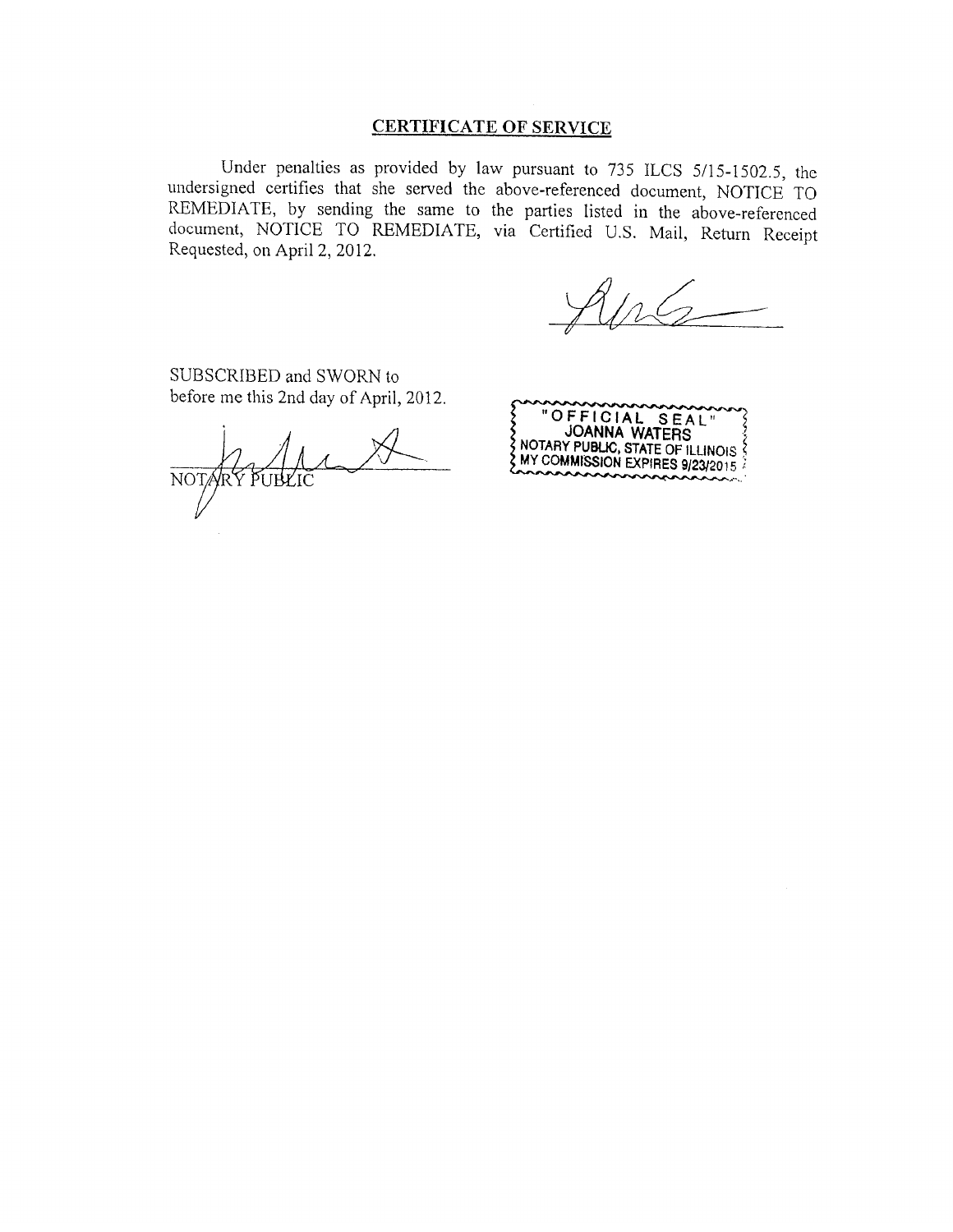## CERTIFICATE OF SERVICE

Under penalties as provided by law pursuant to 735 ILCS 5/15-1502.5, the undersigned certifies that she served the above-referenced document, NOTICE TO REMEDIATE, by sending the same to the parties listed in the above-referenced document, NOTICE TO REMEDIATE, via Certified U.S. Mail, Return Receipt Requested, on April 2, 2012.

SUBSCRIBED and SWORN to
before me this 2nd day of April, 2012.

NOTARY PUBLIC

"OFFICIAL SEAL"
JOANNA WATERS
NOTARY PUBLIC, STATE OF ILLINOIS
MY COMMISSION EXPIRES 9/23/2015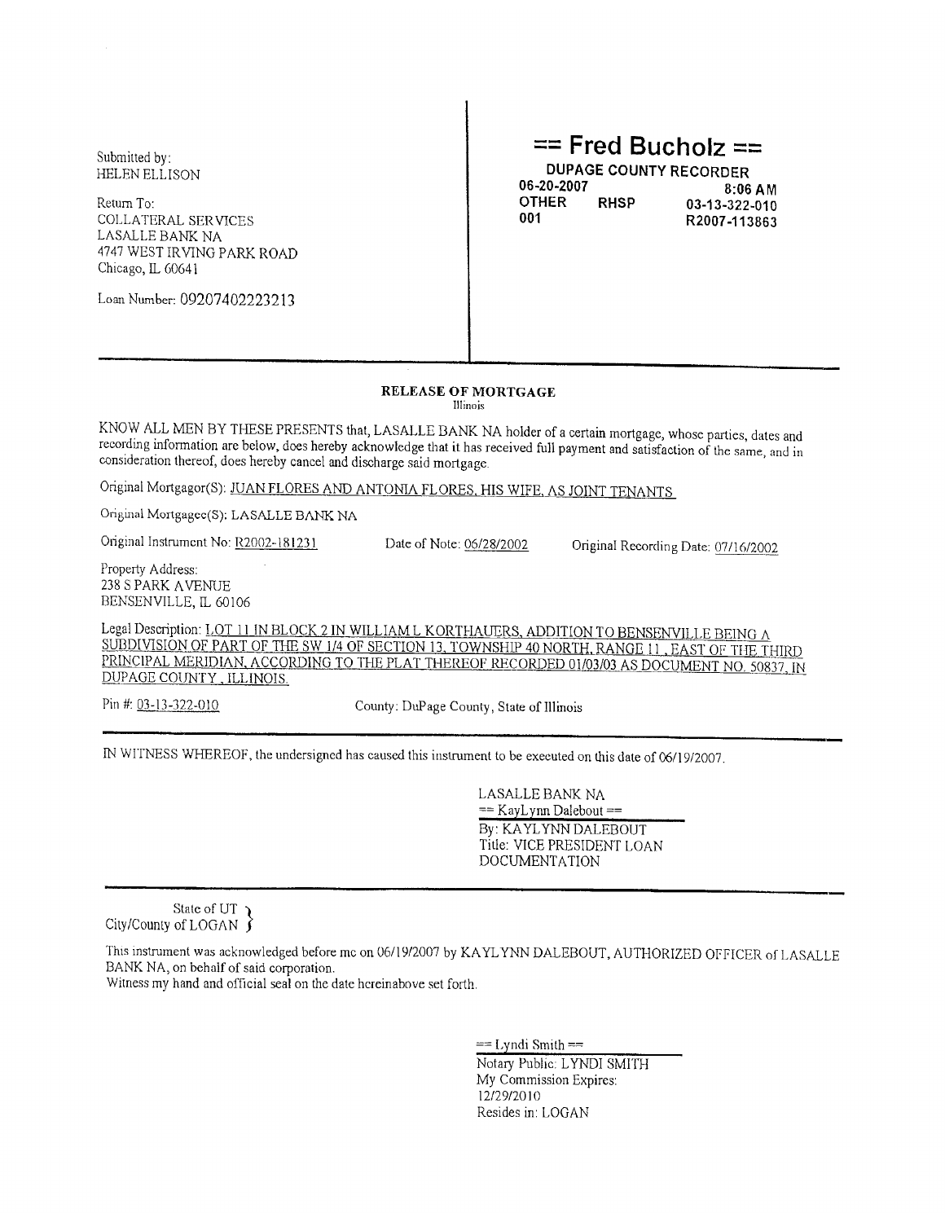Submitted by:
HELEN ELLISON

Return To:
COLLATERAL SERVICES
LASALLE BANK NA
4747 WEST IRVING PARK ROAD
Chicago, IL 60641

Loan Number: 09207402223213

**== Fred Bucholz ==**

**DUPAGE COUNTY RECORDER**
**06-20-2007 8:06 AM**
**OTHER RHSP 03-13-322-010**
**001 R2007-113863**

---

**RELEASE OF MORTGAGE**
Illinois

KNOW ALL MEN BY THESE PRESENTS that, LASALLE BANK NA holder of a certain mortgage, whose parties, dates and recording information are below, does hereby acknowledge that it has received full payment and satisfaction of the same, and in consideration thereof, does hereby cancel and discharge said mortgage.

Original Mortgagor(S): JUAN FLORES AND ANTONIA FLORES, HIS WIFE, AS JOINT TENANTS

Original Mortgagee(S): LASALLE BANK NA

Original Instrument No: R2002-181231 Date of Note: 06/28/2002 Original Recording Date: 07/16/2002

Property Address:
238 S PARK AVENUE
BENSENVILLE, IL 60106

Legal Description: LOT 11 IN BLOCK 2 IN WILLIAM L KORTHAUERS, ADDITION TO BENSENVILLE BEING A SUBDIVISION OF PART OF THE SW 1/4 OF SECTION 13, TOWNSHIP 40 NORTH, RANGE 11 , EAST OF THE THIRD PRINCIPAL MERIDIAN, ACCORDING TO THE PLAT THEREOF RECORDED 01/03/03 AS DOCUMENT NO. 50837, IN DUPAGE COUNTY , ILLINOIS.

Pin #: 03-13-322-010 County: DuPage County, State of Illinois

---

IN WITNESS WHEREOF, the undersigned has caused this instrument to be executed on this date of 06/19/2007.

LASALLE BANK NA
== KayLynn Dalebout ==
By: KAYLYNN DALEBOUT
Title: VICE PRESIDENT LOAN DOCUMENTATION

---

State of UT
City/County of LOGAN

This instrument was acknowledged before me on 06/19/2007 by KAYLYNN DALEBOUT, AUTHORIZED OFFICER of LASALLE BANK NA, on behalf of said corporation.
Witness my hand and official seal on the date hereinabove set forth.

== Lyndi Smith ==
Notary Public: LYNDI SMITH
My Commission Expires:
12/29/2010
Resides in: LOGAN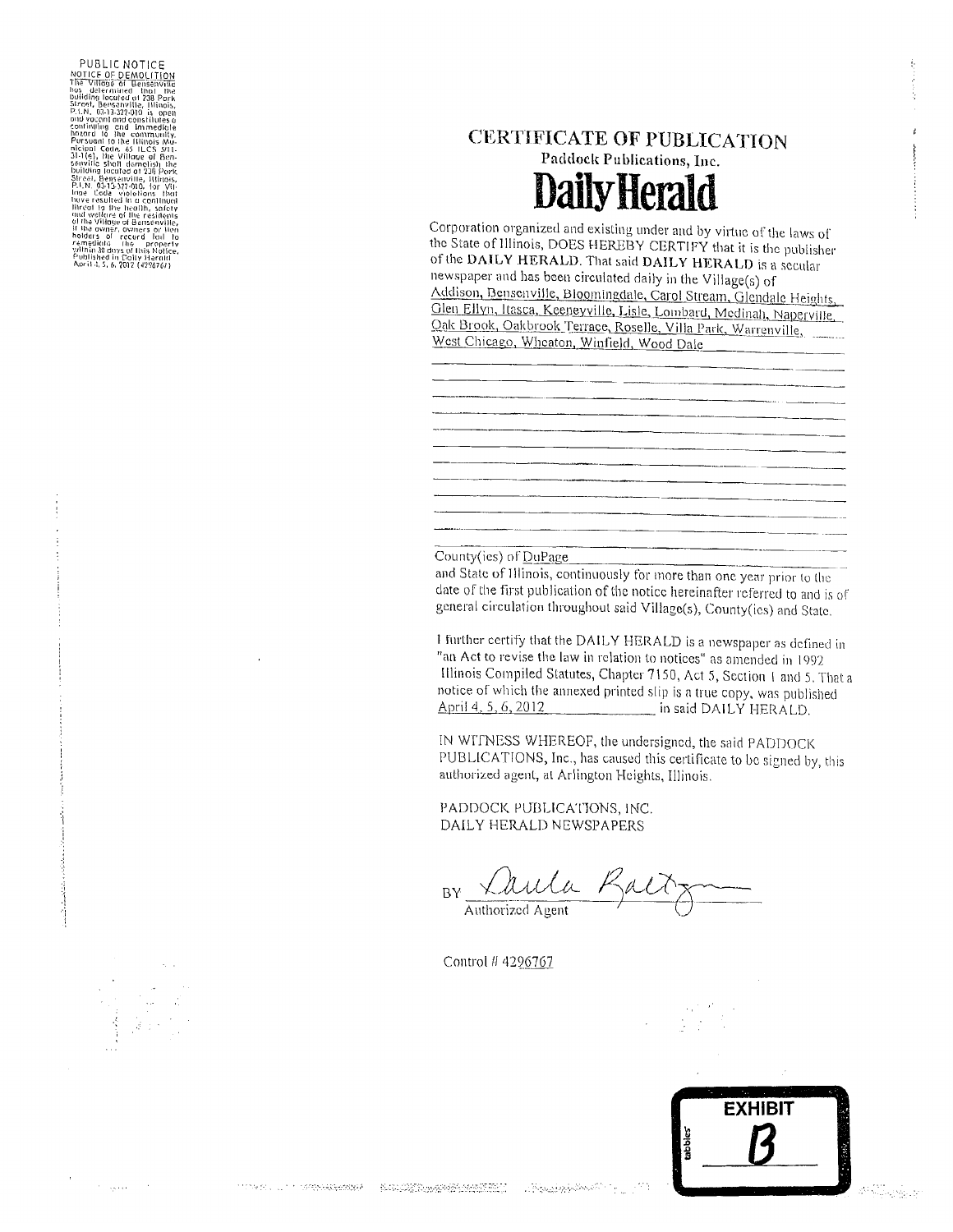PUBLIC NOTICE

NOTICE OF DEMOLITION

The Village of Bensenville has determined that the building located at 238 Park Street, Bensenville, Illinois, P.I.N. 03-13-322-010 is open and vacant and constitutes a continuing and immediate hazard to the community. Pursuant to the Illinois Municipal Code, 65 ILCS 5/11-31-1(e), the Village of Bensenville shall demolish the building located at 238 Park Street, Bensenville, Illinois, P.I.N. 03-13-322-010, for Village Code violations that have resulted in a continued threat to the health, safety and welfare of the residents of the Village of Bensenville, if the owner, owners or lien holders of record fail to remediate the property within 30 days of this Notice. Published in Daily Herald April 4, 5, 6, 2012 (4296767)

# CERTIFICATE OF PUBLICATION

Paddock Publications, Inc.

## Daily Herald

Corporation organized and existing under and by virtue of the laws of the State of Illinois, DOES HEREBY CERTIFY that it is the publisher of the **DAILY HERALD**. That said **DAILY HERALD** is a secular newspaper and has been circulated daily in the Village(s) of Addison, Bensenville, Bloomingdale, Carol Stream, Glendale Heights, Glen Ellyn, Itasca, Keeneyville, Lisle, Lombard, Medinah, Naperville, Oak Brook, Oakbrook Terrace, Roselle, Villa Park, Warrenville, West Chicago, Wheaton, Winfield, Wood Dale

County(ies) of DuPage

and State of Illinois, continuously for more than one year prior to the date of the first publication of the notice hereinafter referred to and is of general circulation throughout said Village(s), County(ies) and State.

I further certify that the DAILY HERALD is a newspaper as defined in "an Act to revise the law in relation to notices" as amended in 1992 Illinois Compiled Statutes, Chapter 7150, Act 5, Section 1 and 5. That a notice of which the annexed printed slip is a true copy, was published April 4, 5, 6, 2012 in said DAILY HERALD.

IN WITNESS WHEREOF, the undersigned, the said PADDOCK PUBLICATIONS, Inc., has caused this certificate to be signed by, this authorized agent, at Arlington Heights, Illinois.

PADDOCK PUBLICATIONS, INC.
DAILY HERALD NEWSPAPERS

BY Paula Baltz
Authorized Agent

Control # 4296767

EXHIBIT B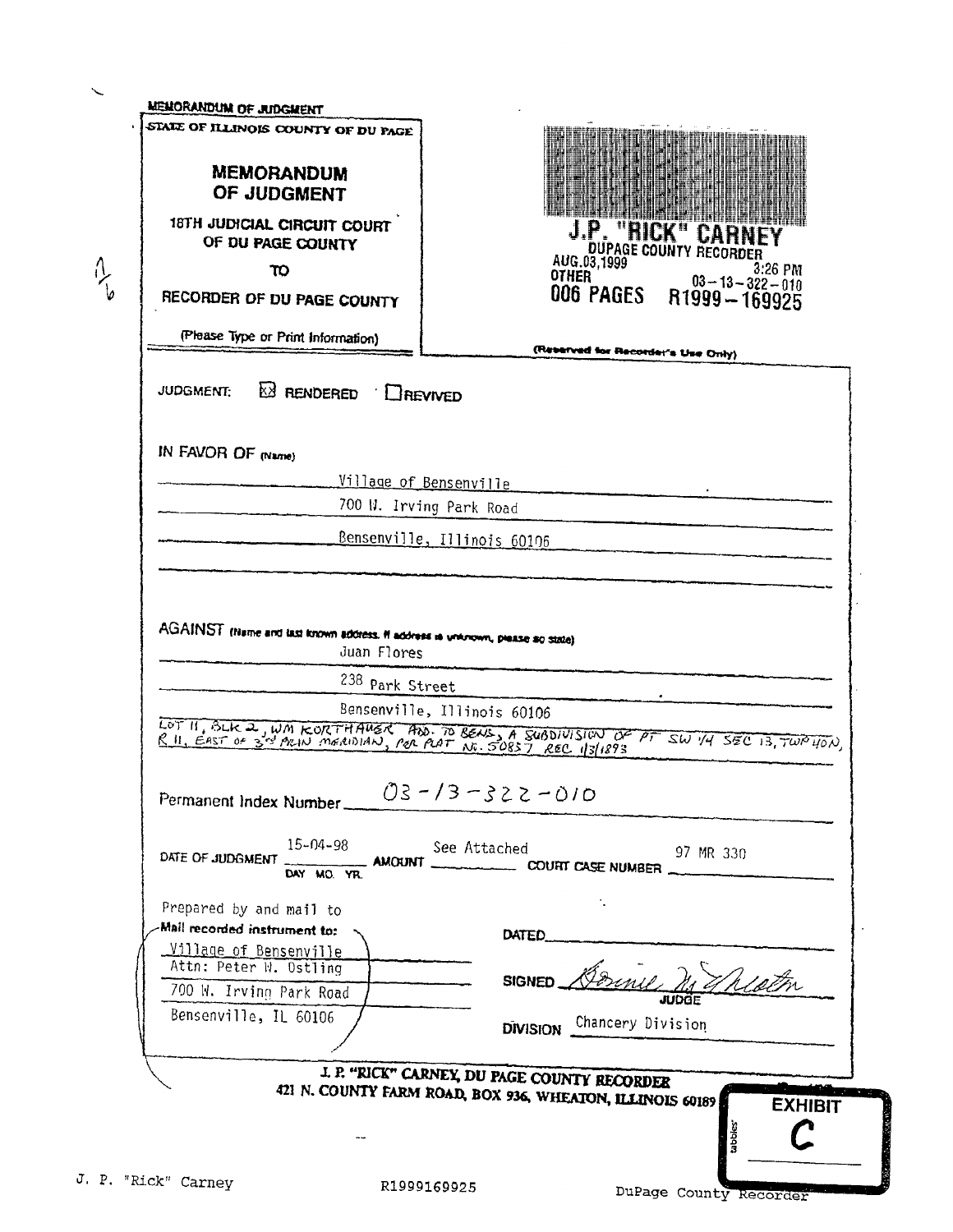MEMORANDUM OF JUDGMENT

STATE OF ILLINOIS COUNTY OF DU PAGE

# MEMORANDUM OF JUDGMENT

18TH JUDICIAL CIRCUIT COURT OF DU PAGE COUNTY

TO

RECORDER OF DU PAGE COUNTY

(Please Type or Print Information)

J.P. "RICK" CARNEY
DUPAGE COUNTY RECORDER
AUG.03,1999 3:26 PM
OTHER 03-13-322-010
006 PAGES R1999-169925

(Reserved for Recorder's Use Only)

JUDGMENT: ☒ RENDERED ☐ REVIVED

IN FAVOR OF (Name)

Village of Bensenville
700 W. Irving Park Road
Bensenville, Illinois 60106

AGAINST (Name and last known address. If address is unknown, please so state)

Juan Flores
238 Park Street
Bensenville, Illinois 60106

LOT 11, BLK 2, WM KORTHAUER ADD. TO BENS., A SUBDIVISION OF PT SW 1/4 SEC 13, TWP 40N, R 11, EAST OF 3rd PRIN MERIDIAN, PER PLAT NO. 50857 REC 1/3/1893

Permanent Index Number 03-13-322-010

DATE OF JUDGMENT 15-04-98 (DAY MO. YR.) AMOUNT See Attached COURT CASE NUMBER 97 MR 330

Prepared by and mail to
Mail recorded instrument to:
Village of Bensenville
Attn: Peter W. Ostling
700 W. Irving Park Road
Bensenville, IL 60106

DATED \_\_\_\_\_\_\_\_\_\_

SIGNED [signature] JUDGE

DIVISION Chancery Division

J. P. "RICK" CARNEY, DU PAGE COUNTY RECORDER
421 N. COUNTY FARM ROAD, BOX 936, WHEATON, ILLINOIS 60189

EXHIBIT C

J. P. "Rick" Carney R1999169925 DuPage County Recorder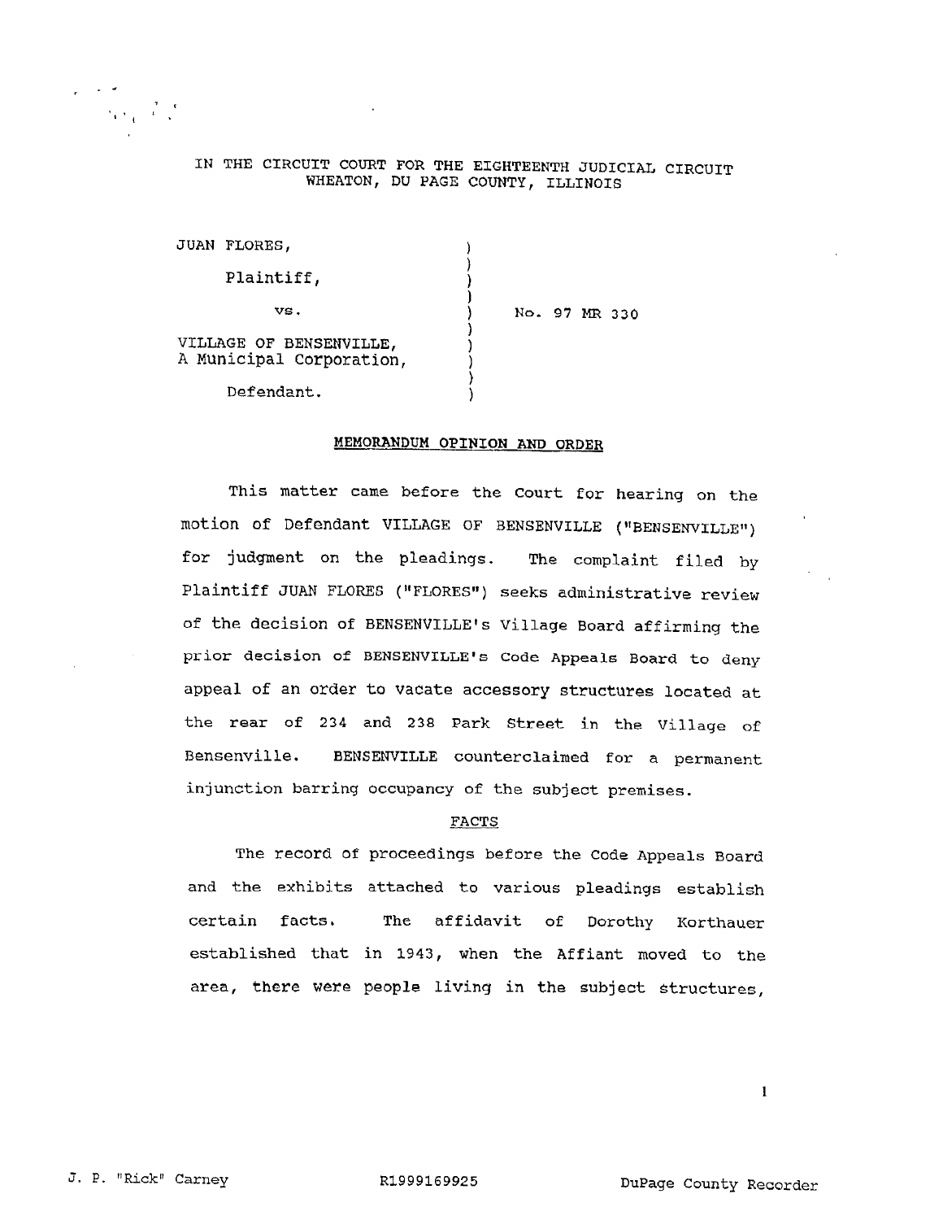IN THE CIRCUIT COURT FOR THE EIGHTEENTH JUDICIAL CIRCUIT
WHEATON, DU PAGE COUNTY, ILLINOIS

JUAN FLORES,

Plaintiff,

vs. No. 97 MR 330

VILLAGE OF BENSENVILLE,
A Municipal Corporation,

Defendant.

## MEMORANDUM OPINION AND ORDER

This matter came before the Court for hearing on the motion of Defendant VILLAGE OF BENSENVILLE ("BENSENVILLE") for judgment on the pleadings. The complaint filed by Plaintiff JUAN FLORES ("FLORES") seeks administrative review of the decision of BENSENVILLE's Village Board affirming the prior decision of BENSENVILLE's Code Appeals Board to deny appeal of an order to vacate accessory structures located at the rear of 234 and 238 Park Street in the Village of Bensenville. BENSENVILLE counterclaimed for a permanent injunction barring occupancy of the subject premises.

### FACTS

The record of proceedings before the Code Appeals Board and the exhibits attached to various pleadings establish certain facts. The affidavit of Dorothy Korthauer established that in 1943, when the Affiant moved to the area, there were people living in the subject structures,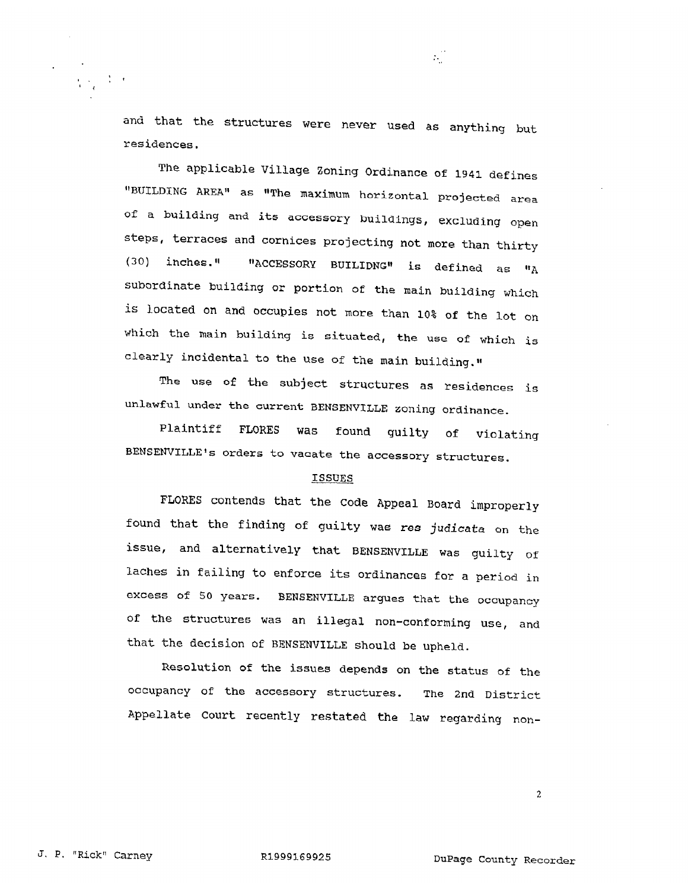and that the structures were never used as anything but residences.

The applicable Village Zoning Ordinance of 1941 defines "BUILDING AREA" as "The maximum horizontal projected area of a building and its accessory buildings, excluding open steps, terraces and cornices projecting not more than thirty (30) inches." "ACCESSORY BUILIDNG" is defined as "A subordinate building or portion of the main building which is located on and occupies not more than 10% of the lot on which the main building is situated, the use of which is clearly incidental to the use of the main building."

The use of the subject structures as residences is unlawful under the current BENSENVILLE zoning ordinance.

Plaintiff FLORES was found guilty of violating BENSENVILLE's orders to vacate the accessory structures.

## ISSUES

FLORES contends that the Code Appeal Board improperly found that the finding of guilty was *res judicata* on the issue, and alternatively that BENSENVILLE was guilty of laches in failing to enforce its ordinances for a period in excess of 50 years. BENSENVILLE argues that the occupancy of the structures was an illegal non-conforming use, and that the decision of BENSENVILLE should be upheld.

Resolution of the issues depends on the status of the occupancy of the accessory structures. The 2nd District Appellate Court recently restated the law regarding non-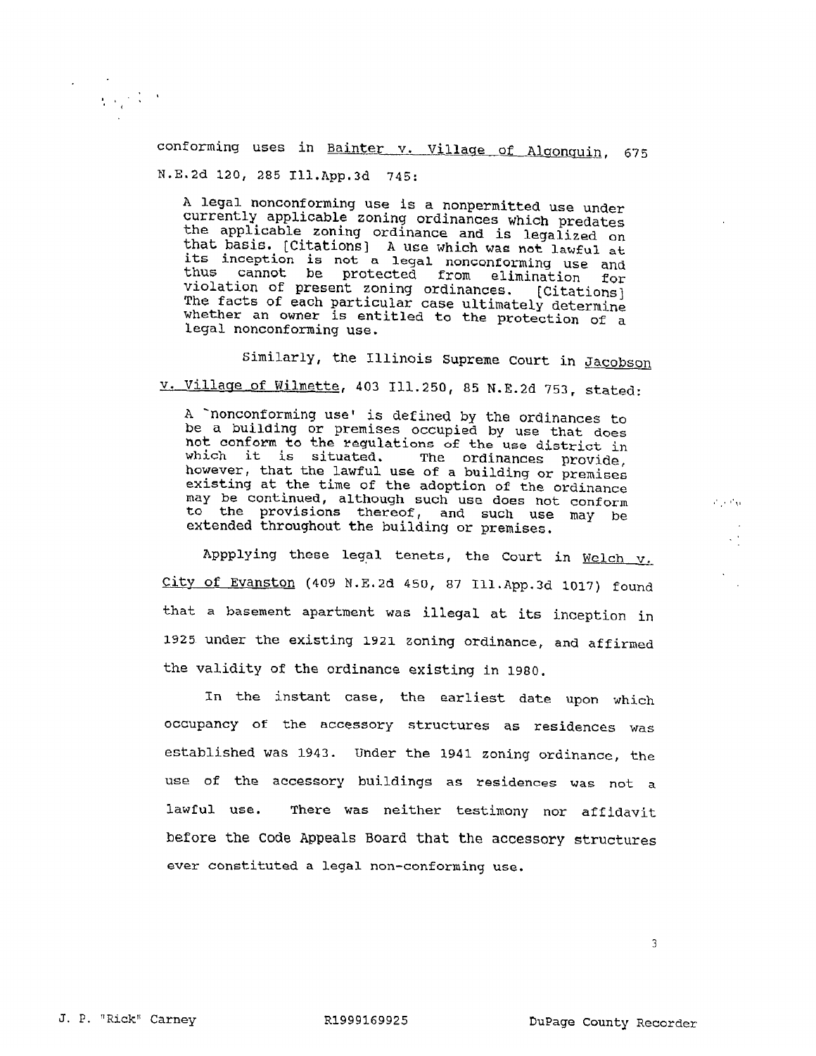conforming uses in Bainter v. Village of Algonquin, 675 N.E.2d 120, 285 Ill.App.3d 745:

> A legal nonconforming use is a nonpermitted use under currently applicable zoning ordinances which predates the applicable zoning ordinance and is legalized on that basis. [Citations] A use which was not lawful at its inception is not a legal nonconforming use and thus cannot be protected from elimination for violation of present zoning ordinances. [Citations] The facts of each particular case ultimately determine whether an owner is entitled to the protection of a legal nonconforming use.

Similarly, the Illinois Supreme Court in Jacobson v. Village of Wilmette, 403 Ill.250, 85 N.E.2d 753, stated:

> A 'nonconforming use' is defined by the ordinances to be a building or premises occupied by use that does not conform to the regulations of the use district in which it is situated. The ordinances provide, however, that the lawful use of a building or premises existing at the time of the adoption of the ordinance may be continued, although such use does not conform to the provisions thereof, and such use may be extended throughout the building or premises.

Appplying these legal tenets, the Court in Welch v. City of Evanston (409 N.E.2d 450, 87 Ill.App.3d 1017) found that a basement apartment was illegal at its inception in 1925 under the existing 1921 zoning ordinance, and affirmed the validity of the ordinance existing in 1980.

In the instant case, the earliest date upon which occupancy of the accessory structures as residences was established was 1943. Under the 1941 zoning ordinance, the use of the accessory buildings as residences was not a lawful use. There was neither testimony nor affidavit before the Code Appeals Board that the accessory structures ever constituted a legal non-conforming use.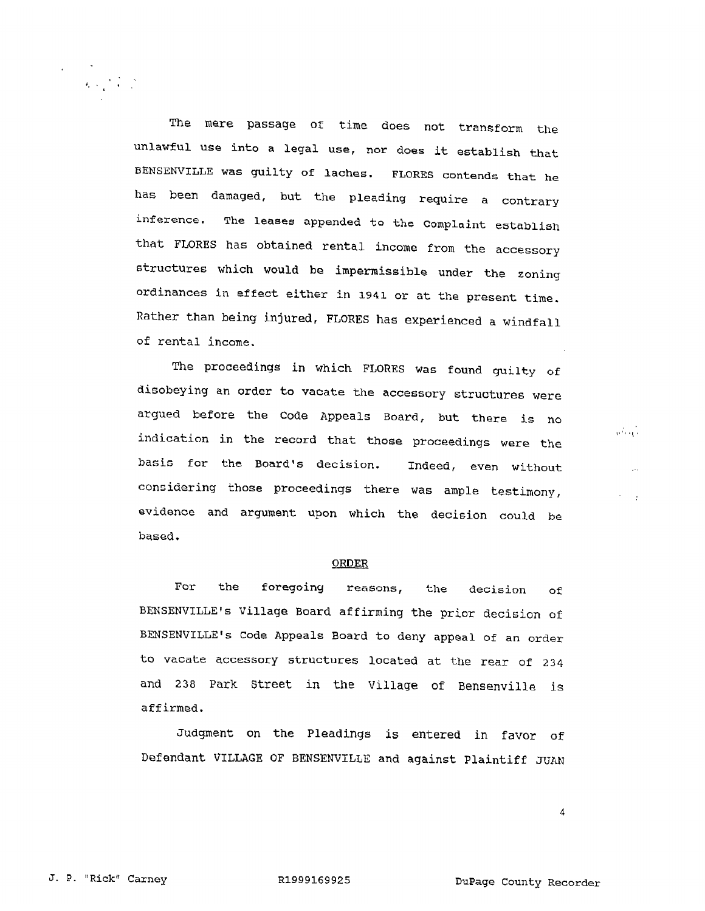The mere passage of time does not transform the unlawful use into a legal use, nor does it establish that BENSENVILLE was guilty of laches. FLORES contends that he has been damaged, but the pleading require a contrary inference. The leases appended to the Complaint establish that FLORES has obtained rental income from the accessory structures which would be impermissible under the zoning ordinances in effect either in 1941 or at the present time. Rather than being injured, FLORES has experienced a windfall of rental income.

The proceedings in which FLORES was found guilty of disobeying an order to vacate the accessory structures were argued before the Code Appeals Board, but there is no indication in the record that those proceedings were the basis for the Board's decision. Indeed, even without considering those proceedings there was ample testimony, evidence and argument upon which the decision could be based.

## ORDER

For the foregoing reasons, the decision of BENSENVILLE's Village Board affirming the prior decision of BENSENVILLE's Code Appeals Board to deny appeal of an order to vacate accessory structures located at the rear of 234 and 238 Park Street in the Village of Bensenville is affirmed.

Judgment on the Pleadings is entered in favor of Defendant VILLAGE OF BENSENVILLE and against Plaintiff JUAN

J. P. "Rick" Carney R1999169925 DuPage County Recorder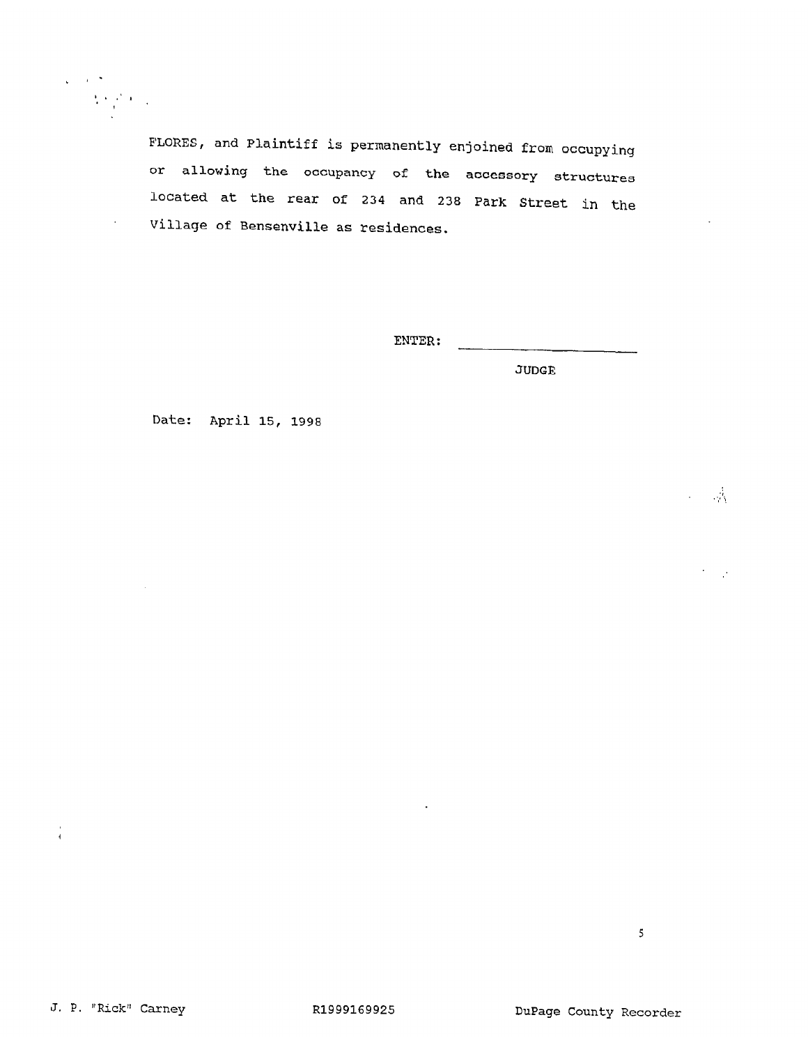FLORES, and Plaintiff is permanently enjoined from occupying or allowing the occupancy of the accessory structures located at the rear of 234 and 238 Park Street in the Village of Bensenville as residences.

ENTER: ____________________

JUDGE

Date: April 15, 1998

J. P. "Rick" Carney R1999169925 DuPage County Recorder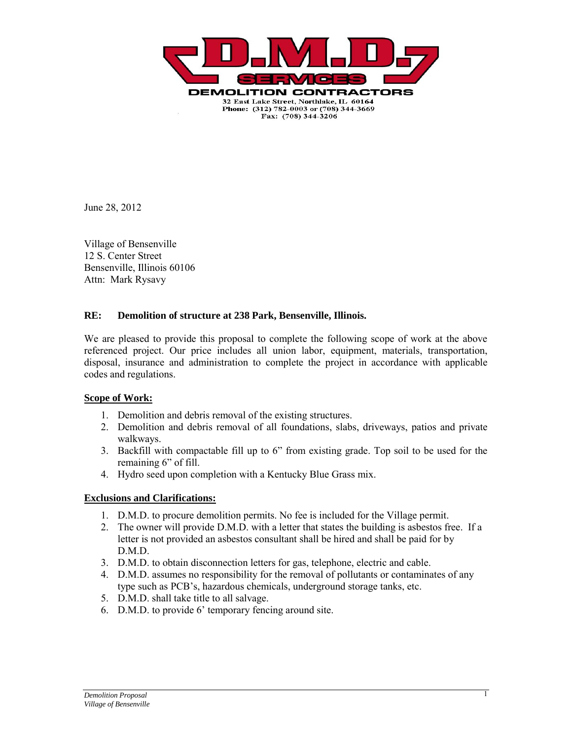**D.M.D. SERVICES**

**DEMOLITION CONTRACTORS**

32 East Lake Street, Northlake, IL 60164
Phone: (312) 782-0003 or (708) 344-3669
Fax: (708) 344-3206

June 28, 2012

Village of Bensenville
12 S. Center Street
Bensenville, Illinois 60106
Attn: Mark Rysavy

**RE: Demolition of structure at 238 Park, Bensenville, Illinois.**

We are pleased to provide this proposal to complete the following scope of work at the above referenced project. Our price includes all union labor, equipment, materials, transportation, disposal, insurance and administration to complete the project in accordance with applicable codes and regulations.

**Scope of Work:**

1. Demolition and debris removal of the existing structures.
2. Demolition and debris removal of all foundations, slabs, driveways, patios and private walkways.
3. Backfill with compactable fill up to 6" from existing grade. Top soil to be used for the remaining 6" of fill.
4. Hydro seed upon completion with a Kentucky Blue Grass mix.

**Exclusions and Clarifications:**

1. D.M.D. to procure demolition permits. No fee is included for the Village permit.
2. The owner will provide D.M.D. with a letter that states the building is asbestos free. If a letter is not provided an asbestos consultant shall be hired and shall be paid for by D.M.D.
3. D.M.D. to obtain disconnection letters for gas, telephone, electric and cable.
4. D.M.D. assumes no responsibility for the removal of pollutants or contaminates of any type such as PCB's, hazardous chemicals, underground storage tanks, etc.
5. D.M.D. shall take title to all salvage.
6. D.M.D. to provide 6' temporary fencing around site.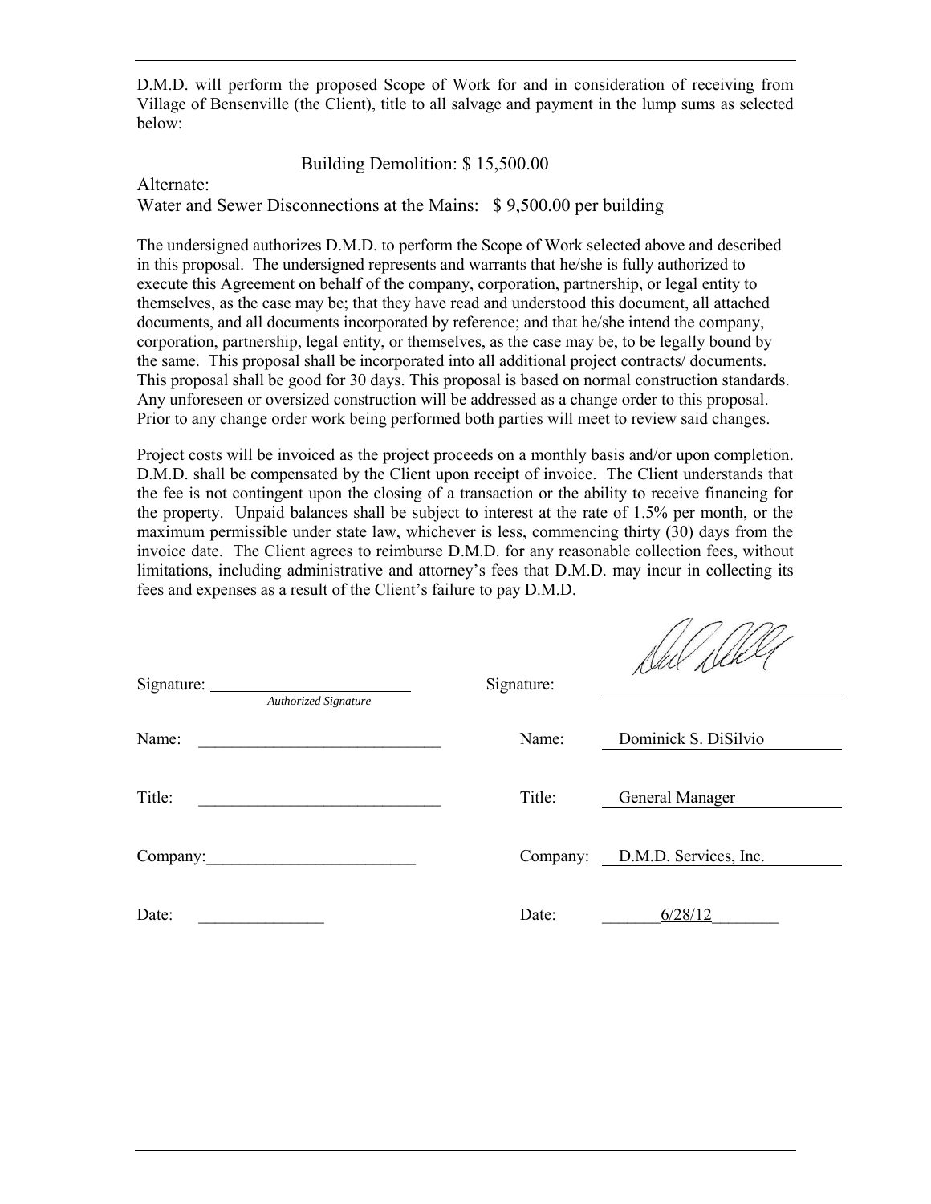D.M.D. will perform the proposed Scope of Work for and in consideration of receiving from Village of Bensenville (the Client), title to all salvage and payment in the lump sums as selected below:

Building Demolition: $ 15,500.00

Alternate:
Water and Sewer Disconnections at the Mains: $ 9,500.00 per building

The undersigned authorizes D.M.D. to perform the Scope of Work selected above and described in this proposal. The undersigned represents and warrants that he/she is fully authorized to execute this Agreement on behalf of the company, corporation, partnership, or legal entity to themselves, as the case may be; that they have read and understood this document, all attached documents, and all documents incorporated by reference; and that he/she intend the company, corporation, partnership, legal entity, or themselves, as the case may be, to be legally bound by the same. This proposal shall be incorporated into all additional project contracts/ documents. This proposal shall be good for 30 days. This proposal is based on normal construction standards. Any unforeseen or oversized construction will be addressed as a change order to this proposal. Prior to any change order work being performed both parties will meet to review said changes.

Project costs will be invoiced as the project proceeds on a monthly basis and/or upon completion. D.M.D. shall be compensated by the Client upon receipt of invoice. The Client understands that the fee is not contingent upon the closing of a transaction or the ability to receive financing for the property. Unpaid balances shall be subject to interest at the rate of 1.5% per month, or the maximum permissible under state law, whichever is less, commencing thirty (30) days from the invoice date. The Client agrees to reimburse D.M.D. for any reasonable collection fees, without limitations, including administrative and attorney's fees that D.M.D. may incur in collecting its fees and expenses as a result of the Client's failure to pay D.M.D.

| | | | |
|---|---|---|---|
| Signature: | ______________ *Authorized Signature* | Signature: | [signature] |
| Name: | ______________ | Name: | Dominick S. DiSilvio |
| Title: | ______________ | Title: | General Manager |
| Company: | ______________ | Company: | D.M.D. Services, Inc. |
| Date: | ______________ | Date: | 6/28/12 |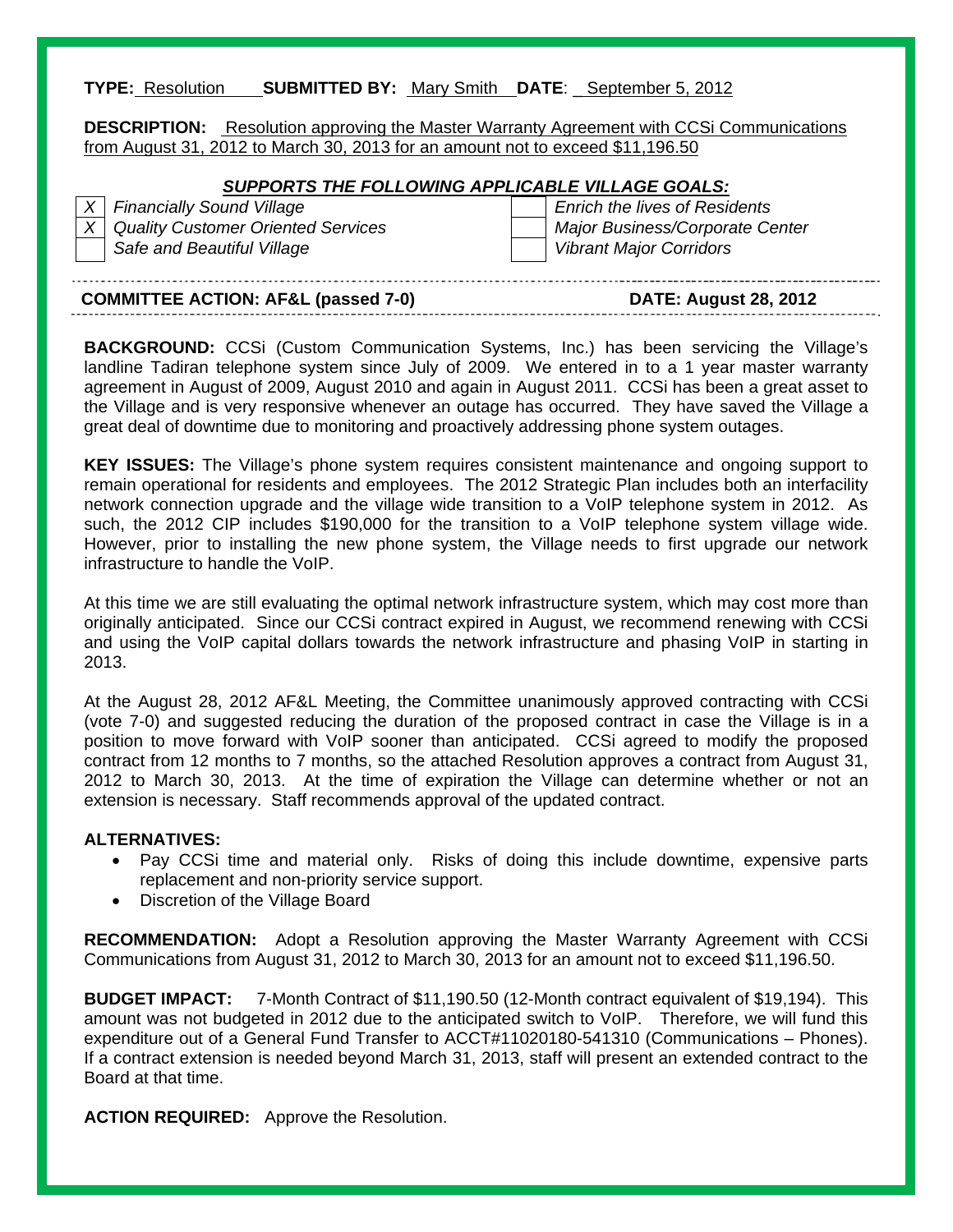**TYPE:** Resolution **SUBMITTED BY:** Mary Smith **DATE**: September 5, 2012

**DESCRIPTION:** Resolution approving the Master Warranty Agreement with CCSi Communications from August 31, 2012 to March 30, 2013 for an amount not to exceed $11,196.50

***SUPPORTS THE FOLLOWING APPLICABLE VILLAGE GOALS:***

| | | | |
|---|---|---|---|
| X | *Financially Sound Village* | | *Enrich the lives of Residents* |
| X | *Quality Customer Oriented Services* | | *Major Business/Corporate Center* |
| | *Safe and Beautiful Village* | | *Vibrant Major Corridors* |

**COMMITTEE ACTION: AF&L (passed 7-0) DATE: August 28, 2012**

**BACKGROUND:** CCSi (Custom Communication Systems, Inc.) has been servicing the Village's landline Tadiran telephone system since July of 2009. We entered in to a 1 year master warranty agreement in August of 2009, August 2010 and again in August 2011. CCSi has been a great asset to the Village and is very responsive whenever an outage has occurred. They have saved the Village a great deal of downtime due to monitoring and proactively addressing phone system outages.

**KEY ISSUES:** The Village's phone system requires consistent maintenance and ongoing support to remain operational for residents and employees. The 2012 Strategic Plan includes both an interfacility network connection upgrade and the village wide transition to a VoIP telephone system in 2012. As such, the 2012 CIP includes $190,000 for the transition to a VoIP telephone system village wide. However, prior to installing the new phone system, the Village needs to first upgrade our network infrastructure to handle the VoIP.

At this time we are still evaluating the optimal network infrastructure system, which may cost more than originally anticipated. Since our CCSi contract expired in August, we recommend renewing with CCSi and using the VoIP capital dollars towards the network infrastructure and phasing VoIP in starting in 2013.

At the August 28, 2012 AF&L Meeting, the Committee unanimously approved contracting with CCSi (vote 7-0) and suggested reducing the duration of the proposed contract in case the Village is in a position to move forward with VoIP sooner than anticipated. CCSi agreed to modify the proposed contract from 12 months to 7 months, so the attached Resolution approves a contract from August 31, 2012 to March 30, 2013. At the time of expiration the Village can determine whether or not an extension is necessary. Staff recommends approval of the updated contract.

**ALTERNATIVES:**

- Pay CCSi time and material only. Risks of doing this include downtime, expensive parts replacement and non-priority service support.
- Discretion of the Village Board

**RECOMMENDATION:** Adopt a Resolution approving the Master Warranty Agreement with CCSi Communications from August 31, 2012 to March 30, 2013 for an amount not to exceed $11,196.50.

**BUDGET IMPACT:** 7-Month Contract of $11,190.50 (12-Month contract equivalent of $19,194). This amount was not budgeted in 2012 due to the anticipated switch to VoIP. Therefore, we will fund this expenditure out of a General Fund Transfer to ACCT#11020180-541310 (Communications – Phones). If a contract extension is needed beyond March 31, 2013, staff will present an extended contract to the Board at that time.

**ACTION REQUIRED:** Approve the Resolution.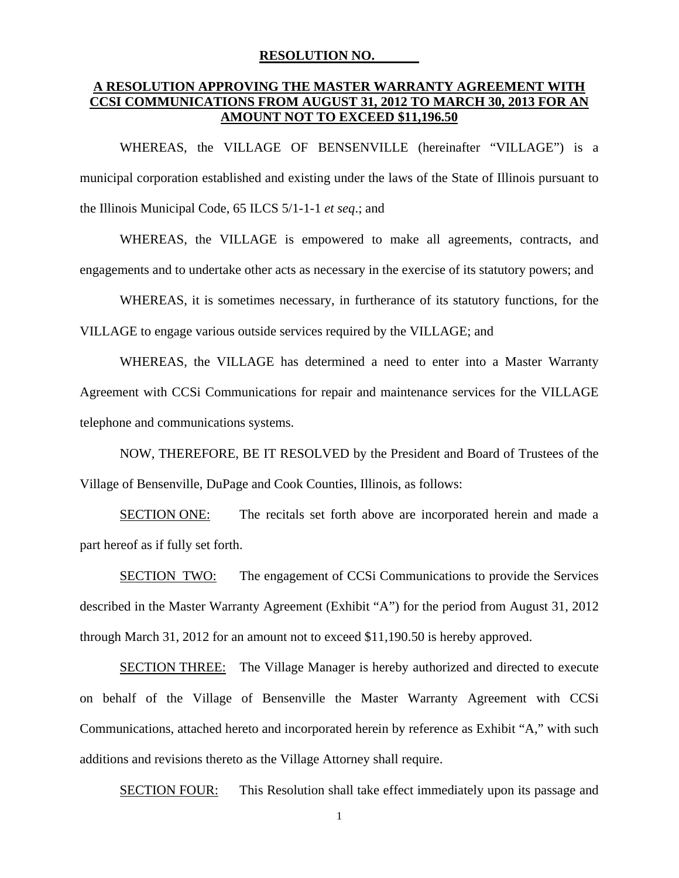**RESOLUTION NO. ______**

**A RESOLUTION APPROVING THE MASTER WARRANTY AGREEMENT WITH CCSI COMMUNICATIONS FROM AUGUST 31, 2012 TO MARCH 30, 2013 FOR AN AMOUNT NOT TO EXCEED $11,196.50**

WHEREAS, the VILLAGE OF BENSENVILLE (hereinafter "VILLAGE") is a municipal corporation established and existing under the laws of the State of Illinois pursuant to the Illinois Municipal Code, 65 ILCS 5/1-1-1 *et seq*.; and

WHEREAS, the VILLAGE is empowered to make all agreements, contracts, and engagements and to undertake other acts as necessary in the exercise of its statutory powers; and

WHEREAS, it is sometimes necessary, in furtherance of its statutory functions, for the VILLAGE to engage various outside services required by the VILLAGE; and

WHEREAS, the VILLAGE has determined a need to enter into a Master Warranty Agreement with CCSi Communications for repair and maintenance services for the VILLAGE telephone and communications systems.

NOW, THEREFORE, BE IT RESOLVED by the President and Board of Trustees of the Village of Bensenville, DuPage and Cook Counties, Illinois, as follows:

SECTION ONE: The recitals set forth above are incorporated herein and made a part hereof as if fully set forth.

SECTION TWO: The engagement of CCSi Communications to provide the Services described in the Master Warranty Agreement (Exhibit "A") for the period from August 31, 2012 through March 31, 2012 for an amount not to exceed $11,190.50 is hereby approved.

SECTION THREE: The Village Manager is hereby authorized and directed to execute on behalf of the Village of Bensenville the Master Warranty Agreement with CCSi Communications, attached hereto and incorporated herein by reference as Exhibit "A," with such additions and revisions thereto as the Village Attorney shall require.

SECTION FOUR: This Resolution shall take effect immediately upon its passage and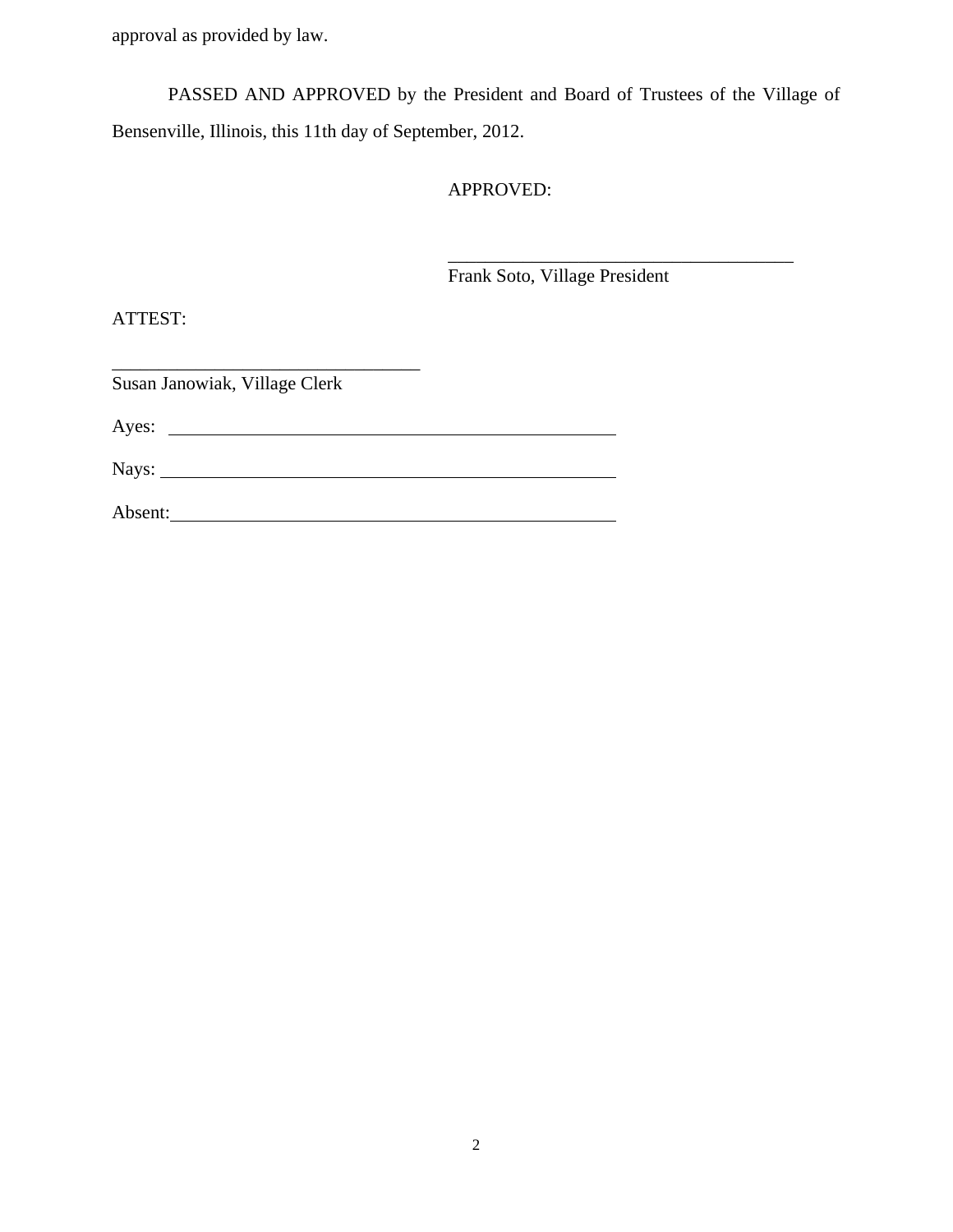approval as provided by law.

PASSED AND APPROVED by the President and Board of Trustees of the Village of Bensenville, Illinois, this 11th day of September, 2012.

APPROVED:

\_\_\_\_\_\_\_\_\_\_\_\_\_\_\_\_\_\_\_\_\_\_\_\_\_\_\_\_\_\_\_\_\_\_\_\_\_\_

Frank Soto, Village President

ATTEST:

\_\_\_\_\_\_\_\_\_\_\_\_\_\_\_\_\_\_\_\_\_\_\_\_\_\_\_\_\_\_\_\_\_\_\_

Susan Janowiak, Village Clerk

Ayes: \_\_\_\_\_\_\_\_\_\_\_\_\_\_\_\_\_\_\_\_\_\_\_\_\_\_\_\_\_\_\_\_\_\_\_\_\_\_\_\_\_\_\_\_\_\_\_\_

Nays: \_\_\_\_\_\_\_\_\_\_\_\_\_\_\_\_\_\_\_\_\_\_\_\_\_\_\_\_\_\_\_\_\_\_\_\_\_\_\_\_\_\_\_\_\_\_\_\_

Absent: \_\_\_\_\_\_\_\_\_\_\_\_\_\_\_\_\_\_\_\_\_\_\_\_\_\_\_\_\_\_\_\_\_\_\_\_\_\_\_\_\_\_\_\_\_\_\_\_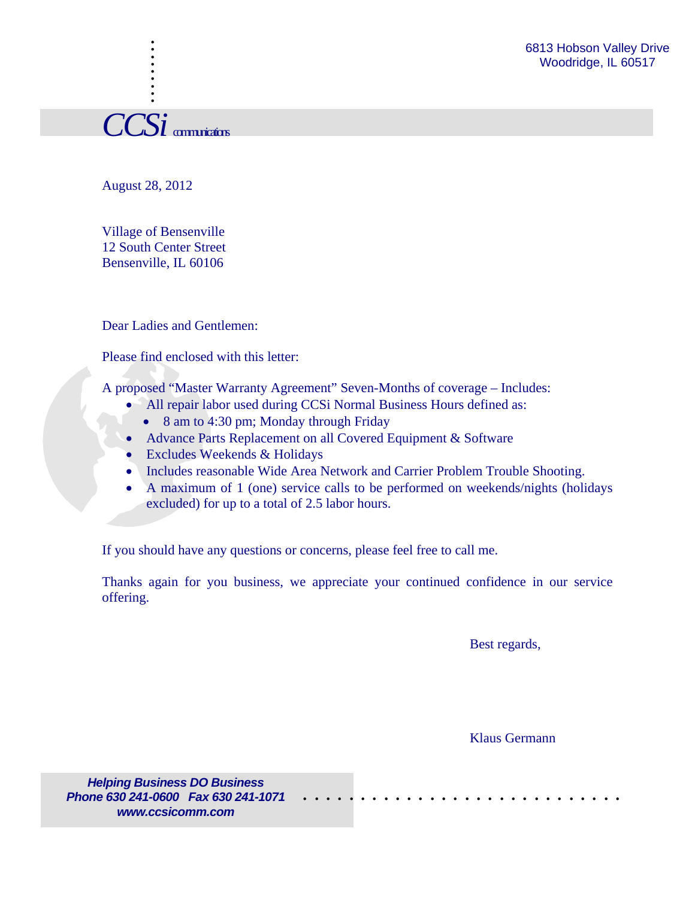6813 Hobson Valley Drive
Woodridge, IL 60517

*CCSi* communications

August 28, 2012

Village of Bensenville
12 South Center Street
Bensenville, IL 60106

Dear Ladies and Gentlemen:

Please find enclosed with this letter:

A proposed "Master Warranty Agreement" Seven-Months of coverage – Includes:

- All repair labor used during CCSi Normal Business Hours defined as:
  - 8 am to 4:30 pm; Monday through Friday
- Advance Parts Replacement on all Covered Equipment & Software
- Excludes Weekends & Holidays
- Includes reasonable Wide Area Network and Carrier Problem Trouble Shooting.
- A maximum of 1 (one) service calls to be performed on weekends/nights (holidays excluded) for up to a total of 2.5 labor hours.

If you should have any questions or concerns, please feel free to call me.

Thanks again for you business, we appreciate your continued confidence in our service offering.

Best regards,

Klaus Germann

***Helping Business DO Business***
***Phone 630 241-0600 Fax 630 241-1071***
***www.ccsicomm.com***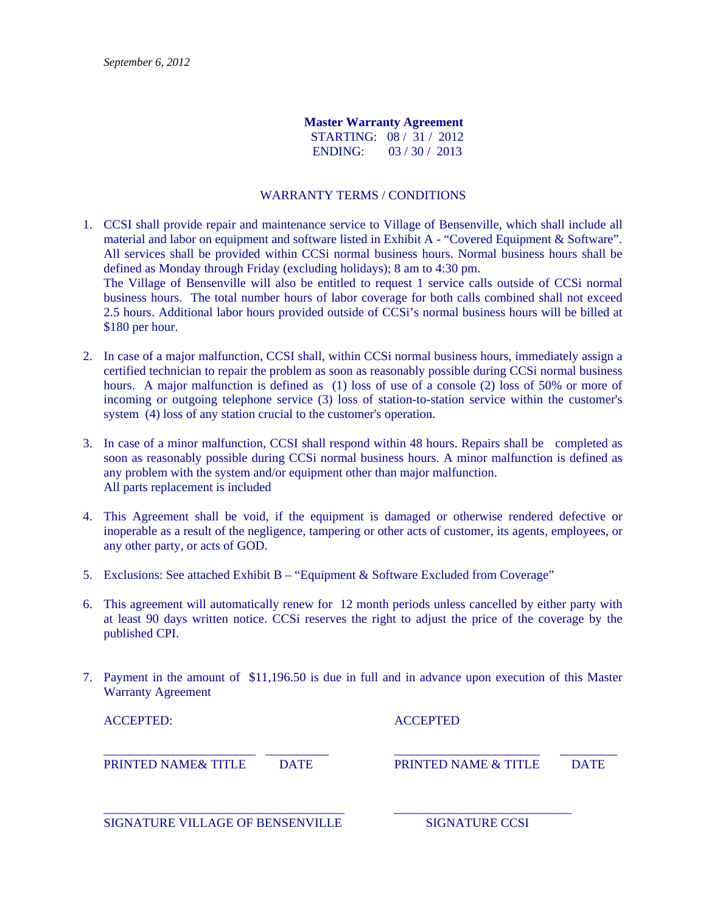*September 6, 2012*

**Master Warranty Agreement**

STARTING: 08 / 31 / 2012

ENDING: 03 / 30 / 2013

WARRANTY TERMS / CONDITIONS

1. CCSI shall provide repair and maintenance service to Village of Bensenville, which shall include all material and labor on equipment and software listed in Exhibit A - "Covered Equipment & Software". All services shall be provided within CCSi normal business hours. Normal business hours shall be defined as Monday through Friday (excluding holidays); 8 am to 4:30 pm.
   The Village of Bensenville will also be entitled to request 1 service calls outside of CCSi normal business hours. The total number hours of labor coverage for both calls combined shall not exceed 2.5 hours. Additional labor hours provided outside of CCSi's normal business hours will be billed at $180 per hour.

2. In case of a major malfunction, CCSI shall, within CCSi normal business hours, immediately assign a certified technician to repair the problem as soon as reasonably possible during CCSi normal business hours. A major malfunction is defined as (1) loss of use of a console (2) loss of 50% or more of incoming or outgoing telephone service (3) loss of station-to-station service within the customer's system (4) loss of any station crucial to the customer's operation.

3. In case of a minor malfunction, CCSI shall respond within 48 hours. Repairs shall be completed as soon as reasonably possible during CCSi normal business hours. A minor malfunction is defined as any problem with the system and/or equipment other than major malfunction.
   All parts replacement is included

4. This Agreement shall be void, if the equipment is damaged or otherwise rendered defective or inoperable as a result of the negligence, tampering or other acts of customer, its agents, employees, or any other party, or acts of GOD.

5. Exclusions: See attached Exhibit B – "Equipment & Software Excluded from Coverage"

6. This agreement will automatically renew for 12 month periods unless cancelled by either party with at least 90 days written notice. CCSi reserves the right to adjust the price of the coverage by the published CPI.

7. Payment in the amount of $11,196.50 is due in full and in advance upon execution of this Master Warranty Agreement

ACCEPTED:

________________________ __________

PRINTED NAME& TITLE DATE

______________________________________

SIGNATURE VILLAGE OF BENSENVILLE

ACCEPTED

_______________________ _________

PRINTED NAME & TITLE DATE

____________________________

SIGNATURE CCSI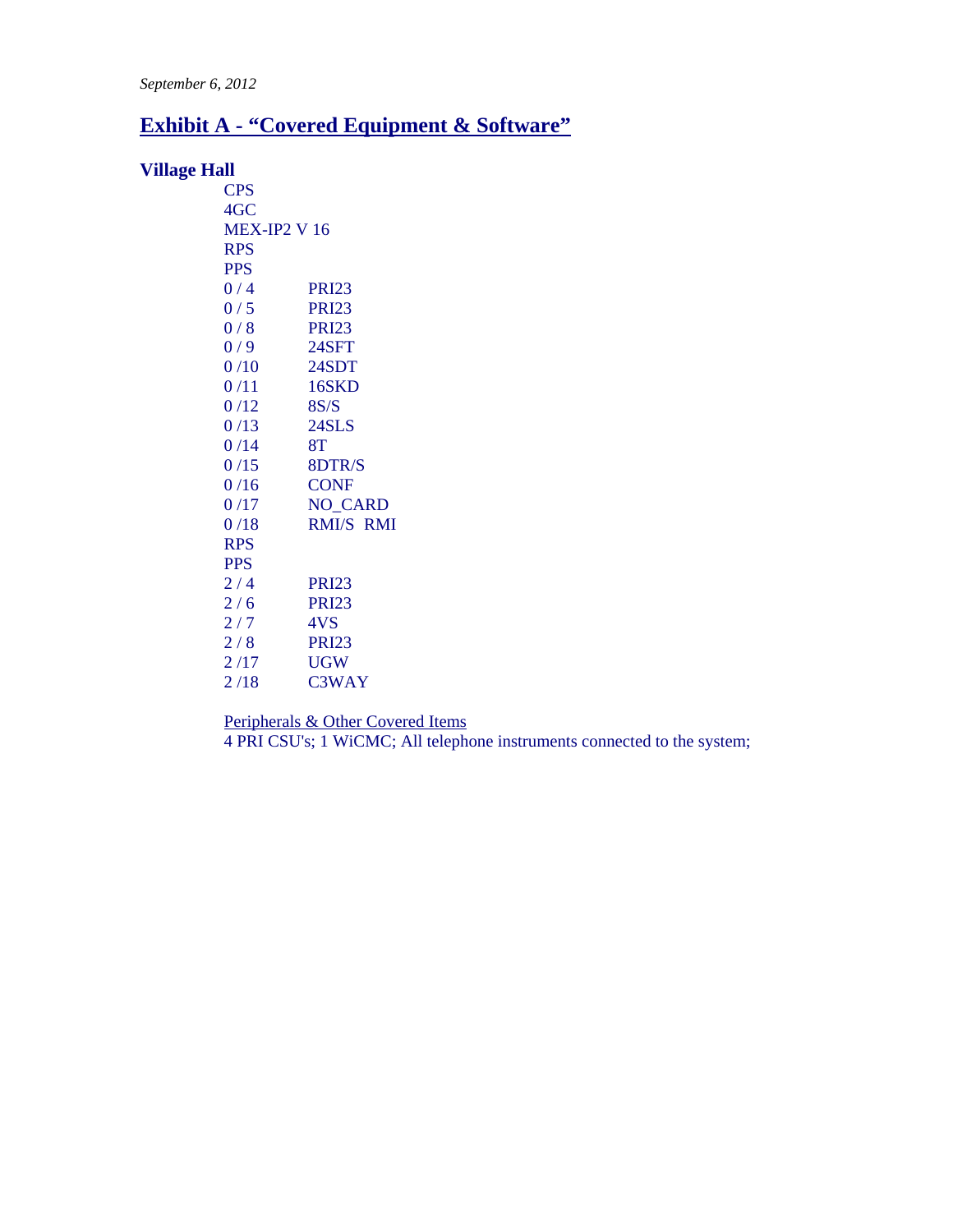*September 6, 2012*

## Exhibit A - "Covered Equipment & Software"

### Village Hall

CPS
4GC
MEX-IP2 V 16
RPS
PPS

| | |
|---|---|
| 0 / 4 | PRI23 |
| 0 / 5 | PRI23 |
| 0 / 8 | PRI23 |
| 0 / 9 | 24SFT |
| 0 /10 | 24SDT |
| 0 /11 | 16SKD |
| 0 /12 | 8S/S |
| 0 /13 | 24SLS |
| 0 /14 | 8T |
| 0 /15 | 8DTR/S |
| 0 /16 | CONF |
| 0 /17 | NO_CARD |
| 0 /18 | RMI/S RMI |

RPS
PPS

| | |
|---|---|
| 2 / 4 | PRI23 |
| 2 / 6 | PRI23 |
| 2 / 7 | 4VS |
| 2 / 8 | PRI23 |
| 2 /17 | UGW |
| 2 /18 | C3WAY |

Peripherals & Other Covered Items

4 PRI CSU's; 1 WiCMC; All telephone instruments connected to the system;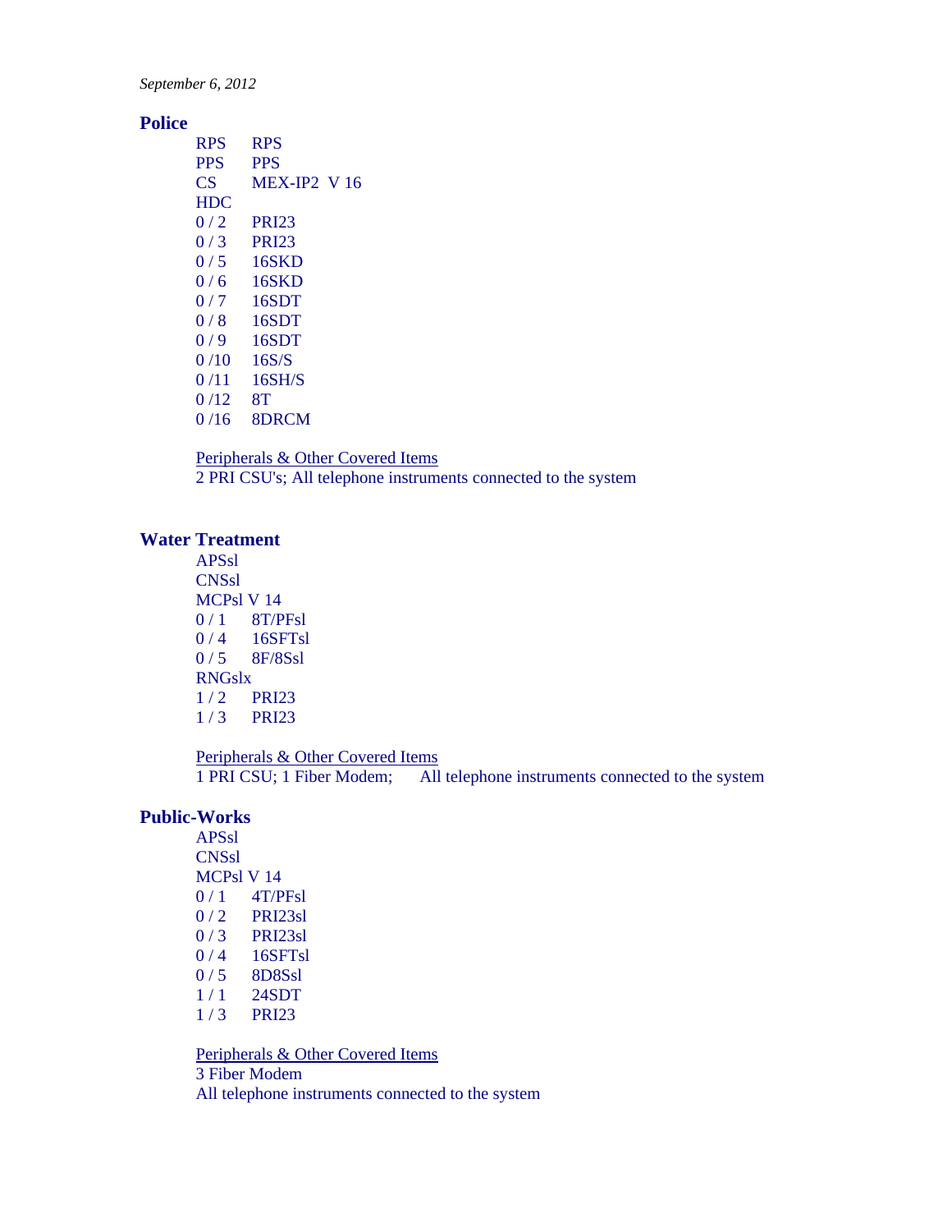*September 6, 2012*

## Police

RPS RPS
PPS PPS
CS MEX-IP2 V 16
HDC
0 / 2 PRI23
0 / 3 PRI23
0 / 5 16SKD
0 / 6 16SKD
0 / 7 16SDT
0 / 8 16SDT
0 / 9 16SDT
0 /10 16S/S
0 /11 16SH/S
0 /12 8T
0 /16 8DRCM

Peripherals & Other Covered Items
2 PRI CSU's; All telephone instruments connected to the system

## Water Treatment

APSsl
CNSsl
MCPsl V 14
0 / 1 8T/PFsl
0 / 4 16SFTsl
0 / 5 8F/8Ssl
RNGslx
1 / 2 PRI23
1 / 3 PRI23

Peripherals & Other Covered Items
1 PRI CSU; 1 Fiber Modem; All telephone instruments connected to the system

## Public-Works

APSsl
CNSsl
MCPsl V 14
0 / 1 4T/PFsl
0 / 2 PRI23sl
0 / 3 PRI23sl
0 / 4 16SFTsl
0 / 5 8D8Ssl
1 / 1 24SDT
1 / 3 PRI23

Peripherals & Other Covered Items
3 Fiber Modem
All telephone instruments connected to the system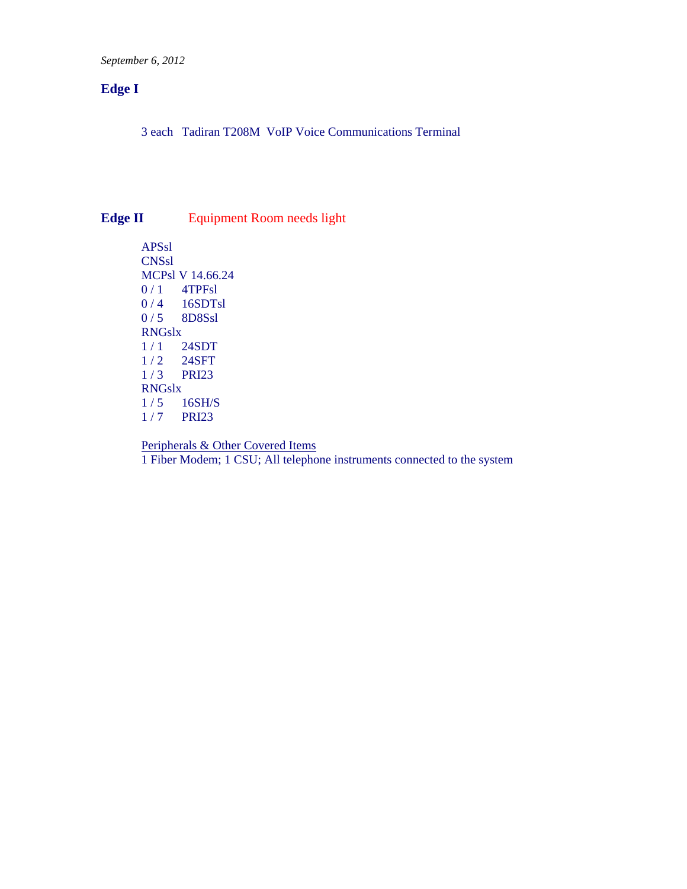*September 6, 2012*

## Edge I

3 each Tadiran T208M VoIP Voice Communications Terminal

## Edge II Equipment Room needs light

APSsl
CNSsl
MCPsl V 14.66.24
0 / 1 4TPFsl
0 / 4 16SDTsl
0 / 5 8D8Ssl
RNGslx
1 / 1 24SDT
1 / 2 24SFT
1 / 3 PRI23
RNGslx
1 / 5 16SH/S
1 / 7 PRI23

Peripherals & Other Covered Items
1 Fiber Modem; 1 CSU; All telephone instruments connected to the system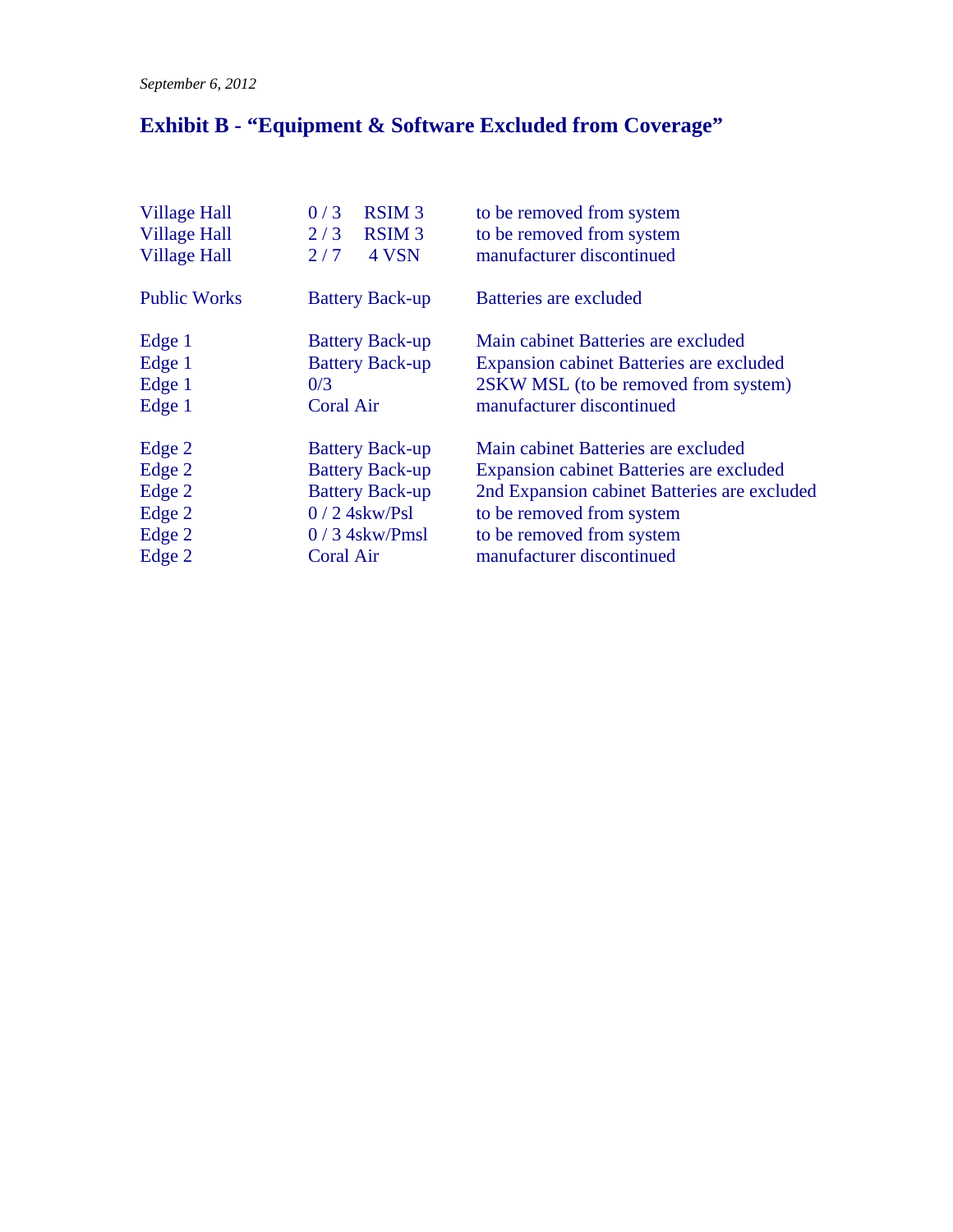*September 6, 2012*

## Exhibit B - "Equipment & Software Excluded from Coverage"

| | | |
|---|---|---|
| Village Hall | 0 / 3 RSIM 3 | to be removed from system |
| Village Hall | 2 / 3 RSIM 3 | to be removed from system |
| Village Hall | 2 / 7 4 VSN | manufacturer discontinued |
| | | |
| Public Works | Battery Back-up | Batteries are excluded |
| | | |
| Edge 1 | Battery Back-up | Main cabinet Batteries are excluded |
| Edge 1 | Battery Back-up | Expansion cabinet Batteries are excluded |
| Edge 1 | 0/3 | 2SKW MSL (to be removed from system) |
| Edge 1 | Coral Air | manufacturer discontinued |
| | | |
| Edge 2 | Battery Back-up | Main cabinet Batteries are excluded |
| Edge 2 | Battery Back-up | Expansion cabinet Batteries are excluded |
| Edge 2 | Battery Back-up | 2nd Expansion cabinet Batteries are excluded |
| Edge 2 | 0 / 2 4skw/Psl | to be removed from system |
| Edge 2 | 0 / 3 4skw/Pmsl | to be removed from system |
| Edge 2 | Coral Air | manufacturer discontinued |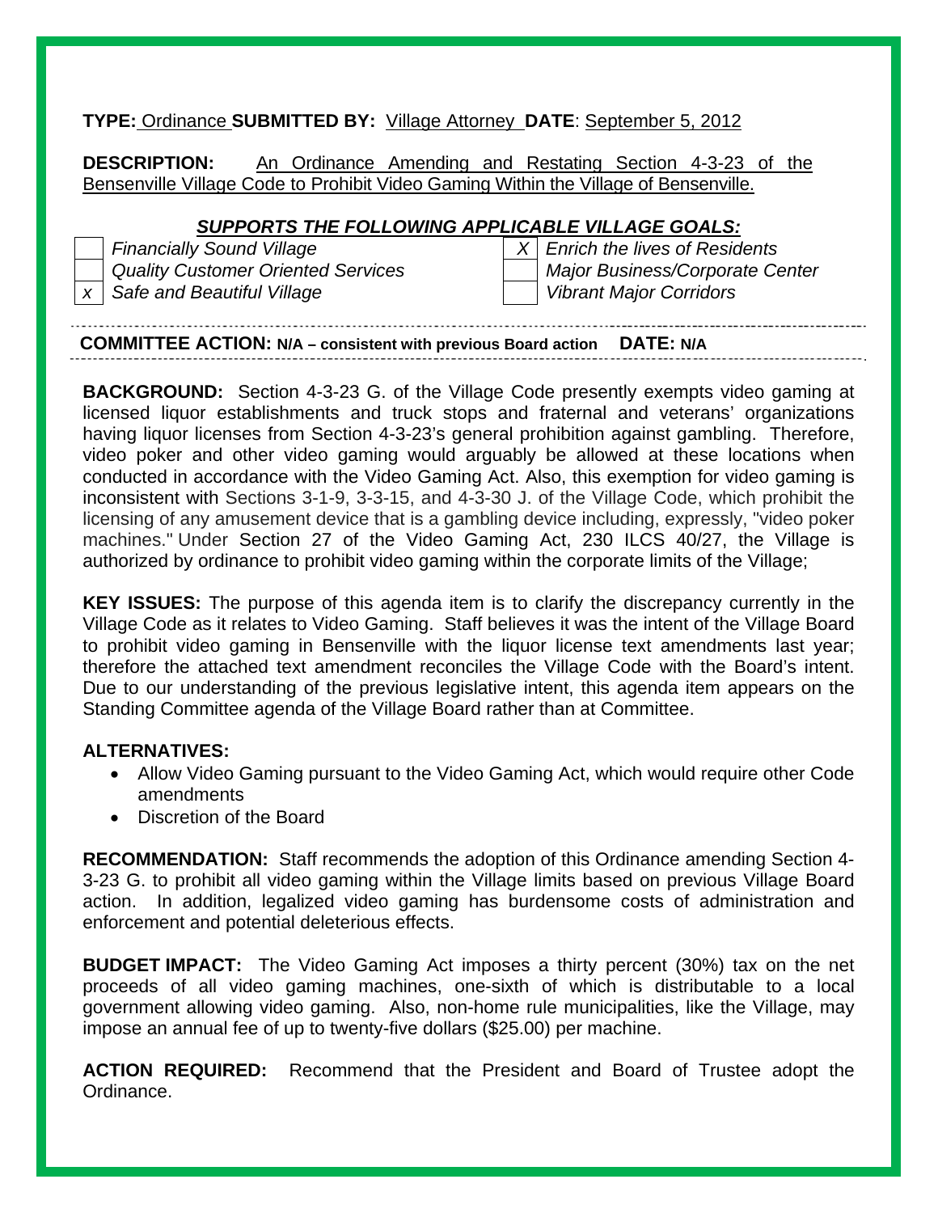**TYPE:** Ordinance **SUBMITTED BY:** Village Attorney **DATE**: September 5, 2012

**DESCRIPTION:** An Ordinance Amending and Restating Section 4-3-23 of the Bensenville Village Code to Prohibit Video Gaming Within the Village of Bensenville.

***SUPPORTS THE FOLLOWING APPLICABLE VILLAGE GOALS:***

| | | | |
|---|---|---|---|
| | *Financially Sound Village* | *X* | *Enrich the lives of Residents* |
| | *Quality Customer Oriented Services* | | *Major Business/Corporate Center* |
| *x* | *Safe and Beautiful Village* | | *Vibrant Major Corridors* |

**COMMITTEE ACTION: N/A – consistent with previous Board action DATE: N/A**

**BACKGROUND:** Section 4-3-23 G. of the Village Code presently exempts video gaming at licensed liquor establishments and truck stops and fraternal and veterans' organizations having liquor licenses from Section 4-3-23's general prohibition against gambling. Therefore, video poker and other video gaming would arguably be allowed at these locations when conducted in accordance with the Video Gaming Act. Also, this exemption for video gaming is inconsistent with Sections 3-1-9, 3-3-15, and 4-3-30 J. of the Village Code, which prohibit the licensing of any amusement device that is a gambling device including, expressly, "video poker machines." Under Section 27 of the Video Gaming Act, 230 ILCS 40/27, the Village is authorized by ordinance to prohibit video gaming within the corporate limits of the Village;

**KEY ISSUES:** The purpose of this agenda item is to clarify the discrepancy currently in the Village Code as it relates to Video Gaming. Staff believes it was the intent of the Village Board to prohibit video gaming in Bensenville with the liquor license text amendments last year; therefore the attached text amendment reconciles the Village Code with the Board's intent. Due to our understanding of the previous legislative intent, this agenda item appears on the Standing Committee agenda of the Village Board rather than at Committee.

**ALTERNATIVES:**

- Allow Video Gaming pursuant to the Video Gaming Act, which would require other Code amendments
- Discretion of the Board

**RECOMMENDATION:** Staff recommends the adoption of this Ordinance amending Section 4-3-23 G. to prohibit all video gaming within the Village limits based on previous Village Board action. In addition, legalized video gaming has burdensome costs of administration and enforcement and potential deleterious effects.

**BUDGET IMPACT:** The Video Gaming Act imposes a thirty percent (30%) tax on the net proceeds of all video gaming machines, one-sixth of which is distributable to a local government allowing video gaming. Also, non-home rule municipalities, like the Village, may impose an annual fee of up to twenty-five dollars ($25.00) per machine.

**ACTION REQUIRED:** Recommend that the President and Board of Trustee adopt the Ordinance.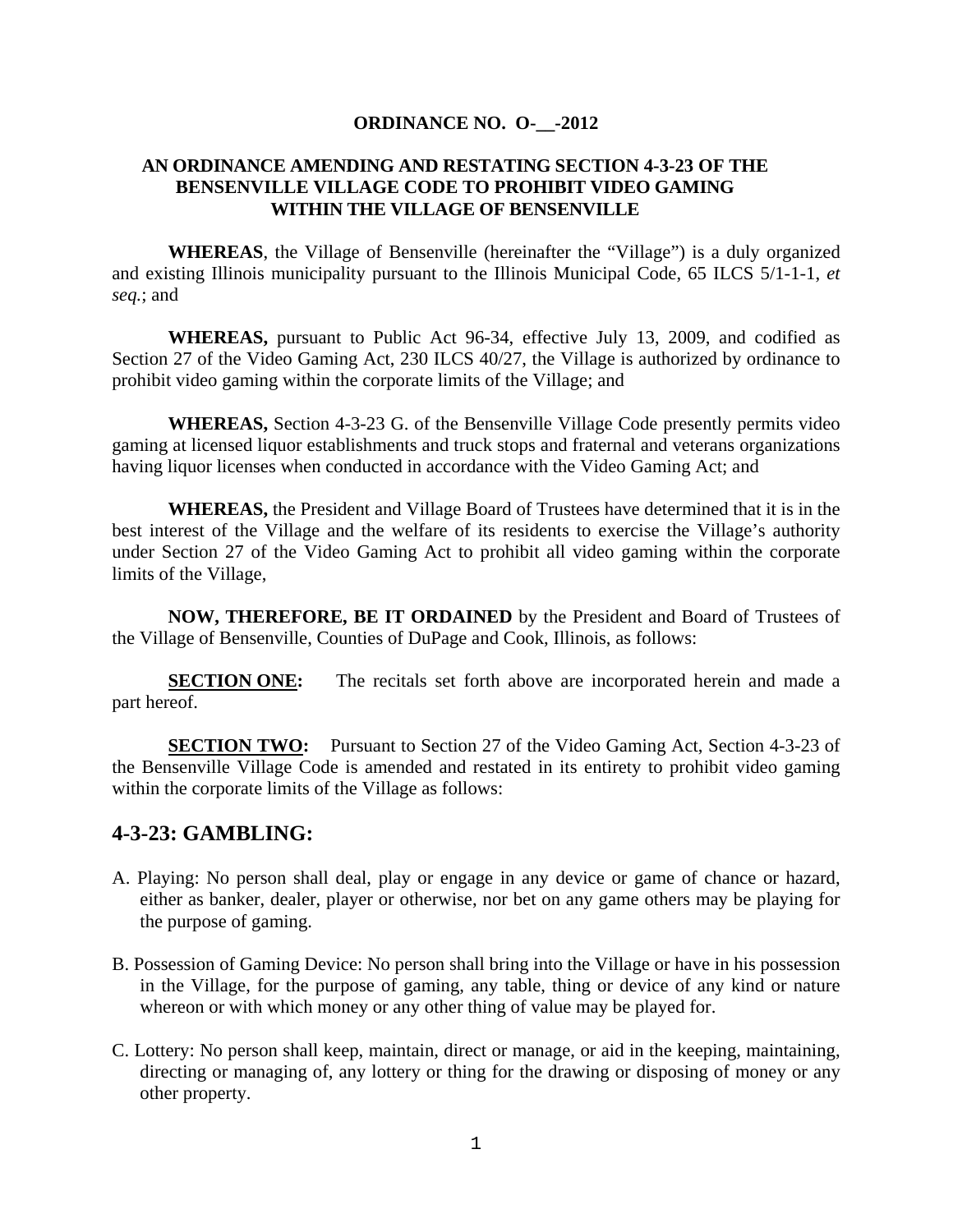**ORDINANCE NO. O-__-2012**

**AN ORDINANCE AMENDING AND RESTATING SECTION 4-3-23 OF THE BENSENVILLE VILLAGE CODE TO PROHIBIT VIDEO GAMING WITHIN THE VILLAGE OF BENSENVILLE**

**WHEREAS**, the Village of Bensenville (hereinafter the "Village") is a duly organized and existing Illinois municipality pursuant to the Illinois Municipal Code, 65 ILCS 5/1-1-1, *et seq.*; and

**WHEREAS,** pursuant to Public Act 96-34, effective July 13, 2009, and codified as Section 27 of the Video Gaming Act, 230 ILCS 40/27, the Village is authorized by ordinance to prohibit video gaming within the corporate limits of the Village; and

**WHEREAS,** Section 4-3-23 G. of the Bensenville Village Code presently permits video gaming at licensed liquor establishments and truck stops and fraternal and veterans organizations having liquor licenses when conducted in accordance with the Video Gaming Act; and

**WHEREAS,** the President and Village Board of Trustees have determined that it is in the best interest of the Village and the welfare of its residents to exercise the Village's authority under Section 27 of the Video Gaming Act to prohibit all video gaming within the corporate limits of the Village,

**NOW, THEREFORE, BE IT ORDAINED** by the President and Board of Trustees of the Village of Bensenville, Counties of DuPage and Cook, Illinois, as follows:

**SECTION ONE:** The recitals set forth above are incorporated herein and made a part hereof.

**SECTION TWO:** Pursuant to Section 27 of the Video Gaming Act, Section 4-3-23 of the Bensenville Village Code is amended and restated in its entirety to prohibit video gaming within the corporate limits of the Village as follows:

## 4-3-23: GAMBLING:

A. Playing: No person shall deal, play or engage in any device or game of chance or hazard, either as banker, dealer, player or otherwise, nor bet on any game others may be playing for the purpose of gaming.

B. Possession of Gaming Device: No person shall bring into the Village or have in his possession in the Village, for the purpose of gaming, any table, thing or device of any kind or nature whereon or with which money or any other thing of value may be played for.

C. Lottery: No person shall keep, maintain, direct or manage, or aid in the keeping, maintaining, directing or managing of, any lottery or thing for the drawing or disposing of money or any other property.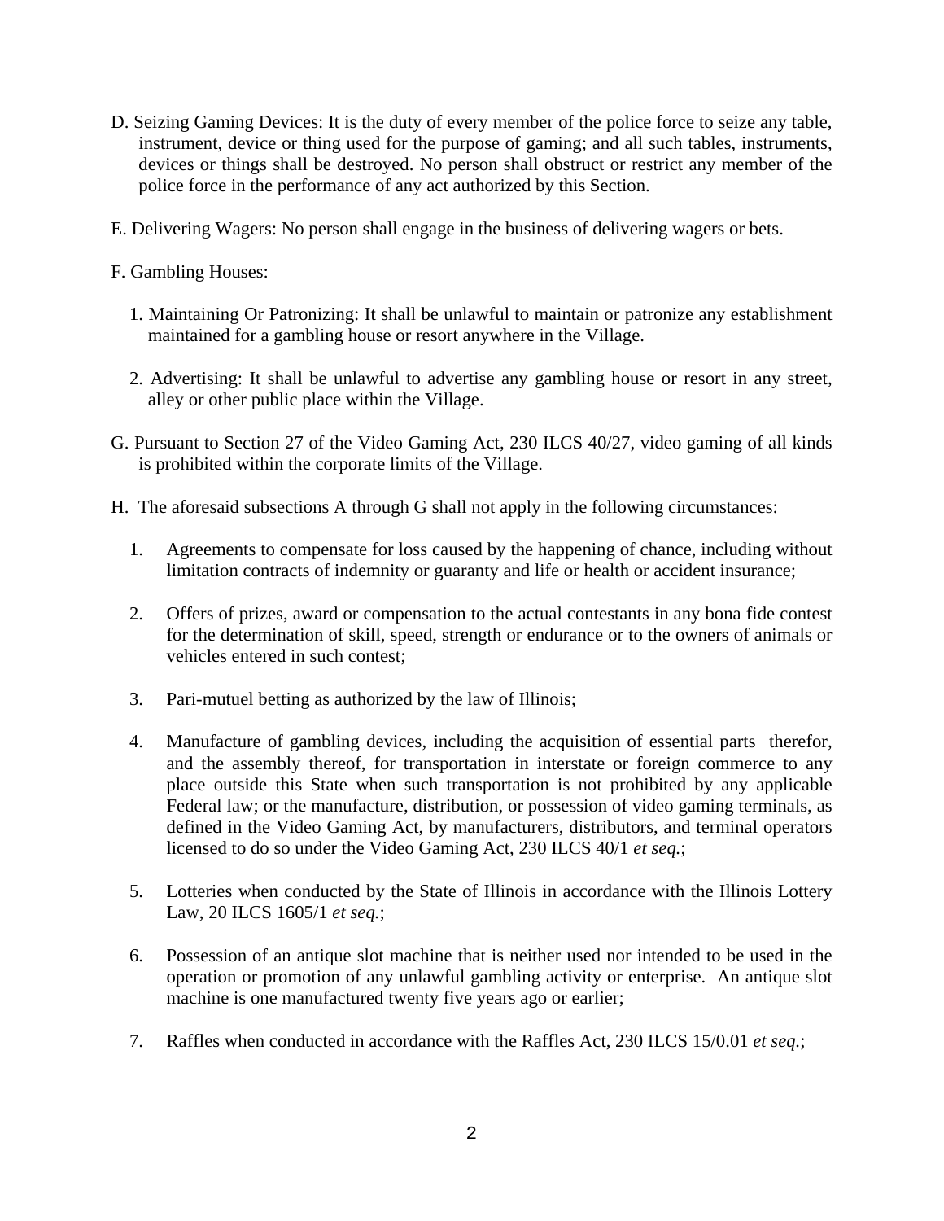D. Seizing Gaming Devices: It is the duty of every member of the police force to seize any table, instrument, device or thing used for the purpose of gaming; and all such tables, instruments, devices or things shall be destroyed. No person shall obstruct or restrict any member of the police force in the performance of any act authorized by this Section.

E. Delivering Wagers: No person shall engage in the business of delivering wagers or bets.

F. Gambling Houses:

1. Maintaining Or Patronizing: It shall be unlawful to maintain or patronize any establishment maintained for a gambling house or resort anywhere in the Village.

2. Advertising: It shall be unlawful to advertise any gambling house or resort in any street, alley or other public place within the Village.

G. Pursuant to Section 27 of the Video Gaming Act, 230 ILCS 40/27, video gaming of all kinds is prohibited within the corporate limits of the Village.

H. The aforesaid subsections A through G shall not apply in the following circumstances:

1. Agreements to compensate for loss caused by the happening of chance, including without limitation contracts of indemnity or guaranty and life or health or accident insurance;

2. Offers of prizes, award or compensation to the actual contestants in any bona fide contest for the determination of skill, speed, strength or endurance or to the owners of animals or vehicles entered in such contest;

3. Pari-mutuel betting as authorized by the law of Illinois;

4. Manufacture of gambling devices, including the acquisition of essential parts therefor, and the assembly thereof, for transportation in interstate or foreign commerce to any place outside this State when such transportation is not prohibited by any applicable Federal law; or the manufacture, distribution, or possession of video gaming terminals, as defined in the Video Gaming Act, by manufacturers, distributors, and terminal operators licensed to do so under the Video Gaming Act, 230 ILCS 40/1 *et seq.*;

5. Lotteries when conducted by the State of Illinois in accordance with the Illinois Lottery Law, 20 ILCS 1605/1 *et seq.*;

6. Possession of an antique slot machine that is neither used nor intended to be used in the operation or promotion of any unlawful gambling activity or enterprise. An antique slot machine is one manufactured twenty five years ago or earlier;

7. Raffles when conducted in accordance with the Raffles Act, 230 ILCS 15/0.01 *et seq.*;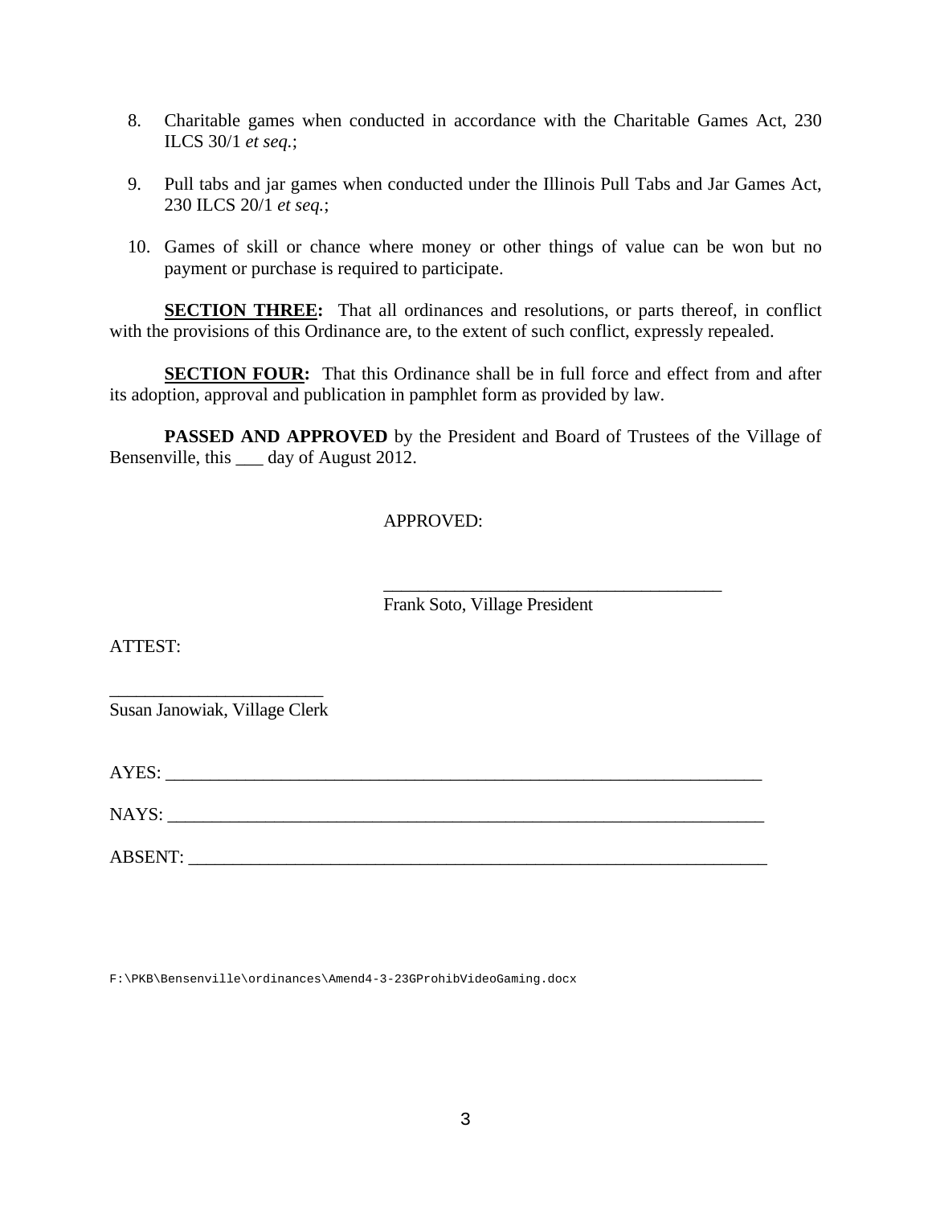8. Charitable games when conducted in accordance with the Charitable Games Act, 230 ILCS 30/1 *et seq.*;

9. Pull tabs and jar games when conducted under the Illinois Pull Tabs and Jar Games Act, 230 ILCS 20/1 *et seq.*;

10. Games of skill or chance where money or other things of value can be won but no payment or purchase is required to participate.

**SECTION THREE:** That all ordinances and resolutions, or parts thereof, in conflict with the provisions of this Ordinance are, to the extent of such conflict, expressly repealed.

**SECTION FOUR:** That this Ordinance shall be in full force and effect from and after its adoption, approval and publication in pamphlet form as provided by law.

**PASSED AND APPROVED** by the President and Board of Trustees of the Village of Bensenville, this ___ day of August 2012.

APPROVED:

______________________________________
Frank Soto, Village President

ATTEST:

________________________
Susan Janowiak, Village Clerk

AYES: ________________________________________________________________

NAYS: ________________________________________________________________

ABSENT: ______________________________________________________________

F:\PKB\Bensenville\ordinances\Amend4-3-23GProhibVideoGaming.docx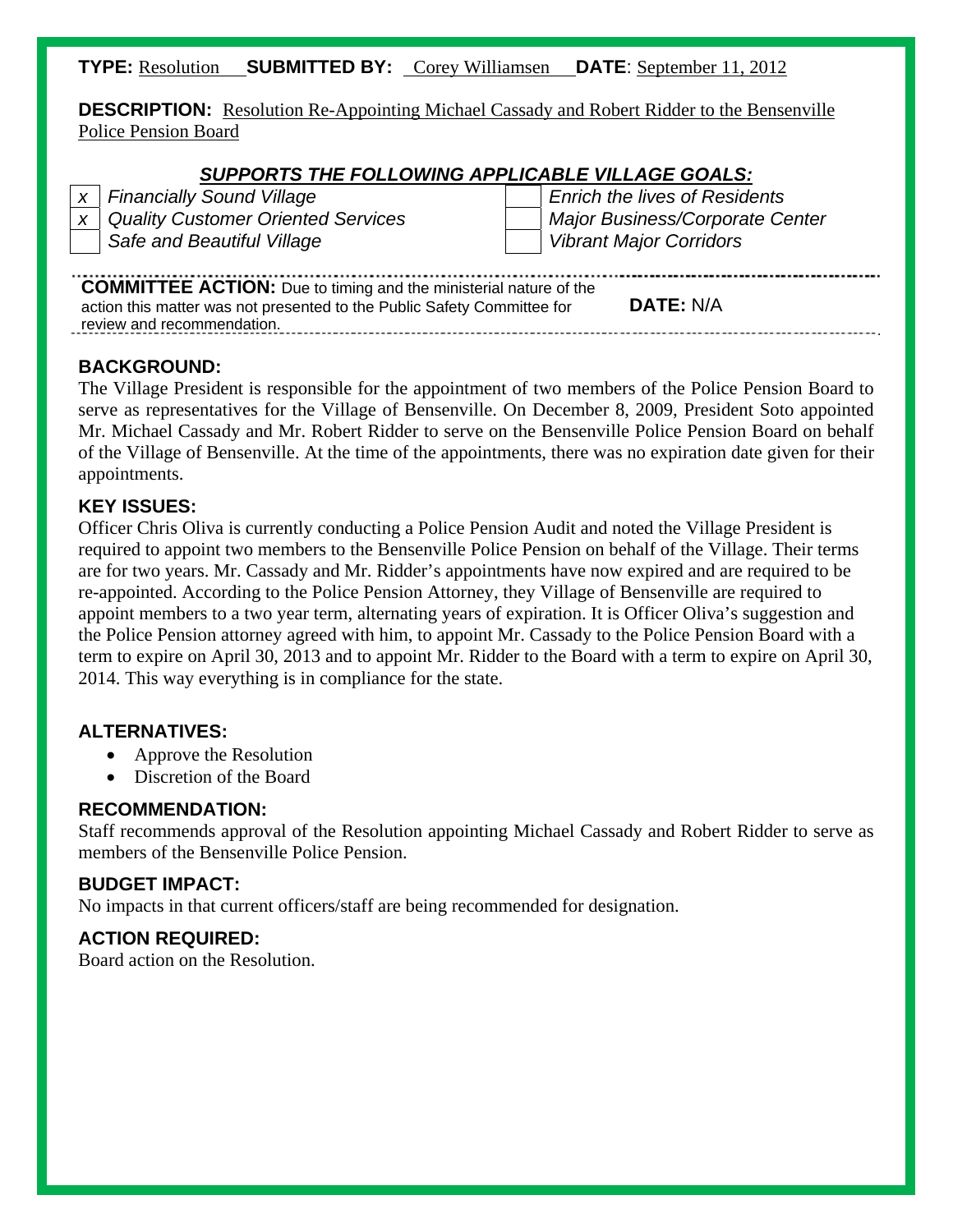**TYPE:** Resolution **SUBMITTED BY:** Corey Williamsen **DATE**: September 11, 2012

**DESCRIPTION:** Resolution Re-Appointing Michael Cassady and Robert Ridder to the Bensenville Police Pension Board

***SUPPORTS THE FOLLOWING APPLICABLE VILLAGE GOALS:***

| | | | |
|---|---|---|---|
| x | *Financially Sound Village* | | *Enrich the lives of Residents* |
| x | *Quality Customer Oriented Services* | | *Major Business/Corporate Center* |
| | *Safe and Beautiful Village* | | *Vibrant Major Corridors* |

**COMMITTEE ACTION:** Due to timing and the ministerial nature of the action this matter was not presented to the Public Safety Committee for review and recommendation. **DATE:** N/A

## BACKGROUND:

The Village President is responsible for the appointment of two members of the Police Pension Board to serve as representatives for the Village of Bensenville. On December 8, 2009, President Soto appointed Mr. Michael Cassady and Mr. Robert Ridder to serve on the Bensenville Police Pension Board on behalf of the Village of Bensenville. At the time of the appointments, there was no expiration date given for their appointments.

## KEY ISSUES:

Officer Chris Oliva is currently conducting a Police Pension Audit and noted the Village President is required to appoint two members to the Bensenville Police Pension on behalf of the Village. Their terms are for two years. Mr. Cassady and Mr. Ridder's appointments have now expired and are required to be re-appointed. According to the Police Pension Attorney, they Village of Bensenville are required to appoint members to a two year term, alternating years of expiration. It is Officer Oliva's suggestion and the Police Pension attorney agreed with him, to appoint Mr. Cassady to the Police Pension Board with a term to expire on April 30, 2013 and to appoint Mr. Ridder to the Board with a term to expire on April 30, 2014. This way everything is in compliance for the state.

## ALTERNATIVES:

- Approve the Resolution
- Discretion of the Board

## RECOMMENDATION:

Staff recommends approval of the Resolution appointing Michael Cassady and Robert Ridder to serve as members of the Bensenville Police Pension.

## BUDGET IMPACT:

No impacts in that current officers/staff are being recommended for designation.

## ACTION REQUIRED:

Board action on the Resolution.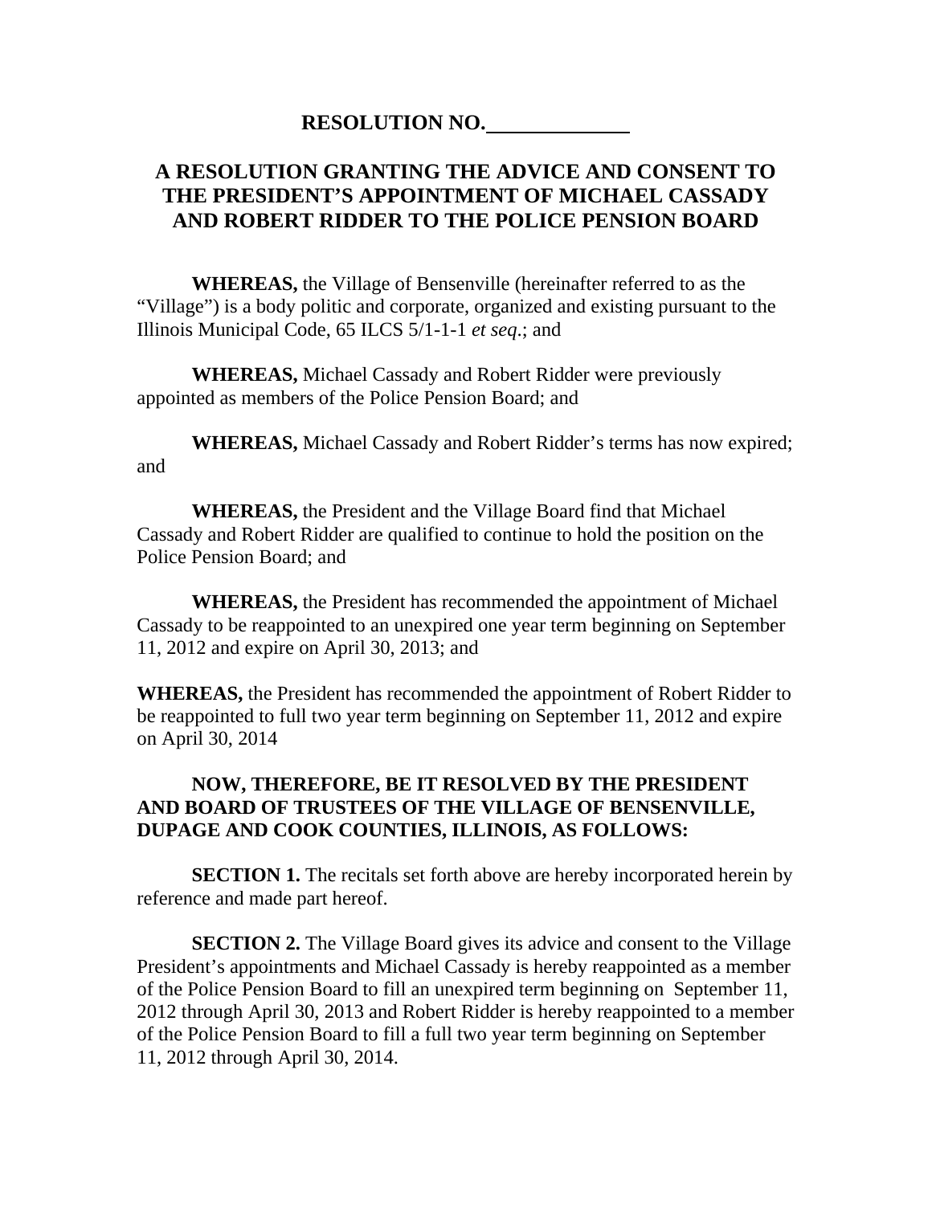**RESOLUTION NO.\_\_\_\_\_\_\_\_\_\_\_\_**

**A RESOLUTION GRANTING THE ADVICE AND CONSENT TO THE PRESIDENT'S APPOINTMENT OF MICHAEL CASSADY AND ROBERT RIDDER TO THE POLICE PENSION BOARD**

**WHEREAS,** the Village of Bensenville (hereinafter referred to as the "Village") is a body politic and corporate, organized and existing pursuant to the Illinois Municipal Code, 65 ILCS 5/1-1-1 *et seq.*; and

**WHEREAS,** Michael Cassady and Robert Ridder were previously appointed as members of the Police Pension Board; and

**WHEREAS,** Michael Cassady and Robert Ridder's terms has now expired; and

**WHEREAS,** the President and the Village Board find that Michael Cassady and Robert Ridder are qualified to continue to hold the position on the Police Pension Board; and

**WHEREAS,** the President has recommended the appointment of Michael Cassady to be reappointed to an unexpired one year term beginning on September 11, 2012 and expire on April 30, 2013; and

**WHEREAS,** the President has recommended the appointment of Robert Ridder to be reappointed to full two year term beginning on September 11, 2012 and expire on April 30, 2014

**NOW, THEREFORE, BE IT RESOLVED BY THE PRESIDENT AND BOARD OF TRUSTEES OF THE VILLAGE OF BENSENVILLE, DUPAGE AND COOK COUNTIES, ILLINOIS, AS FOLLOWS:**

**SECTION 1.** The recitals set forth above are hereby incorporated herein by reference and made part hereof.

**SECTION 2.** The Village Board gives its advice and consent to the Village President's appointments and Michael Cassady is hereby reappointed as a member of the Police Pension Board to fill an unexpired term beginning on September 11, 2012 through April 30, 2013 and Robert Ridder is hereby reappointed to a member of the Police Pension Board to fill a full two year term beginning on September 11, 2012 through April 30, 2014.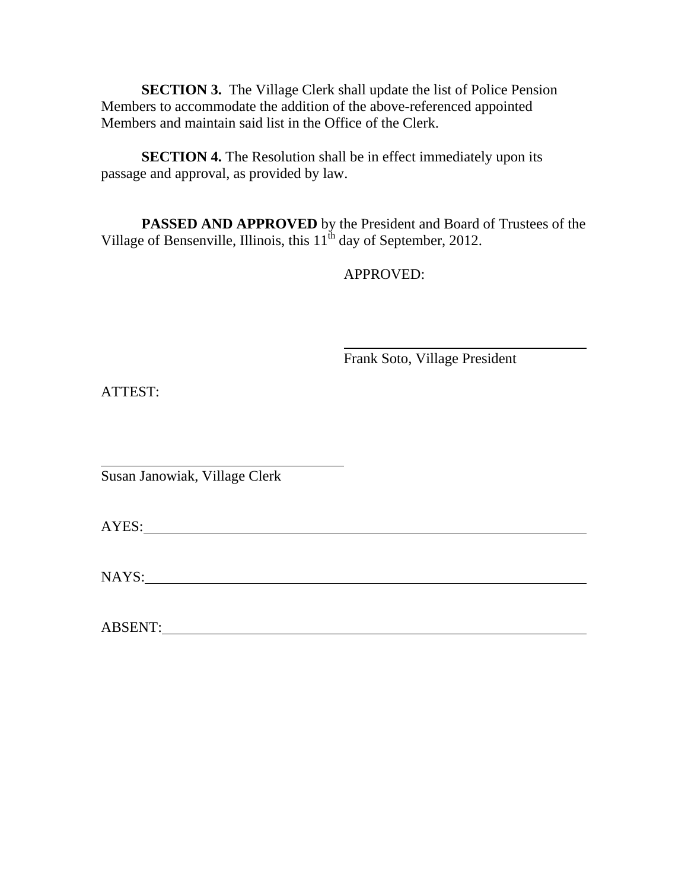**SECTION 3.** The Village Clerk shall update the list of Police Pension Members to accommodate the addition of the above-referenced appointed Members and maintain said list in the Office of the Clerk.

**SECTION 4.** The Resolution shall be in effect immediately upon its passage and approval, as provided by law.

**PASSED AND APPROVED** by the President and Board of Trustees of the Village of Bensenville, Illinois, this 11th day of September, 2012.

APPROVED:

\_\_\_\_\_\_\_\_\_\_\_\_\_\_\_\_\_\_\_\_\_\_\_\_\_\_\_\_\_\_\_\_\_\_\_\_

Frank Soto, Village President

ATTEST:

\_\_\_\_\_\_\_\_\_\_\_\_\_\_\_\_\_\_\_\_\_\_\_\_\_\_\_\_\_\_\_\_\_\_\_\_

Susan Janowiak, Village Clerk

AYES:\_\_\_\_\_\_\_\_\_\_\_\_\_\_\_\_\_\_\_\_\_\_\_\_\_\_\_\_\_\_\_\_\_\_\_\_\_\_\_\_\_\_\_\_\_\_\_\_\_\_\_\_\_\_\_\_

NAYS:\_\_\_\_\_\_\_\_\_\_\_\_\_\_\_\_\_\_\_\_\_\_\_\_\_\_\_\_\_\_\_\_\_\_\_\_\_\_\_\_\_\_\_\_\_\_\_\_\_\_\_\_\_\_\_\_

ABSENT:\_\_\_\_\_\_\_\_\_\_\_\_\_\_\_\_\_\_\_\_\_\_\_\_\_\_\_\_\_\_\_\_\_\_\_\_\_\_\_\_\_\_\_\_\_\_\_\_\_\_\_\_\_\_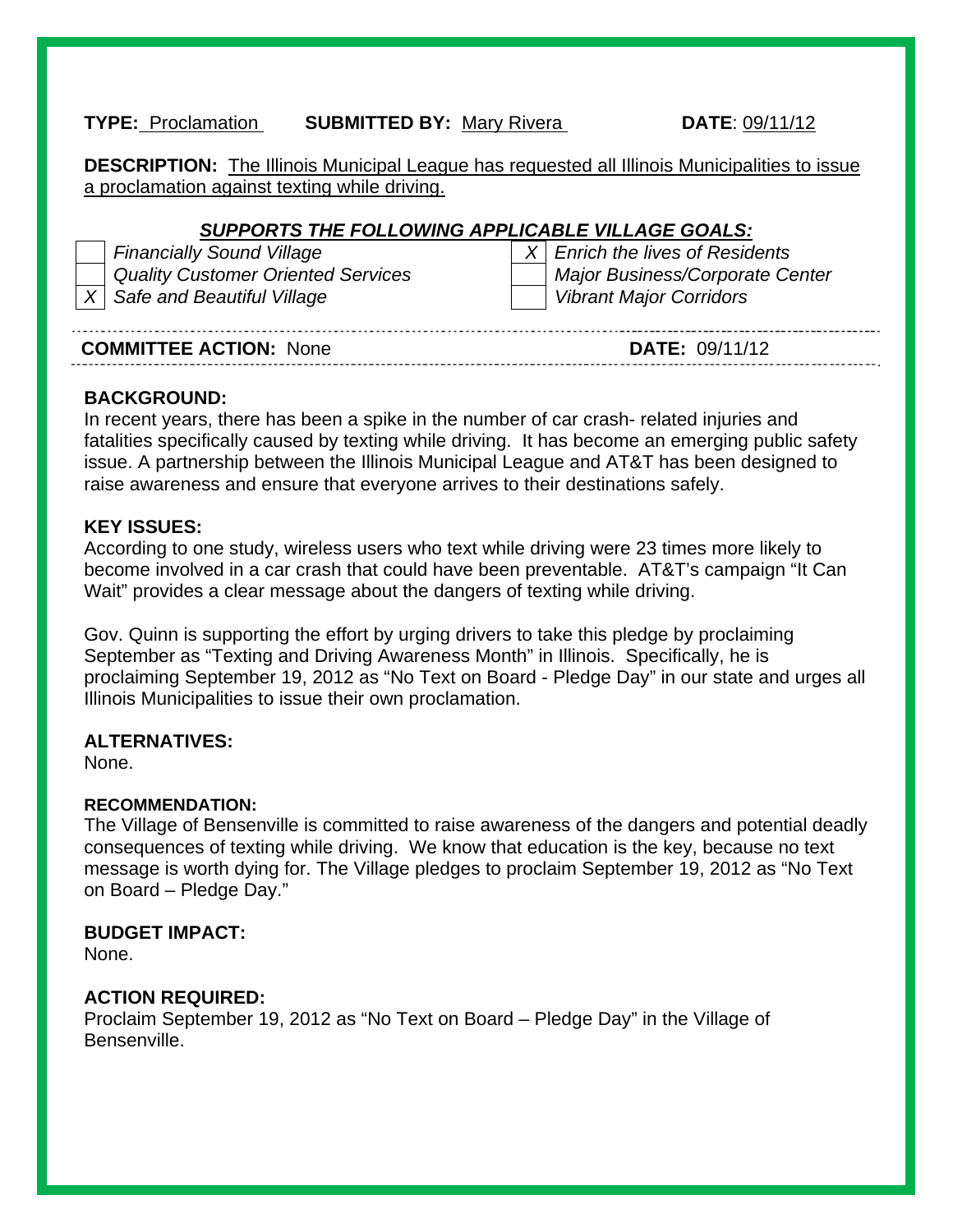**TYPE:** Proclamation **SUBMITTED BY:** Mary Rivera **DATE**: 09/11/12

**DESCRIPTION:** The Illinois Municipal League has requested all Illinois Municipalities to issue a proclamation against texting while driving.

***SUPPORTS THE FOLLOWING APPLICABLE VILLAGE GOALS:***

| | | | |
|---|---|---|---|
| | *Financially Sound Village* | *X* | *Enrich the lives of Residents* |
| | *Quality Customer Oriented Services* | | *Major Business/Corporate Center* |
| *X* | *Safe and Beautiful Village* | | *Vibrant Major Corridors* |

**COMMITTEE ACTION:** None **DATE:** 09/11/12

**BACKGROUND:**

In recent years, there has been a spike in the number of car crash- related injuries and fatalities specifically caused by texting while driving. It has become an emerging public safety issue. A partnership between the Illinois Municipal League and AT&T has been designed to raise awareness and ensure that everyone arrives to their destinations safely.

**KEY ISSUES:**

According to one study, wireless users who text while driving were 23 times more likely to become involved in a car crash that could have been preventable. AT&T's campaign "It Can Wait" provides a clear message about the dangers of texting while driving.

Gov. Quinn is supporting the effort by urging drivers to take this pledge by proclaiming September as "Texting and Driving Awareness Month" in Illinois. Specifically, he is proclaiming September 19, 2012 as "No Text on Board - Pledge Day" in our state and urges all Illinois Municipalities to issue their own proclamation.

**ALTERNATIVES:**

None.

**RECOMMENDATION:**

The Village of Bensenville is committed to raise awareness of the dangers and potential deadly consequences of texting while driving. We know that education is the key, because no text message is worth dying for. The Village pledges to proclaim September 19, 2012 as "No Text on Board – Pledge Day."

**BUDGET IMPACT:**

None.

**ACTION REQUIRED:**

Proclaim September 19, 2012 as "No Text on Board – Pledge Day" in the Village of Bensenville.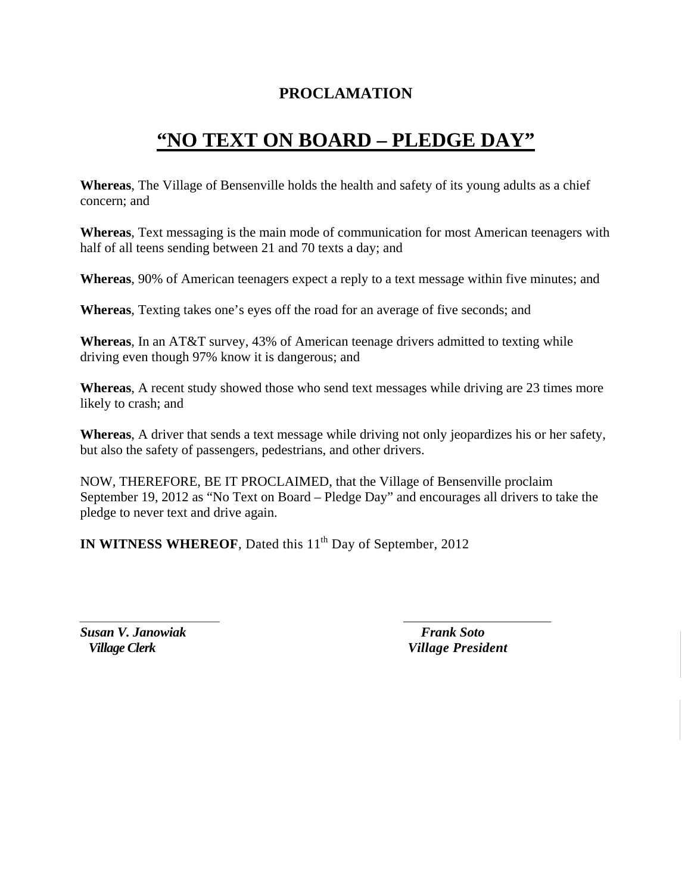# PROCLAMATION

## **"NO TEXT ON BOARD – PLEDGE DAY"**

**Whereas**, The Village of Bensenville holds the health and safety of its young adults as a chief concern; and

**Whereas**, Text messaging is the main mode of communication for most American teenagers with half of all teens sending between 21 and 70 texts a day; and

**Whereas**, 90% of American teenagers expect a reply to a text message within five minutes; and

**Whereas**, Texting takes one's eyes off the road for an average of five seconds; and

**Whereas**, In an AT&T survey, 43% of American teenage drivers admitted to texting while driving even though 97% know it is dangerous; and

**Whereas**, A recent study showed those who send text messages while driving are 23 times more likely to crash; and

**Whereas**, A driver that sends a text message while driving not only jeopardizes his or her safety, but also the safety of passengers, pedestrians, and other drivers.

NOW, THEREFORE, BE IT PROCLAIMED, that the Village of Bensenville proclaim September 19, 2012 as "No Text on Board – Pledge Day" and encourages all drivers to take the pledge to never text and drive again.

**IN WITNESS WHEREOF**, Dated this 11th Day of September, 2012

***Susan V. Janowiak***
***Village Clerk***

***Frank Soto***
***Village President***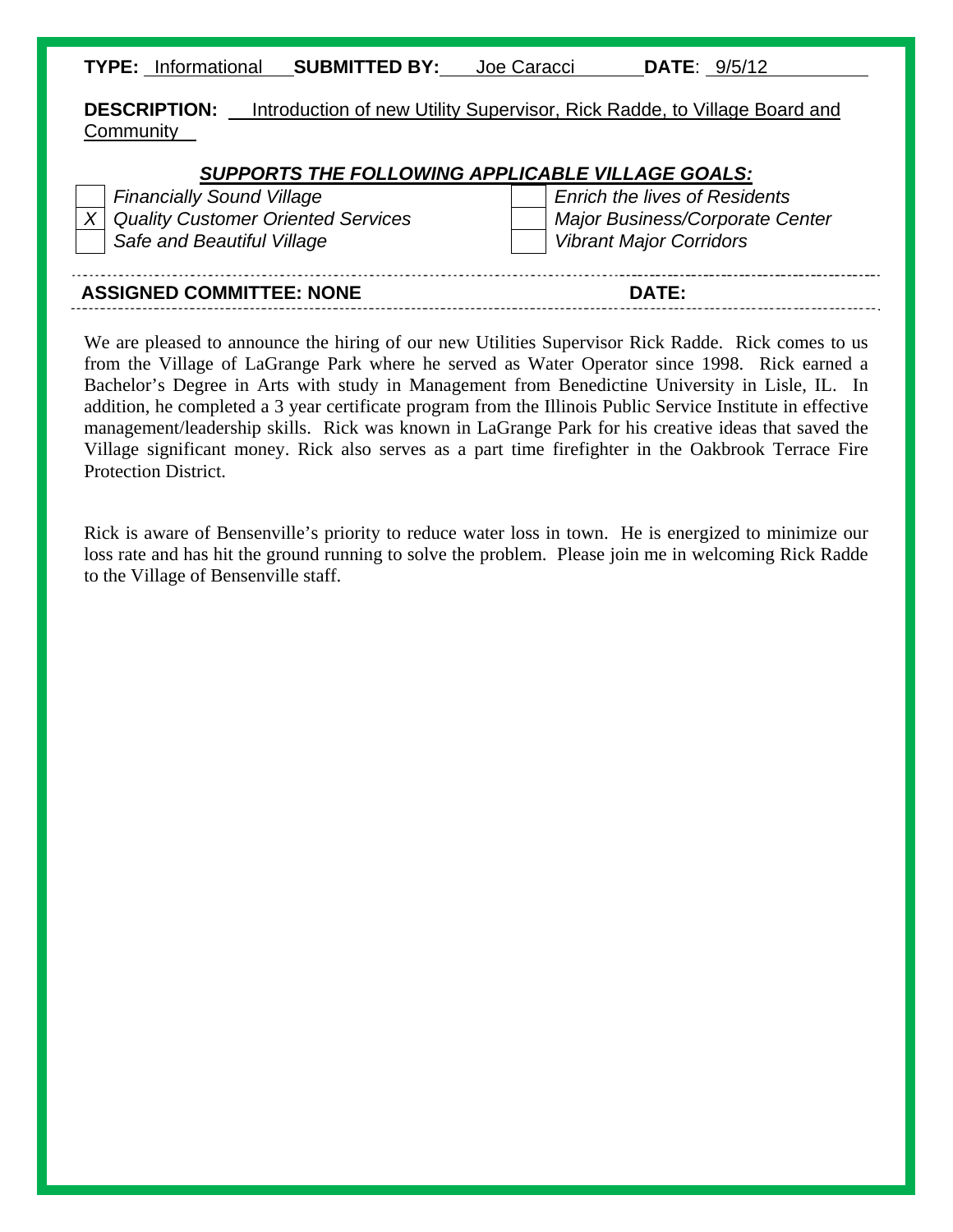**TYPE:** Informational **SUBMITTED BY:** Joe Caracci **DATE**: 9/5/12

**DESCRIPTION:** Introduction of new Utility Supervisor, Rick Radde, to Village Board and Community

***SUPPORTS THE FOLLOWING APPLICABLE VILLAGE GOALS:***

| | | | |
|---|---|---|---|
| | *Financially Sound Village* | | *Enrich the lives of Residents* |
| *X* | *Quality Customer Oriented Services* | | *Major Business/Corporate Center* |
| | *Safe and Beautiful Village* | | *Vibrant Major Corridors* |

**ASSIGNED COMMITTEE: NONE** **DATE:**

We are pleased to announce the hiring of our new Utilities Supervisor Rick Radde. Rick comes to us from the Village of LaGrange Park where he served as Water Operator since 1998. Rick earned a Bachelor's Degree in Arts with study in Management from Benedictine University in Lisle, IL. In addition, he completed a 3 year certificate program from the Illinois Public Service Institute in effective management/leadership skills. Rick was known in LaGrange Park for his creative ideas that saved the Village significant money. Rick also serves as a part time firefighter in the Oakbrook Terrace Fire Protection District.

Rick is aware of Bensenville's priority to reduce water loss in town. He is energized to minimize our loss rate and has hit the ground running to solve the problem. Please join me in welcoming Rick Radde to the Village of Bensenville staff.